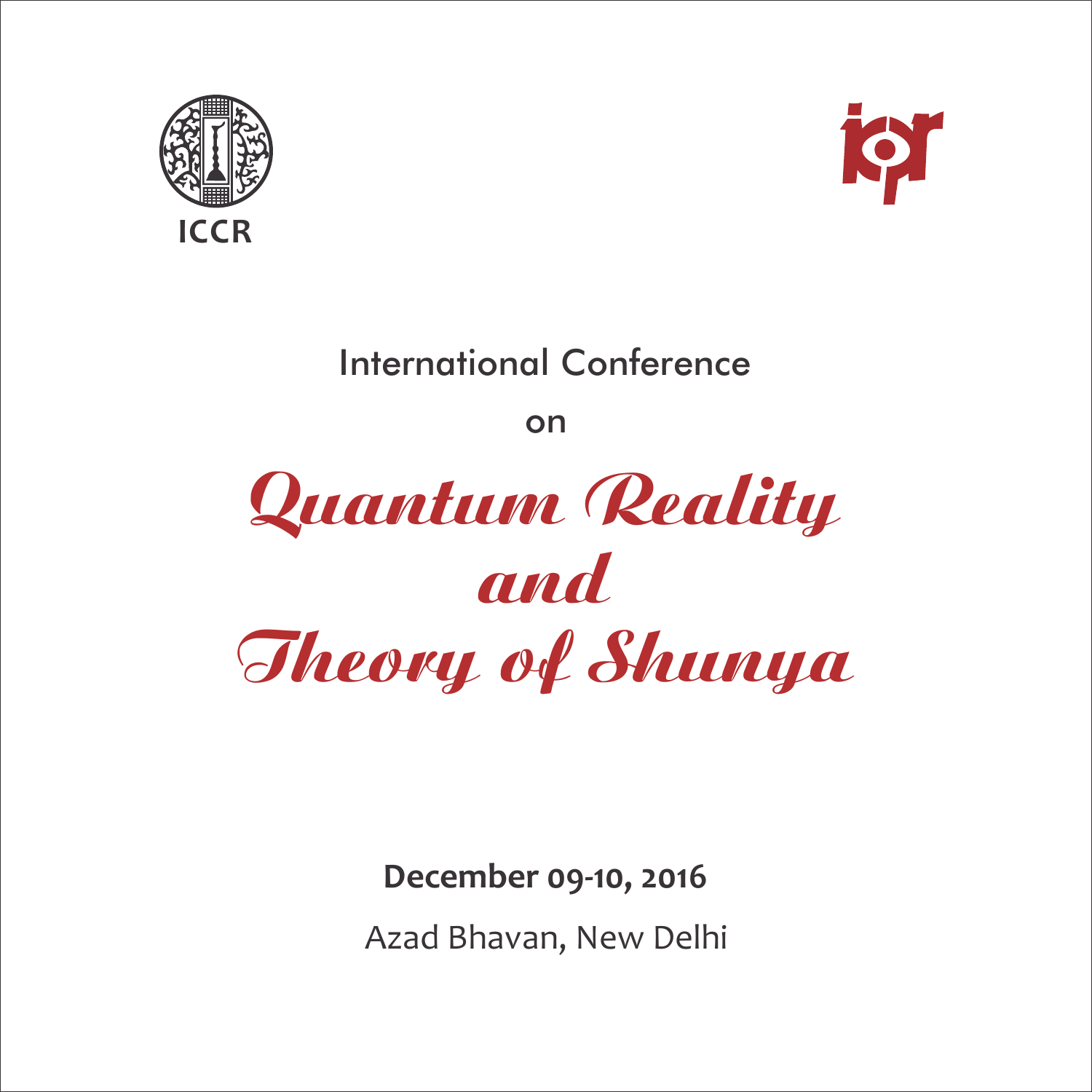ICCR

icpr

International Conference

on

# *Quantum Reality and Theory of Shunya*

**December 09-10, 2016**

Azad Bhavan, New Delhi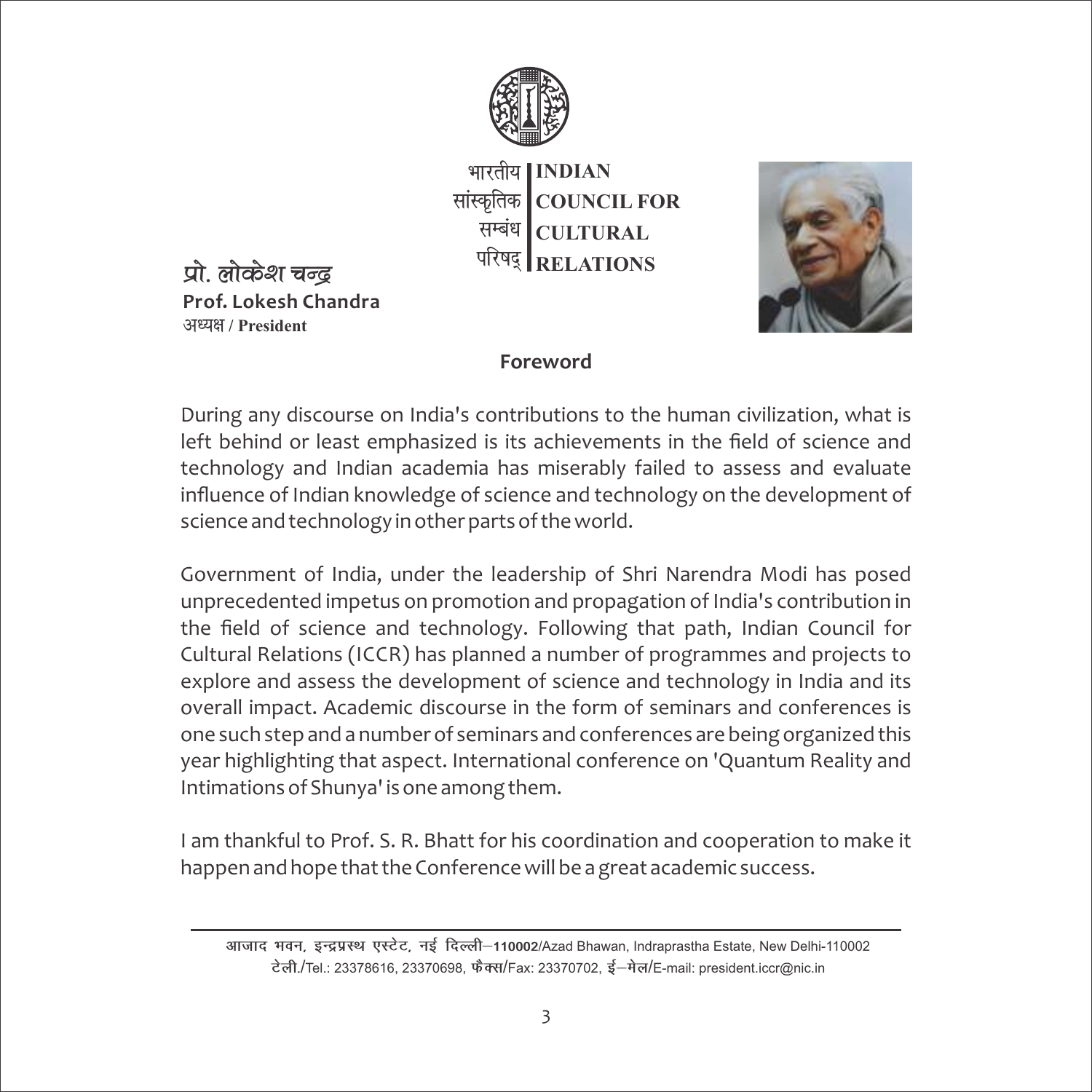भारतीय सांस्कृतिक सम्बंध परिषद्

**INDIAN COUNCIL FOR CULTURAL RELATIONS**

प्रो. लोकेश चन्द्र

**Prof. Lokesh Chandra**

अध्यक्ष / **President**

## Foreword

During any discourse on India's contributions to the human civilization, what is left behind or least emphasized is its achievements in the field of science and technology and Indian academia has miserably failed to assess and evaluate influence of Indian knowledge of science and technology on the development of science and technology in other parts of the world.

Government of India, under the leadership of Shri Narendra Modi has posed unprecedented impetus on promotion and propagation of India's contribution in the field of science and technology. Following that path, Indian Council for Cultural Relations (ICCR) has planned a number of programmes and projects to explore and assess the development of science and technology in India and its overall impact. Academic discourse in the form of seminars and conferences is one such step and a number of seminars and conferences are being organized this year highlighting that aspect. International conference on 'Quantum Reality and Intimations of Shunya' is one among them.

I am thankful to Prof. S. R. Bhatt for his coordination and cooperation to make it happen and hope that the Conference will be a great academic success.

---

आजाद भवन, इन्द्रप्रस्थ एस्टेट, नई दिल्ली–110002/Azad Bhawan, Indraprastha Estate, New Delhi-110002
टेली./Tel.: 23378616, 23370698, फैक्स/Fax: 23370702, ई–मेल/E-mail: president.iccr@nic.in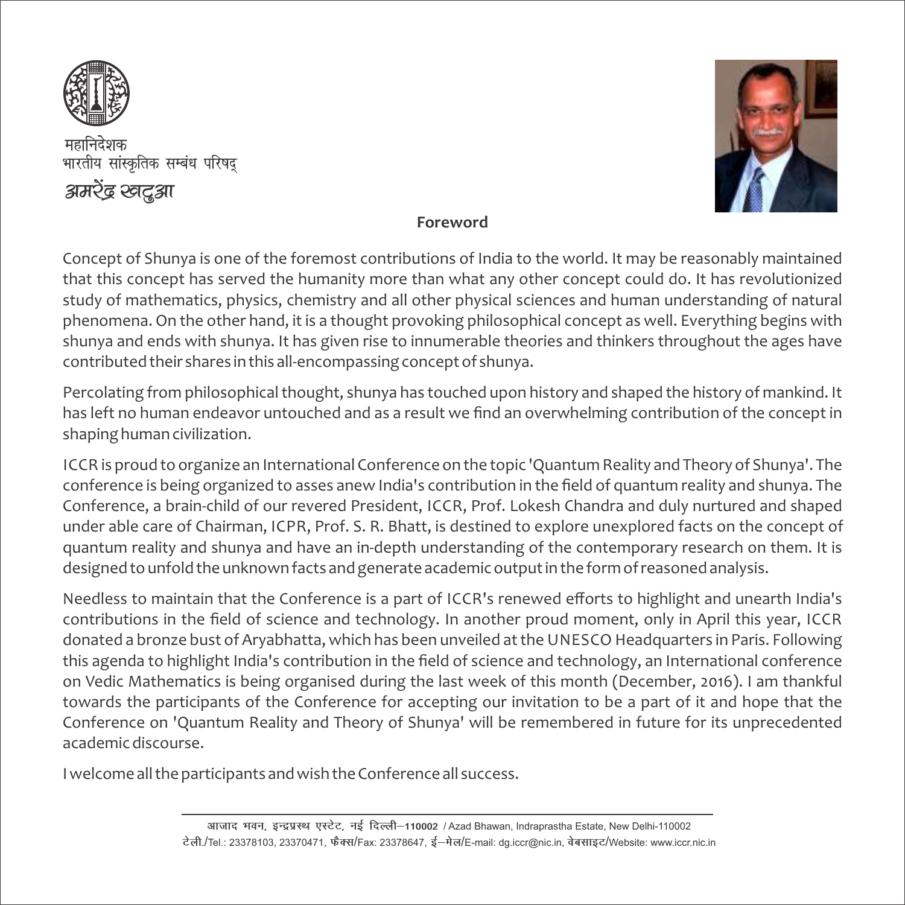महानिदेशक
भारतीय सांस्कृतिक सम्बंध परिषद्
अमरेंद्र खटुआ

**Foreword**

Concept of Shunya is one of the foremost contributions of India to the world. It may be reasonably maintained that this concept has served the humanity more than what any other concept could do. It has revolutionized study of mathematics, physics, chemistry and all other physical sciences and human understanding of natural phenomena. On the other hand, it is a thought provoking philosophical concept as well. Everything begins with shunya and ends with shunya. It has given rise to innumerable theories and thinkers throughout the ages have contributed their shares in this all-encompassing concept of shunya.

Percolating from philosophical thought, shunya has touched upon history and shaped the history of mankind. It has left no human endeavor untouched and as a result we find an overwhelming contribution of the concept in shaping human civilization.

ICCR is proud to organize an International Conference on the topic 'Quantum Reality and Theory of Shunya'. The conference is being organized to asses anew India's contribution in the field of quantum reality and shunya. The Conference, a brain-child of our revered President, ICCR, Prof. Lokesh Chandra and duly nurtured and shaped under able care of Chairman, ICPR, Prof. S. R. Bhatt, is destined to explore unexplored facts on the concept of quantum reality and shunya and have an in-depth understanding of the contemporary research on them. It is designed to unfold the unknown facts and generate academic output in the form of reasoned analysis.

Needless to maintain that the Conference is a part of ICCR's renewed efforts to highlight and unearth India's contributions in the field of science and technology. In another proud moment, only in April this year, ICCR donated a bronze bust of Aryabhatta, which has been unveiled at the UNESCO Headquarters in Paris. Following this agenda to highlight India's contribution in the field of science and technology, an International conference on Vedic Mathematics is being organised during the last week of this month (December, 2016). I am thankful towards the participants of the Conference for accepting our invitation to be a part of it and hope that the Conference on 'Quantum Reality and Theory of Shunya' will be remembered in future for its unprecedented academic discourse.

I welcome all the participants and wish the Conference all success.

आजाद भवन, इन्द्रप्रस्थ एस्टेट, नई दिल्ली–110002 / Azad Bhawan, Indraprastha Estate, New Delhi-110002
टेली./Tel.: 23378103, 23370471, फैक्स/Fax: 23378647, ई–मेल/E-mail: dg.iccr@nic.in, वेबसाइट/Website: www.iccr.nic.in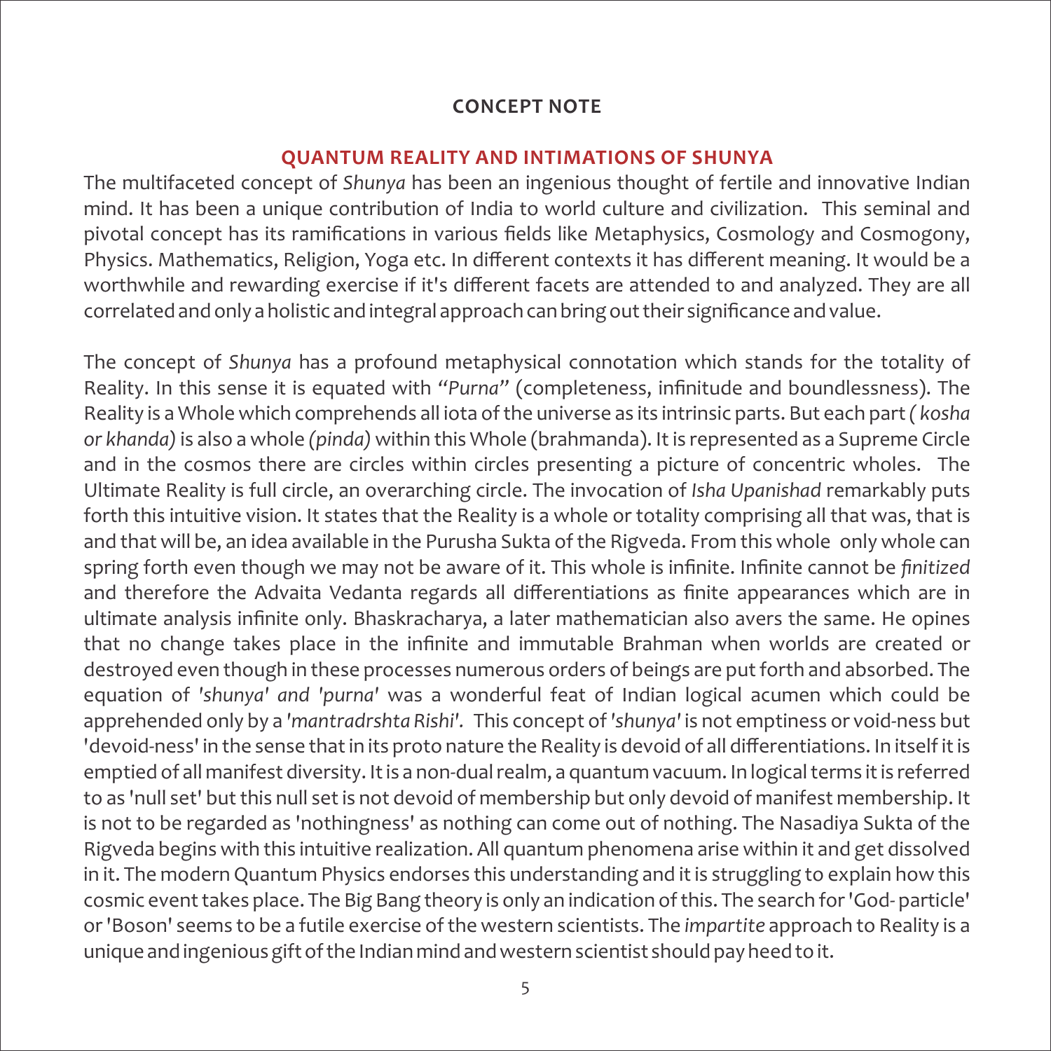## CONCEPT NOTE

### QUANTUM REALITY AND INTIMATIONS OF SHUNYA

The multifaceted concept of *Shunya* has been an ingenious thought of fertile and innovative Indian mind. It has been a unique contribution of India to world culture and civilization. This seminal and pivotal concept has its ramifications in various fields like Metaphysics, Cosmology and Cosmogony, Physics. Mathematics, Religion, Yoga etc. In different contexts it has different meaning. It would be a worthwhile and rewarding exercise if it's different facets are attended to and analyzed. They are all correlated and only a holistic and integral approach can bring out their significance and value.

The concept of *Shunya* has a profound metaphysical connotation which stands for the totality of Reality. In this sense it is equated with "*Purna*" (completeness, infinitude and boundlessness). The Reality is a Whole which comprehends all iota of the universe as its intrinsic parts. But each part *( kosha or khanda)* is also a whole *(pinda)* within this Whole (brahmanda). It is represented as a Supreme Circle and in the cosmos there are circles within circles presenting a picture of concentric wholes. The Ultimate Reality is full circle, an overarching circle. The invocation of *Isha Upanishad* remarkably puts forth this intuitive vision. It states that the Reality is a whole or totality comprising all that was, that is and that will be, an idea available in the Purusha Sukta of the Rigveda. From this whole only whole can spring forth even though we may not be aware of it. This whole is infinite. Infinite cannot be *finitized* and therefore the Advaita Vedanta regards all differentiations as finite appearances which are in ultimate analysis infinite only. Bhaskracharya, a later mathematician also avers the same. He opines that no change takes place in the infinite and immutable Brahman when worlds are created or destroyed even though in these processes numerous orders of beings are put forth and absorbed. The equation of *'shunya' and 'purna'* was a wonderful feat of Indian logical acumen which could be apprehended only by a *'mantradrshta Rishi'*. This concept of *'shunya'* is not emptiness or void-ness but 'devoid-ness' in the sense that in its proto nature the Reality is devoid of all differentiations. In itself it is emptied of all manifest diversity. It is a non-dual realm, a quantum vacuum. In logical terms it is referred to as 'null set' but this null set is not devoid of membership but only devoid of manifest membership. It is not to be regarded as 'nothingness' as nothing can come out of nothing. The Nasadiya Sukta of the Rigveda begins with this intuitive realization. All quantum phenomena arise within it and get dissolved in it. The modern Quantum Physics endorses this understanding and it is struggling to explain how this cosmic event takes place. The Big Bang theory is only an indication of this. The search for 'God- particle' or 'Boson' seems to be a futile exercise of the western scientists. The *impartite* approach to Reality is a unique and ingenious gift of the Indian mind and western scientist should pay heed to it.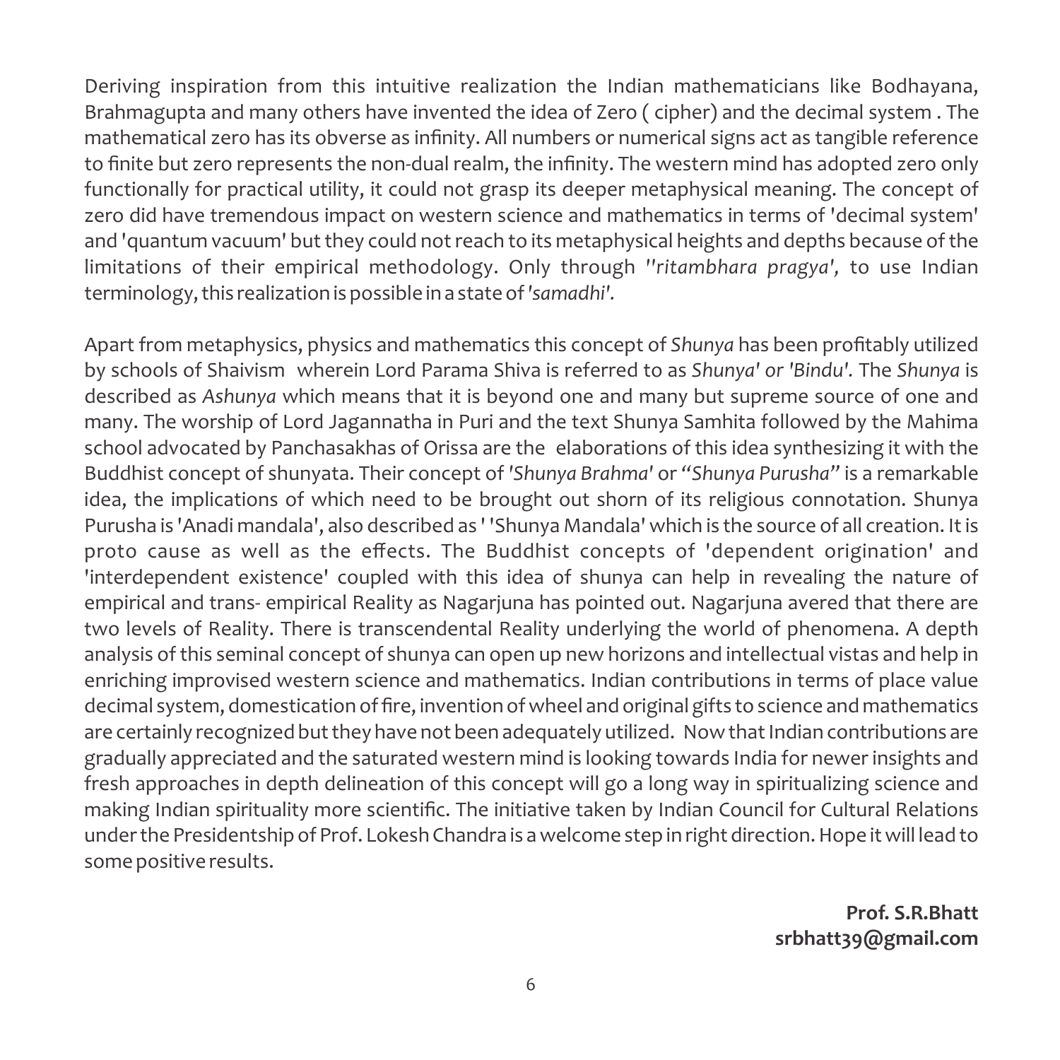Deriving inspiration from this intuitive realization the Indian mathematicians like Bodhayana, Brahmagupta and many others have invented the idea of Zero ( cipher) and the decimal system . The mathematical zero has its obverse as infinity. All numbers or numerical signs act as tangible reference to finite but zero represents the non-dual realm, the infinity. The western mind has adopted zero only functionally for practical utility, it could not grasp its deeper metaphysical meaning. The concept of zero did have tremendous impact on western science and mathematics in terms of 'decimal system' and 'quantum vacuum' but they could not reach to its metaphysical heights and depths because of the limitations of their empirical methodology. Only through *''ritambhara pragya',* to use Indian terminology, this realization is possible in a state of *'samadhi'.*

Apart from metaphysics, physics and mathematics this concept of *Shunya* has been profitably utilized by schools of Shaivism wherein Lord Parama Shiva is referred to as *Shunya' or 'Bindu'.* The *Shunya* is described as *Ashunya* which means that it is beyond one and many but supreme source of one and many. The worship of Lord Jagannatha in Puri and the text Shunya Samhita followed by the Mahima school advocated by Panchasakhas of Orissa are the elaborations of this idea synthesizing it with the Buddhist concept of shunyata. Their concept of *'Shunya Brahma'* or *"Shunya Purusha"* is a remarkable idea, the implications of which need to be brought out shorn of its religious connotation. Shunya Purusha is 'Anadi mandala', also described as ' 'Shunya Mandala' which is the source of all creation. It is proto cause as well as the effects. The Buddhist concepts of 'dependent origination' and 'interdependent existence' coupled with this idea of shunya can help in revealing the nature of empirical and trans- empirical Reality as Nagarjuna has pointed out. Nagarjuna avered that there are two levels of Reality. There is transcendental Reality underlying the world of phenomena. A depth analysis of this seminal concept of shunya can open up new horizons and intellectual vistas and help in enriching improvised western science and mathematics. Indian contributions in terms of place value decimal system, domestication of fire, invention of wheel and original gifts to science and mathematics are certainly recognized but they have not been adequately utilized. Now that Indian contributions are gradually appreciated and the saturated western mind is looking towards India for newer insights and fresh approaches in depth delineation of this concept will go a long way in spiritualizing science and making Indian spirituality more scientific. The initiative taken by Indian Council for Cultural Relations under the Presidentship of Prof. Lokesh Chandra is a welcome step in right direction. Hope it will lead to some positive results.

**Prof. S.R.Bhatt**
**srbhatt39@gmail.com**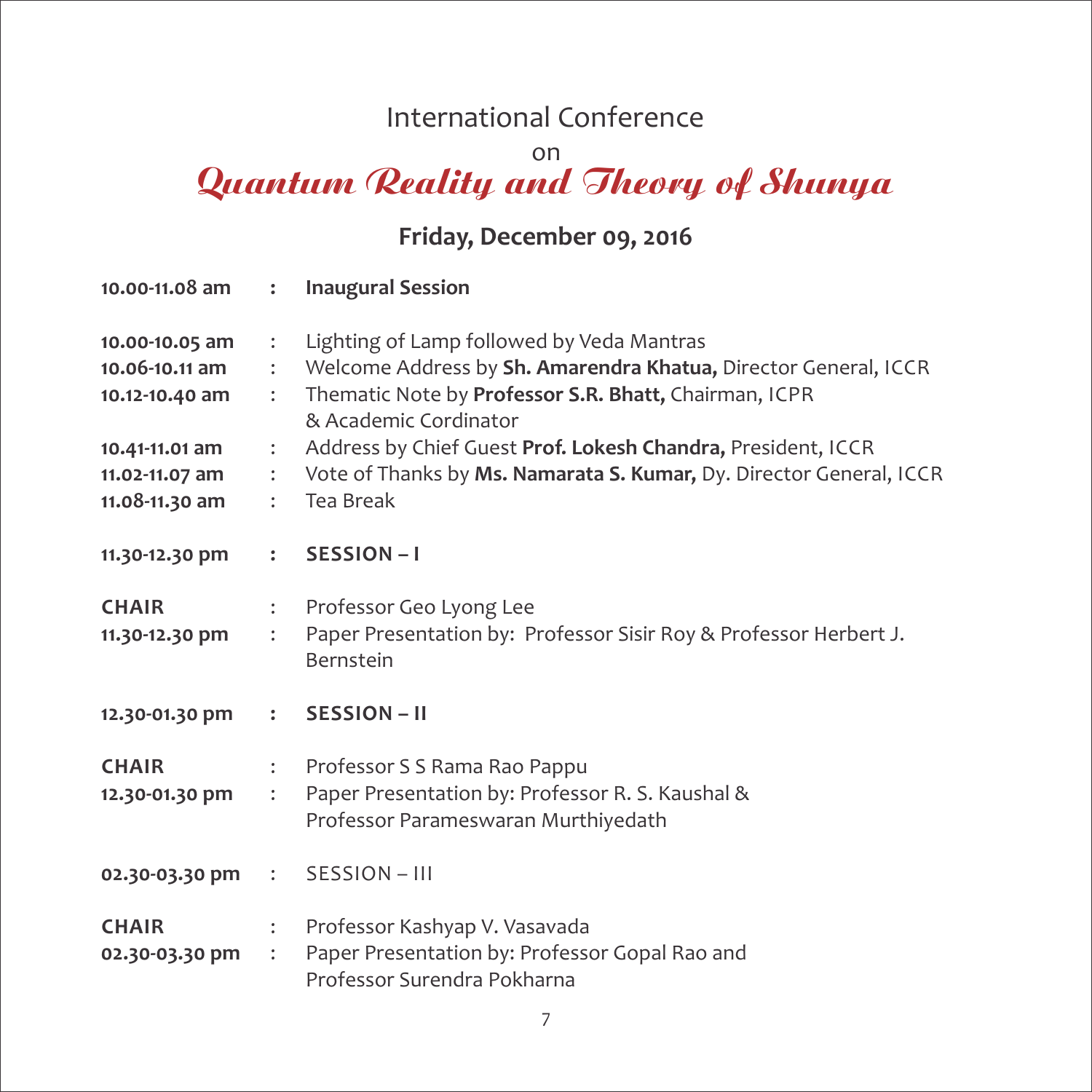International Conference

on

# *Quantum Reality and Theory of Shunya*

## Friday, December 09, 2016

| | | |
|---|---|---|
| **10.00-11.08 am** | : | **Inaugural Session** |
| **10.00-10.05 am** | : | Lighting of Lamp followed by Veda Mantras |
| **10.06-10.11 am** | : | Welcome Address by **Sh. Amarendra Khatua,** Director General, ICCR |
| **10.12-10.40 am** | : | Thematic Note by **Professor S.R. Bhatt,** Chairman, ICPR & Academic Cordinator |
| **10.41-11.01 am** | : | Address by Chief Guest **Prof. Lokesh Chandra,** President, ICCR |
| **11.02-11.07 am** | : | Vote of Thanks by **Ms. Namarata S. Kumar,** Dy. Director General, ICCR |
| **11.08-11.30 am** | : | Tea Break |
| **11.30-12.30 pm** | : | **SESSION – I** |
| **CHAIR** | : | Professor Geo Lyong Lee |
| **11.30-12.30 pm** | : | Paper Presentation by: Professor Sisir Roy & Professor Herbert J. Bernstein |
| **12.30-01.30 pm** | : | **SESSION – II** |
| **CHAIR** | : | Professor S S Rama Rao Pappu |
| **12.30-01.30 pm** | : | Paper Presentation by: Professor R. S. Kaushal & Professor Parameswaran Murthiyedath |
| **02.30-03.30 pm** | : | SESSION – III |
| **CHAIR** | : | Professor Kashyap V. Vasavada |
| **02.30-03.30 pm** | : | Paper Presentation by: Professor Gopal Rao and Professor Surendra Pokharna |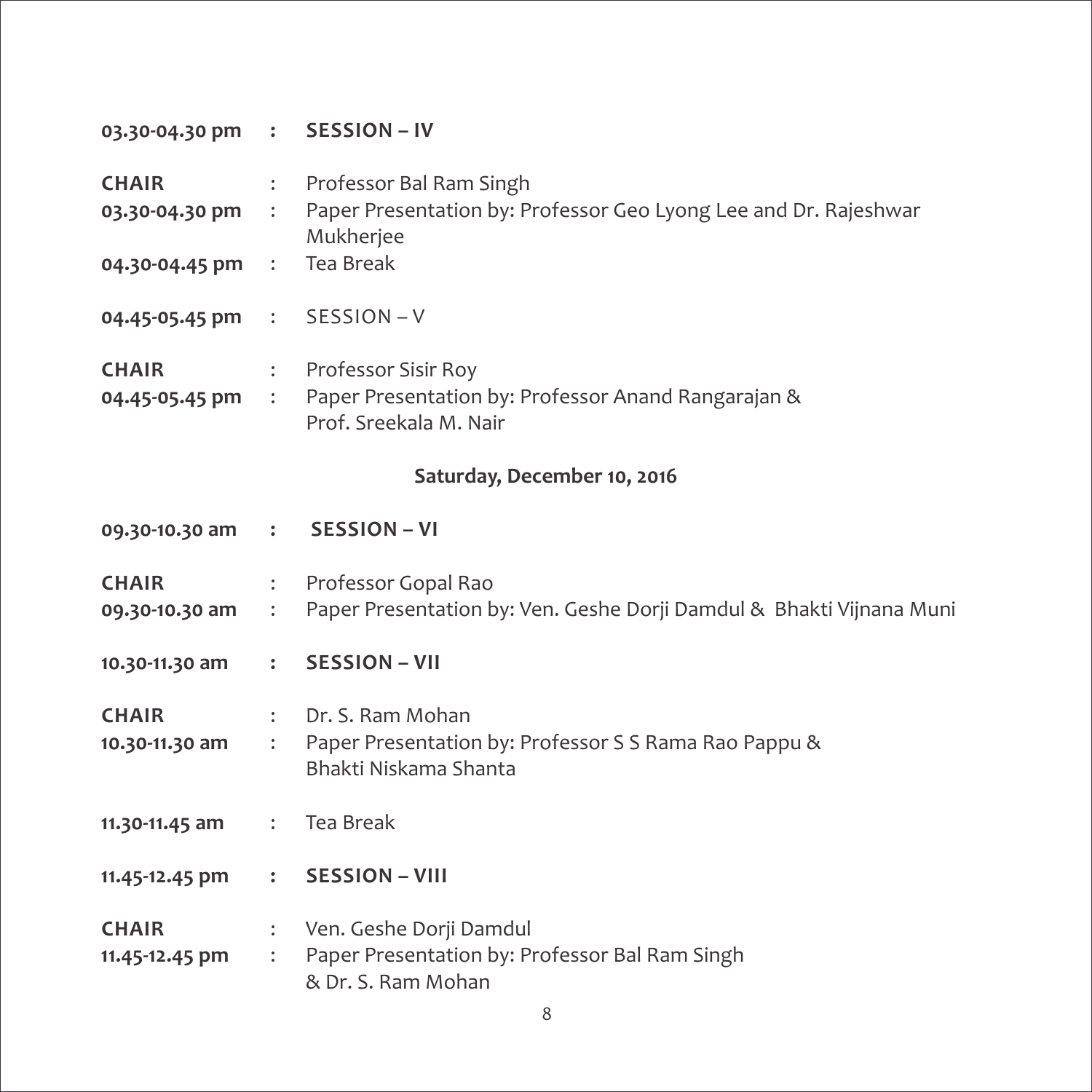**03.30-04.30 pm : SESSION – IV**

**CHAIR** : Professor Bal Ram Singh
**03.30-04.30 pm** : Paper Presentation by: Professor Geo Lyong Lee and Dr. Rajeshwar Mukherjee
**04.30-04.45 pm** : Tea Break

**04.45-05.45 pm** : SESSION – V

**CHAIR** : Professor Sisir Roy
**04.45-05.45 pm** : Paper Presentation by: Professor Anand Rangarajan & Prof. Sreekala M. Nair

**Saturday, December 10, 2016**

**09.30-10.30 am : SESSION – VI**

**CHAIR** : Professor Gopal Rao
**09.30-10.30 am** : Paper Presentation by: Ven. Geshe Dorji Damdul & Bhakti Vijnana Muni

**10.30-11.30 am : SESSION – VII**

**CHAIR** : Dr. S. Ram Mohan
**10.30-11.30 am** : Paper Presentation by: Professor S S Rama Rao Pappu & Bhakti Niskama Shanta

**11.30-11.45 am** : Tea Break

**11.45-12.45 pm : SESSION – VIII**

**CHAIR** : Ven. Geshe Dorji Damdul
**11.45-12.45 pm** : Paper Presentation by: Professor Bal Ram Singh & Dr. S. Ram Mohan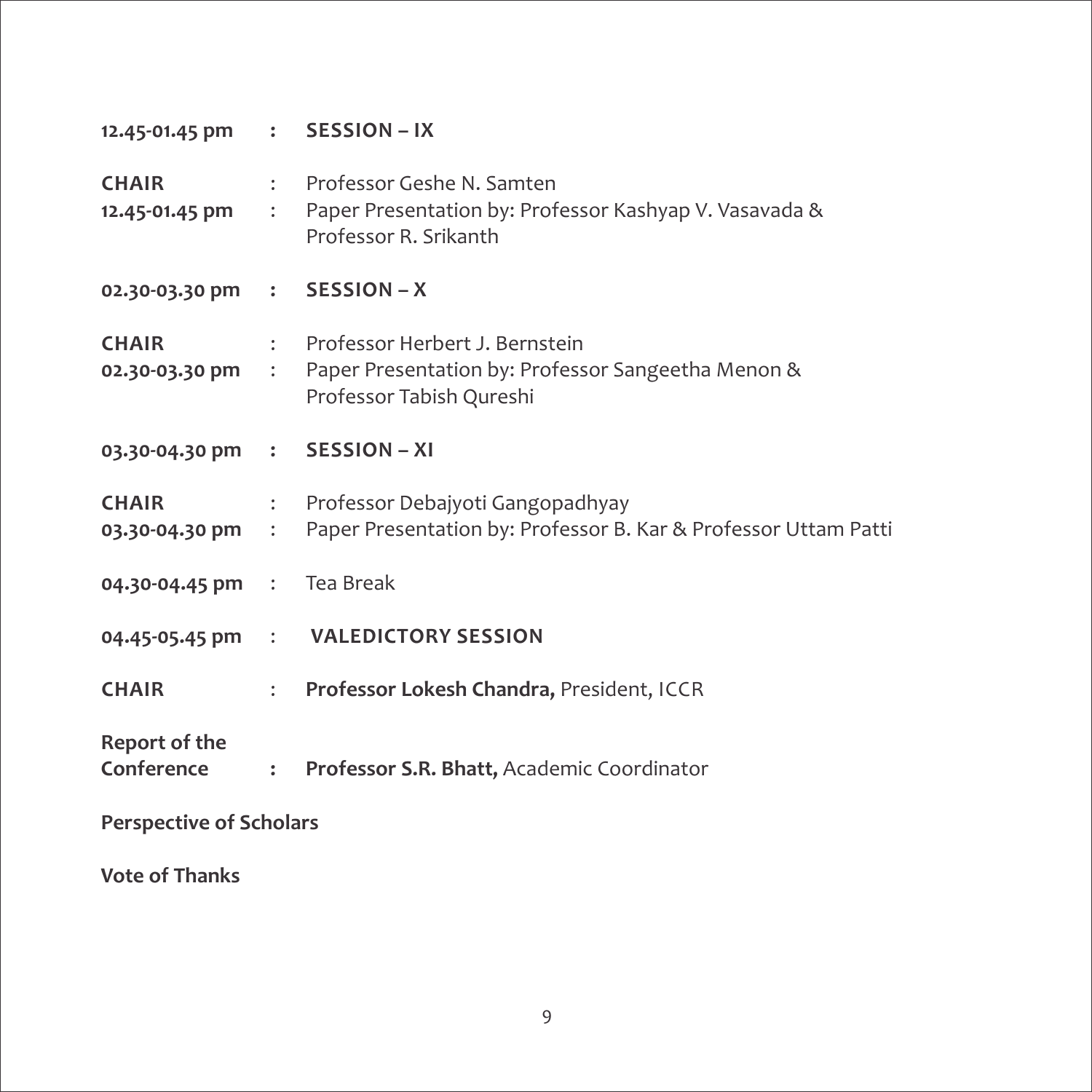**12.45-01.45 pm : SESSION – IX**

**CHAIR** : Professor Geshe N. Samten

**12.45-01.45 pm** : Paper Presentation by: Professor Kashyap V. Vasavada & Professor R. Srikanth

**02.30-03.30 pm : SESSION – X**

**CHAIR** : Professor Herbert J. Bernstein

**02.30-03.30 pm** : Paper Presentation by: Professor Sangeetha Menon & Professor Tabish Qureshi

**03.30-04.30 pm : SESSION – XI**

**CHAIR** : Professor Debajyoti Gangopadhyay

**03.30-04.30 pm** : Paper Presentation by: Professor B. Kar & Professor Uttam Patti

**04.30-04.45 pm** : Tea Break

**04.45-05.45 pm** : **VALEDICTORY SESSION**

**CHAIR** : **Professor Lokesh Chandra,** President, ICCR

**Report of the Conference** : **Professor S.R. Bhatt,** Academic Coordinator

**Perspective of Scholars**

**Vote of Thanks**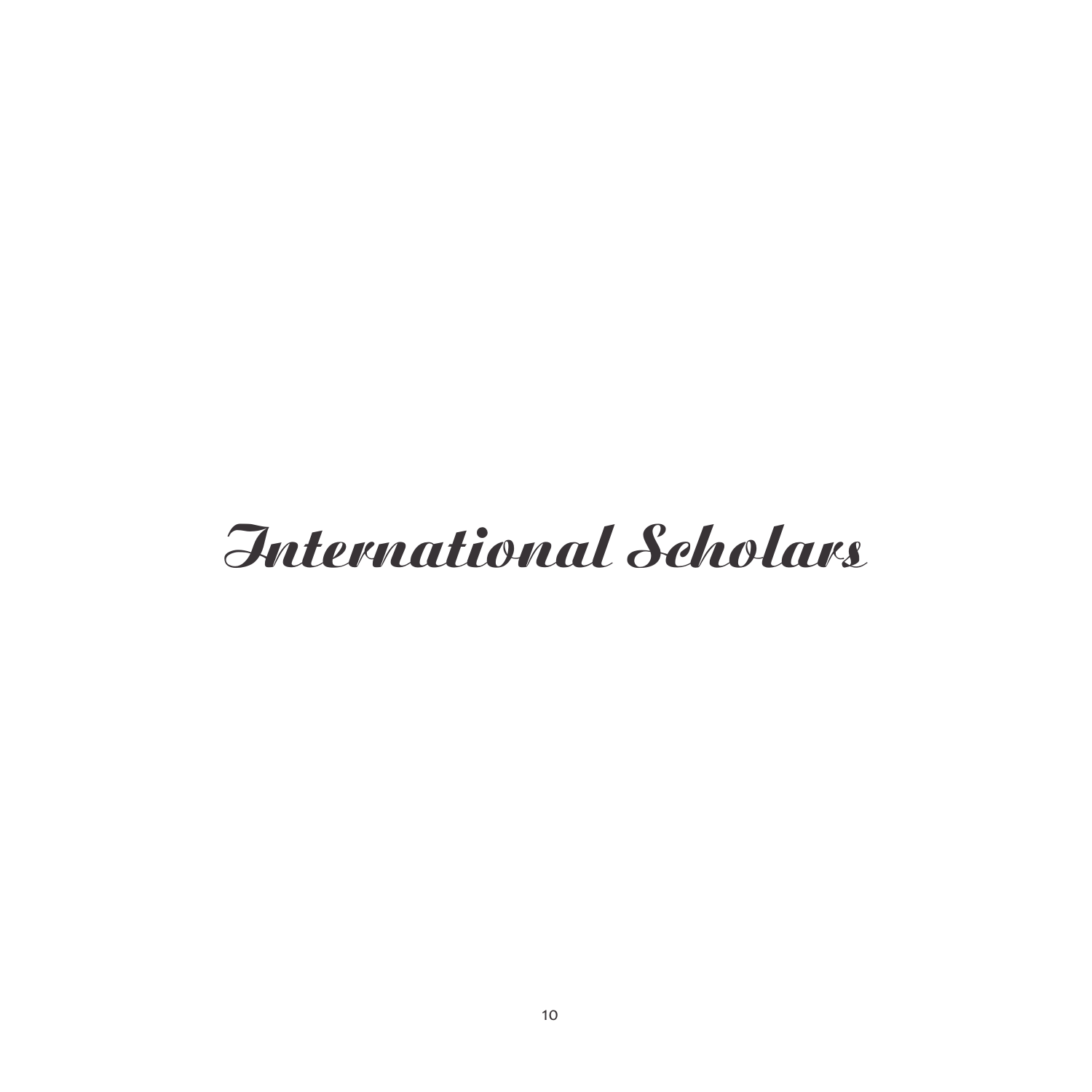# International Scholars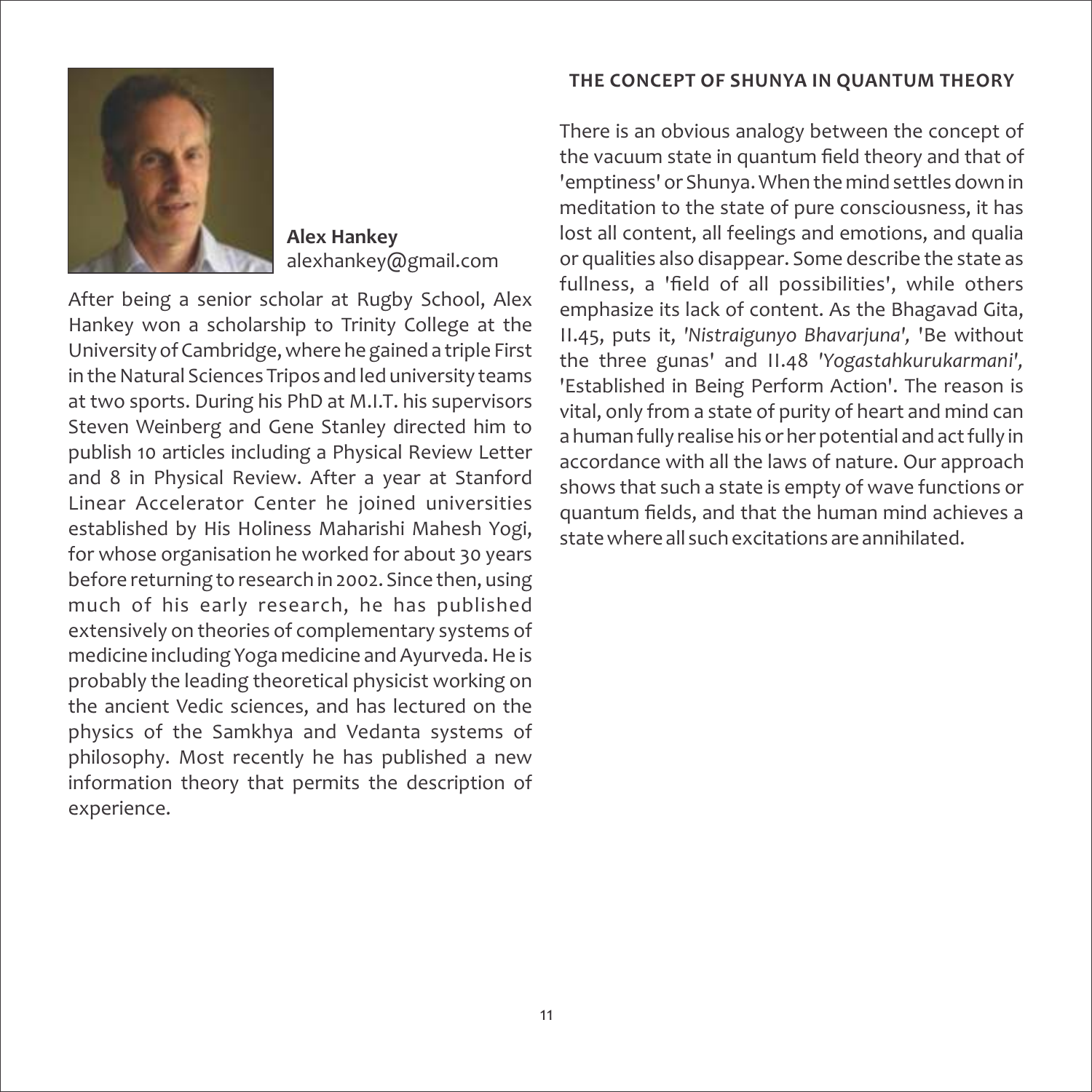**Alex Hankey**
alexhankey@gmail.com

After being a senior scholar at Rugby School, Alex Hankey won a scholarship to Trinity College at the University of Cambridge, where he gained a triple First in the Natural Sciences Tripos and led university teams at two sports. During his PhD at M.I.T. his supervisors Steven Weinberg and Gene Stanley directed him to publish 10 articles including a Physical Review Letter and 8 in Physical Review. After a year at Stanford Linear Accelerator Center he joined universities established by His Holiness Maharishi Mahesh Yogi, for whose organisation he worked for about 30 years before returning to research in 2002. Since then, using much of his early research, he has published extensively on theories of complementary systems of medicine including Yoga medicine and Ayurveda. He is probably the leading theoretical physicist working on the ancient Vedic sciences, and has lectured on the physics of the Samkhya and Vedanta systems of philosophy. Most recently he has published a new information theory that permits the description of experience.

## THE CONCEPT OF SHUNYA IN QUANTUM THEORY

There is an obvious analogy between the concept of the vacuum state in quantum field theory and that of 'emptiness' or Shunya. When the mind settles down in meditation to the state of pure consciousness, it has lost all content, all feelings and emotions, and qualia or qualities also disappear. Some describe the state as fullness, a 'field of all possibilities', while others emphasize its lack of content. As the Bhagavad Gita, II.45, puts it, *'Nistraigunyo Bhavarjuna',* 'Be without the three gunas' and II.48 *'Yogastahkurukarmani',* 'Established in Being Perform Action'. The reason is vital, only from a state of purity of heart and mind can a human fully realise his or her potential and act fully in accordance with all the laws of nature. Our approach shows that such a state is empty of wave functions or quantum fields, and that the human mind achieves a state where all such excitations are annihilated.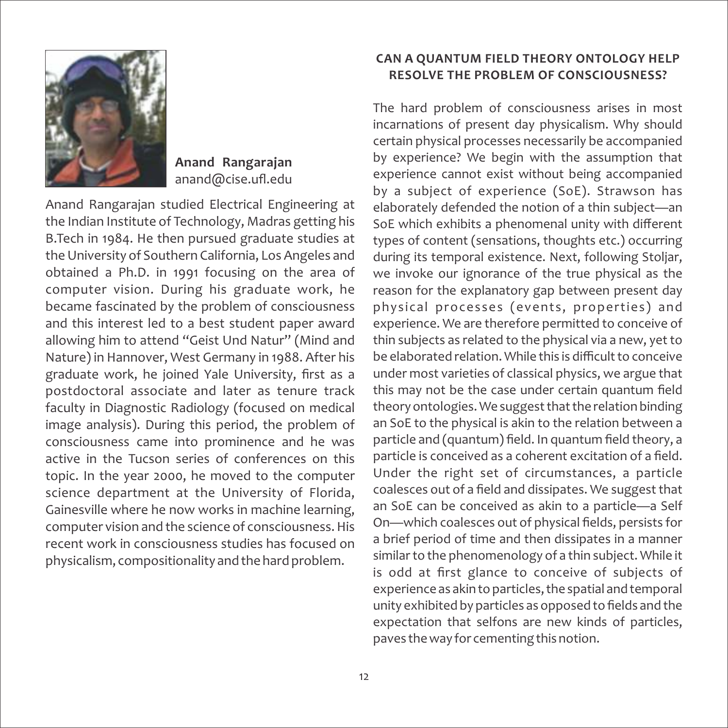**Anand Rangarajan**
anand@cise.ufl.edu

Anand Rangarajan studied Electrical Engineering at the Indian Institute of Technology, Madras getting his B.Tech in 1984. He then pursued graduate studies at the University of Southern California, Los Angeles and obtained a Ph.D. in 1991 focusing on the area of computer vision. During his graduate work, he became fascinated by the problem of consciousness and this interest led to a best student paper award allowing him to attend "Geist Und Natur" (Mind and Nature) in Hannover, West Germany in 1988. After his graduate work, he joined Yale University, first as a postdoctoral associate and later as tenure track faculty in Diagnostic Radiology (focused on medical image analysis). During this period, the problem of consciousness came into prominence and he was active in the Tucson series of conferences on this topic. In the year 2000, he moved to the computer science department at the University of Florida, Gainesville where he now works in machine learning, computer vision and the science of consciousness. His recent work in consciousness studies has focused on physicalism, compositionality and the hard problem.

## CAN A QUANTUM FIELD THEORY ONTOLOGY HELP RESOLVE THE PROBLEM OF CONSCIOUSNESS?

The hard problem of consciousness arises in most incarnations of present day physicalism. Why should certain physical processes necessarily be accompanied by experience? We begin with the assumption that experience cannot exist without being accompanied by a subject of experience (SoE). Strawson has elaborately defended the notion of a thin subject—an SoE which exhibits a phenomenal unity with different types of content (sensations, thoughts etc.) occurring during its temporal existence. Next, following Stoljar, we invoke our ignorance of the true physical as the reason for the explanatory gap between present day physical processes (events, properties) and experience. We are therefore permitted to conceive of thin subjects as related to the physical via a new, yet to be elaborated relation. While this is difficult to conceive under most varieties of classical physics, we argue that this may not be the case under certain quantum field theory ontologies. We suggest that the relation binding an SoE to the physical is akin to the relation between a particle and (quantum) field. In quantum field theory, a particle is conceived as a coherent excitation of a field. Under the right set of circumstances, a particle coalesces out of a field and dissipates. We suggest that an SoE can be conceived as akin to a particle—a Self On—which coalesces out of physical fields, persists for a brief period of time and then dissipates in a manner similar to the phenomenology of a thin subject. While it is odd at first glance to conceive of subjects of experience as akin to particles, the spatial and temporal unity exhibited by particles as opposed to fields and the expectation that selfons are new kinds of particles, paves the way for cementing this notion.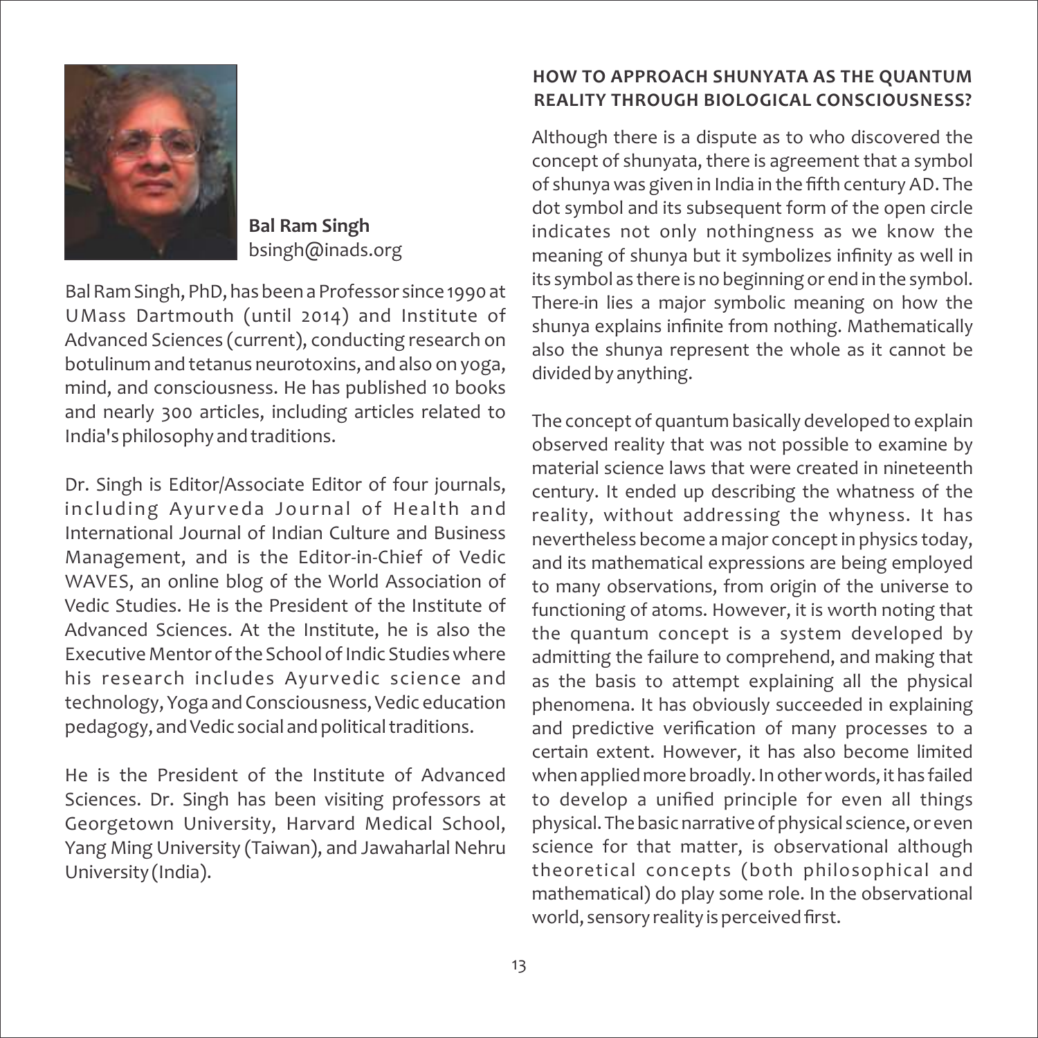**Bal Ram Singh**
bsingh@inads.org

Bal Ram Singh, PhD, has been a Professor since 1990 at UMass Dartmouth (until 2014) and Institute of Advanced Sciences (current), conducting research on botulinum and tetanus neurotoxins, and also on yoga, mind, and consciousness. He has published 10 books and nearly 300 articles, including articles related to India's philosophy and traditions.

Dr. Singh is Editor/Associate Editor of four journals, including Ayurveda Journal of Health and International Journal of Indian Culture and Business Management, and is the Editor-in-Chief of Vedic WAVES, an online blog of the World Association of Vedic Studies. He is the President of the Institute of Advanced Sciences. At the Institute, he is also the Executive Mentor of the School of Indic Studies where his research includes Ayurvedic science and technology, Yoga and Consciousness, Vedic education pedagogy, and Vedic social and political traditions.

He is the President of the Institute of Advanced Sciences. Dr. Singh has been visiting professors at Georgetown University, Harvard Medical School, Yang Ming University (Taiwan), and Jawaharlal Nehru University (India).

## HOW TO APPROACH SHUNYATA AS THE QUANTUM REALITY THROUGH BIOLOGICAL CONSCIOUSNESS?

Although there is a dispute as to who discovered the concept of shunyata, there is agreement that a symbol of shunya was given in India in the fifth century AD. The dot symbol and its subsequent form of the open circle indicates not only nothingness as we know the meaning of shunya but it symbolizes infinity as well in its symbol as there is no beginning or end in the symbol. There-in lies a major symbolic meaning on how the shunya explains infinite from nothing. Mathematically also the shunya represent the whole as it cannot be divided by anything.

The concept of quantum basically developed to explain observed reality that was not possible to examine by material science laws that were created in nineteenth century. It ended up describing the whatness of the reality, without addressing the whyness. It has nevertheless become a major concept in physics today, and its mathematical expressions are being employed to many observations, from origin of the universe to functioning of atoms. However, it is worth noting that the quantum concept is a system developed by admitting the failure to comprehend, and making that as the basis to attempt explaining all the physical phenomena. It has obviously succeeded in explaining and predictive verification of many processes to a certain extent. However, it has also become limited when applied more broadly. In other words, it has failed to develop a unified principle for even all things physical. The basic narrative of physical science, or even science for that matter, is observational although theoretical concepts (both philosophical and mathematical) do play some role. In the observational world, sensory reality is perceived first.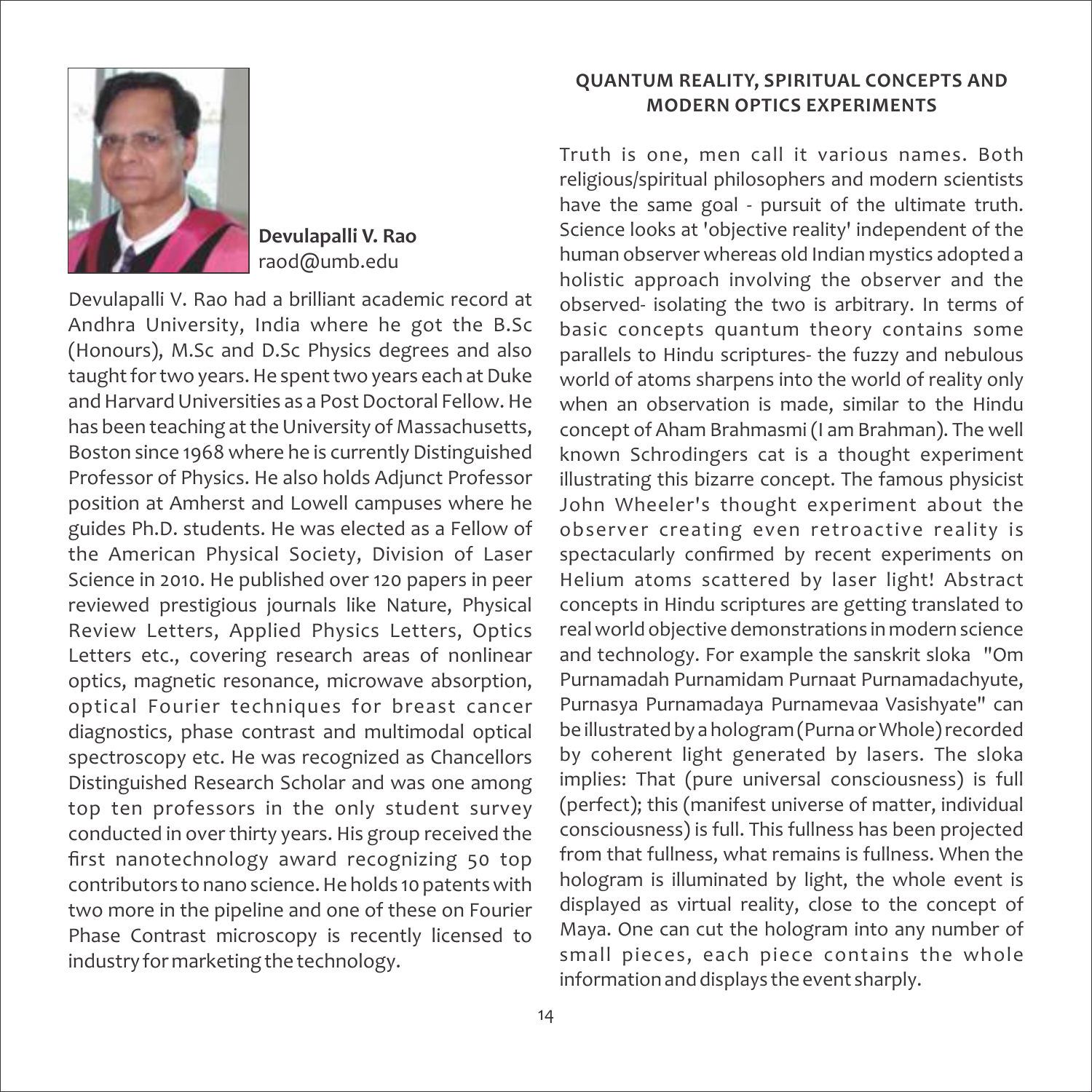**Devulapalli V. Rao**
raod@umb.edu

Devulapalli V. Rao had a brilliant academic record at Andhra University, India where he got the B.Sc (Honours), M.Sc and D.Sc Physics degrees and also taught for two years. He spent two years each at Duke and Harvard Universities as a Post Doctoral Fellow. He has been teaching at the University of Massachusetts, Boston since 1968 where he is currently Distinguished Professor of Physics. He also holds Adjunct Professor position at Amherst and Lowell campuses where he guides Ph.D. students. He was elected as a Fellow of the American Physical Society, Division of Laser Science in 2010. He published over 120 papers in peer reviewed prestigious journals like Nature, Physical Review Letters, Applied Physics Letters, Optics Letters etc., covering research areas of nonlinear optics, magnetic resonance, microwave absorption, optical Fourier techniques for breast cancer diagnostics, phase contrast and multimodal optical spectroscopy etc. He was recognized as Chancellors Distinguished Research Scholar and was one among top ten professors in the only student survey conducted in over thirty years. His group received the first nanotechnology award recognizing 50 top contributors to nano science. He holds 10 patents with two more in the pipeline and one of these on Fourier Phase Contrast microscopy is recently licensed to industry for marketing the technology.

## QUANTUM REALITY, SPIRITUAL CONCEPTS AND MODERN OPTICS EXPERIMENTS

Truth is one, men call it various names. Both religious/spiritual philosophers and modern scientists have the same goal - pursuit of the ultimate truth. Science looks at 'objective reality' independent of the human observer whereas old Indian mystics adopted a holistic approach involving the observer and the observed- isolating the two is arbitrary. In terms of basic concepts quantum theory contains some parallels to Hindu scriptures- the fuzzy and nebulous world of atoms sharpens into the world of reality only when an observation is made, similar to the Hindu concept of Aham Brahmasmi (I am Brahman). The well known Schrodingers cat is a thought experiment illustrating this bizarre concept. The famous physicist John Wheeler's thought experiment about the observer creating even retroactive reality is spectacularly confirmed by recent experiments on Helium atoms scattered by laser light! Abstract concepts in Hindu scriptures are getting translated to real world objective demonstrations in modern science and technology. For example the sanskrit sloka "Om Purnamadah Purnamidam Purnaat Purnamadachyute, Purnasya Purnamadaya Purnamevaa Vasishyate" can be illustrated by a hologram (Purna or Whole) recorded by coherent light generated by lasers. The sloka implies: That (pure universal consciousness) is full (perfect); this (manifest universe of matter, individual consciousness) is full. This fullness has been projected from that fullness, what remains is fullness. When the hologram is illuminated by light, the whole event is displayed as virtual reality, close to the concept of Maya. One can cut the hologram into any number of small pieces, each piece contains the whole information and displays the event sharply.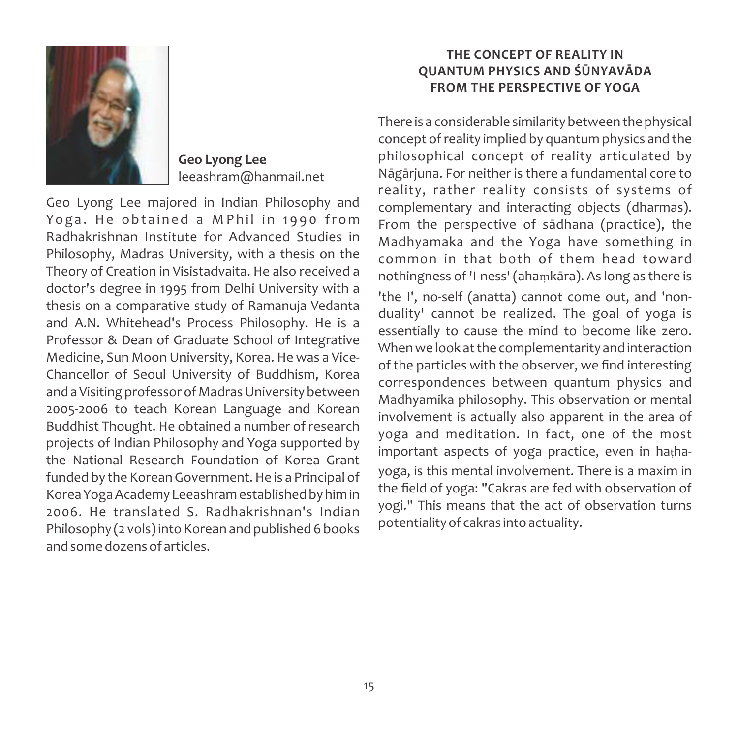**Geo Lyong Lee**
leeashram@hanmail.net

Geo Lyong Lee majored in Indian Philosophy and Yoga. He obtained a MPhil in 1990 from Radhakrishnan Institute for Advanced Studies in Philosophy, Madras University, with a thesis on the Theory of Creation in Visistadvaita. He also received a doctor's degree in 1995 from Delhi University with a thesis on a comparative study of Ramanuja Vedanta and A.N. Whitehead's Process Philosophy. He is a Professor & Dean of Graduate School of Integrative Medicine, Sun Moon University, Korea. He was a Vice-Chancellor of Seoul University of Buddhism, Korea and a Visiting professor of Madras University between 2005-2006 to teach Korean Language and Korean Buddhist Thought. He obtained a number of research projects of Indian Philosophy and Yoga supported by the National Research Foundation of Korea Grant funded by the Korean Government. He is a Principal of Korea Yoga Academy Leeashram established by him in 2006. He translated S. Radhakrishnan's Indian Philosophy (2 vols) into Korean and published 6 books and some dozens of articles.

## THE CONCEPT OF REALITY IN QUANTUM PHYSICS AND ŚŪNYAVĀDA FROM THE PERSPECTIVE OF YOGA

There is a considerable similarity between the physical concept of reality implied by quantum physics and the philosophical concept of reality articulated by Nāgārjuna. For neither is there a fundamental core to reality, rather reality consists of systems of complementary and interacting objects (dharmas). From the perspective of sādhana (practice), the Madhyamaka and the Yoga have something in common in that both of them head toward nothingness of 'I-ness' (ahaṃkāra). As long as there is 'the I', no-self (anatta) cannot come out, and 'non-duality' cannot be realized. The goal of yoga is essentially to cause the mind to become like zero. When we look at the complementarity and interaction of the particles with the observer, we find interesting correspondences between quantum physics and Madhyamika philosophy. This observation or mental involvement is actually also apparent in the area of yoga and meditation. In fact, one of the most important aspects of yoga practice, even in haṭha-yoga, is this mental involvement. There is a maxim in the field of yoga: "Cakras are fed with observation of yogi." This means that the act of observation turns potentiality of cakras into actuality.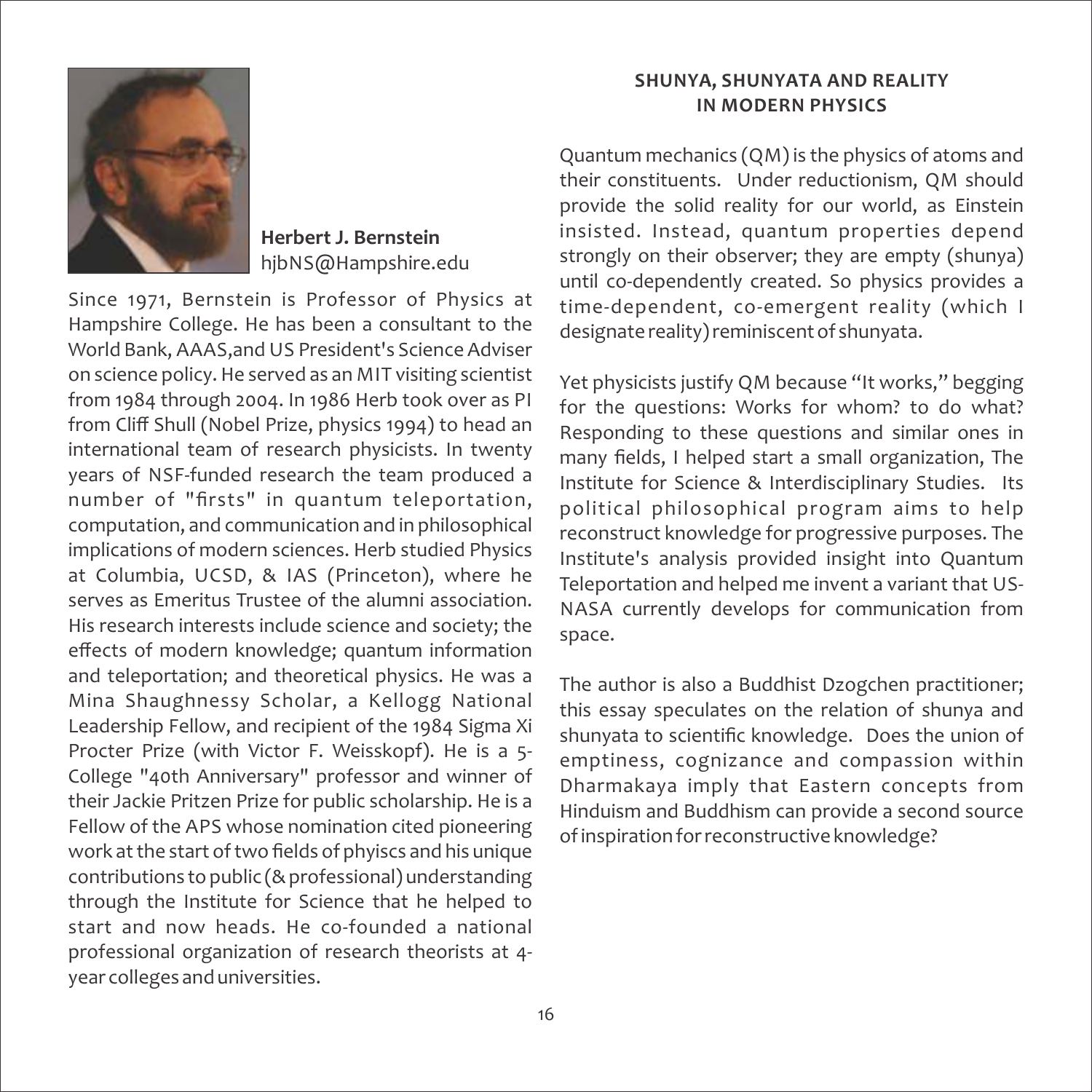**Herbert J. Bernstein**
hjbNS@Hampshire.edu

Since 1971, Bernstein is Professor of Physics at Hampshire College. He has been a consultant to the World Bank, AAAS,and US President's Science Adviser on science policy. He served as an MIT visiting scientist from 1984 through 2004. In 1986 Herb took over as PI from Cliff Shull (Nobel Prize, physics 1994) to head an international team of research physicists. In twenty years of NSF-funded research the team produced a number of "firsts" in quantum teleportation, computation, and communication and in philosophical implications of modern sciences. Herb studied Physics at Columbia, UCSD, & IAS (Princeton), where he serves as Emeritus Trustee of the alumni association. His research interests include science and society; the effects of modern knowledge; quantum information and teleportation; and theoretical physics. He was a Mina Shaughnessy Scholar, a Kellogg National Leadership Fellow, and recipient of the 1984 Sigma Xi Procter Prize (with Victor F. Weisskopf). He is a 5-College "40th Anniversary" professor and winner of their Jackie Pritzen Prize for public scholarship. He is a Fellow of the APS whose nomination cited pioneering work at the start of two fields of phyiscs and his unique contributions to public (& professional) understanding through the Institute for Science that he helped to start and now heads. He co-founded a national professional organization of research theorists at 4-year colleges and universities.

## SHUNYA, SHUNYATA AND REALITY IN MODERN PHYSICS

Quantum mechanics (QM) is the physics of atoms and their constituents. Under reductionism, QM should provide the solid reality for our world, as Einstein insisted. Instead, quantum properties depend strongly on their observer; they are empty (shunya) until co-dependently created. So physics provides a time-dependent, co-emergent reality (which I designate reality) reminiscent of shunyata.

Yet physicists justify QM because "It works," begging for the questions: Works for whom? to do what? Responding to these questions and similar ones in many fields, I helped start a small organization, The Institute for Science & Interdisciplinary Studies. Its political philosophical program aims to help reconstruct knowledge for progressive purposes. The Institute's analysis provided insight into Quantum Teleportation and helped me invent a variant that US-NASA currently develops for communication from space.

The author is also a Buddhist Dzogchen practitioner; this essay speculates on the relation of shunya and shunyata to scientific knowledge. Does the union of emptiness, cognizance and compassion within Dharmakaya imply that Eastern concepts from Hinduism and Buddhism can provide a second source of inspiration for reconstructive knowledge?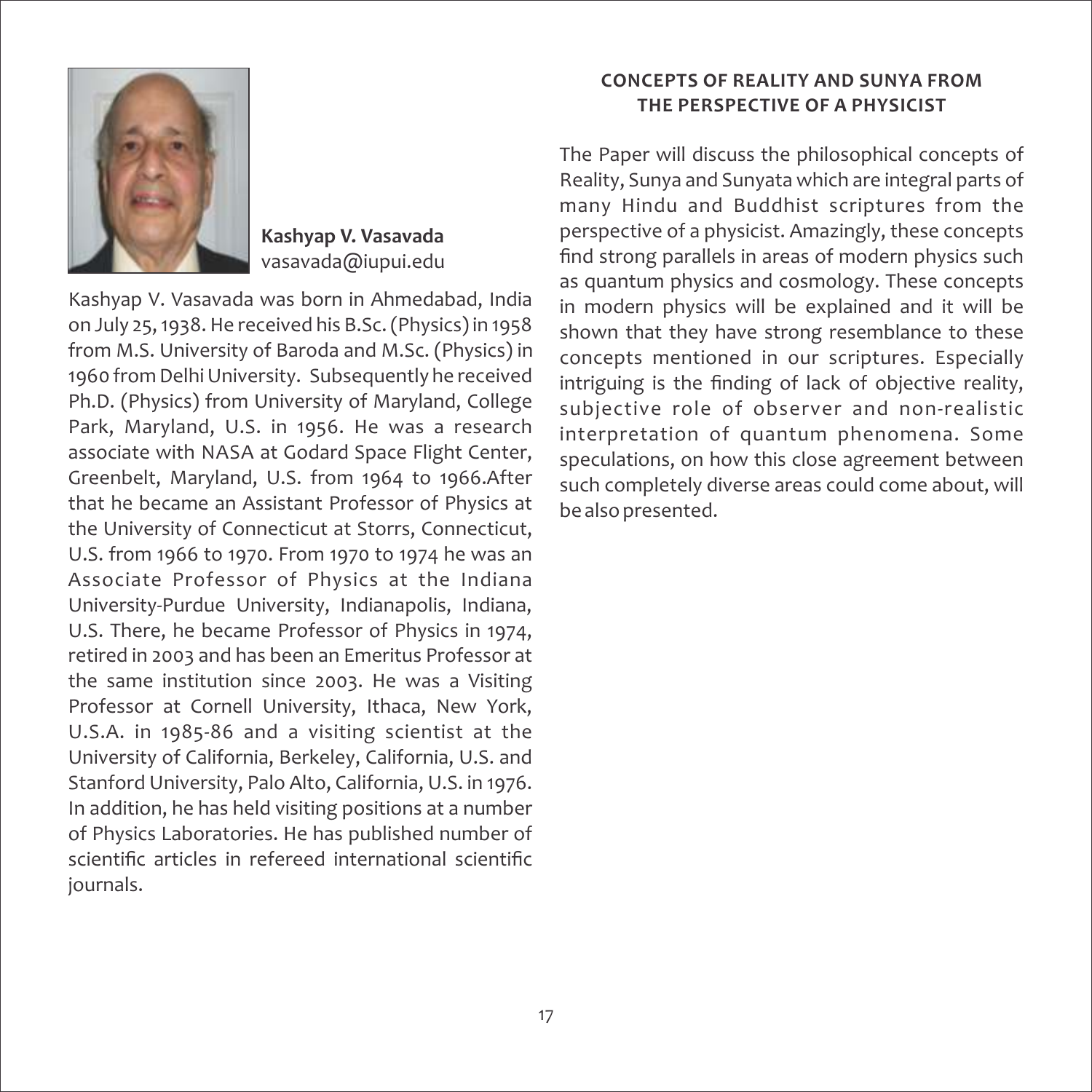**Kashyap V. Vasavada**
vasavada@iupui.edu

Kashyap V. Vasavada was born in Ahmedabad, India on July 25, 1938. He received his B.Sc. (Physics) in 1958 from M.S. University of Baroda and M.Sc. (Physics) in 1960 from Delhi University. Subsequently he received Ph.D. (Physics) from University of Maryland, College Park, Maryland, U.S. in 1956. He was a research associate with NASA at Godard Space Flight Center, Greenbelt, Maryland, U.S. from 1964 to 1966.After that he became an Assistant Professor of Physics at the University of Connecticut at Storrs, Connecticut, U.S. from 1966 to 1970. From 1970 to 1974 he was an Associate Professor of Physics at the Indiana University-Purdue University, Indianapolis, Indiana, U.S. There, he became Professor of Physics in 1974, retired in 2003 and has been an Emeritus Professor at the same institution since 2003. He was a Visiting Professor at Cornell University, Ithaca, New York, U.S.A. in 1985-86 and a visiting scientist at the University of California, Berkeley, California, U.S. and Stanford University, Palo Alto, California, U.S. in 1976. In addition, he has held visiting positions at a number of Physics Laboratories. He has published number of scientific articles in refereed international scientific journals.

## CONCEPTS OF REALITY AND SUNYA FROM THE PERSPECTIVE OF A PHYSICIST

The Paper will discuss the philosophical concepts of Reality, Sunya and Sunyata which are integral parts of many Hindu and Buddhist scriptures from the perspective of a physicist. Amazingly, these concepts find strong parallels in areas of modern physics such as quantum physics and cosmology. These concepts in modern physics will be explained and it will be shown that they have strong resemblance to these concepts mentioned in our scriptures. Especially intriguing is the finding of lack of objective reality, subjective role of observer and non-realistic interpretation of quantum phenomena. Some speculations, on how this close agreement between such completely diverse areas could come about, will be also presented.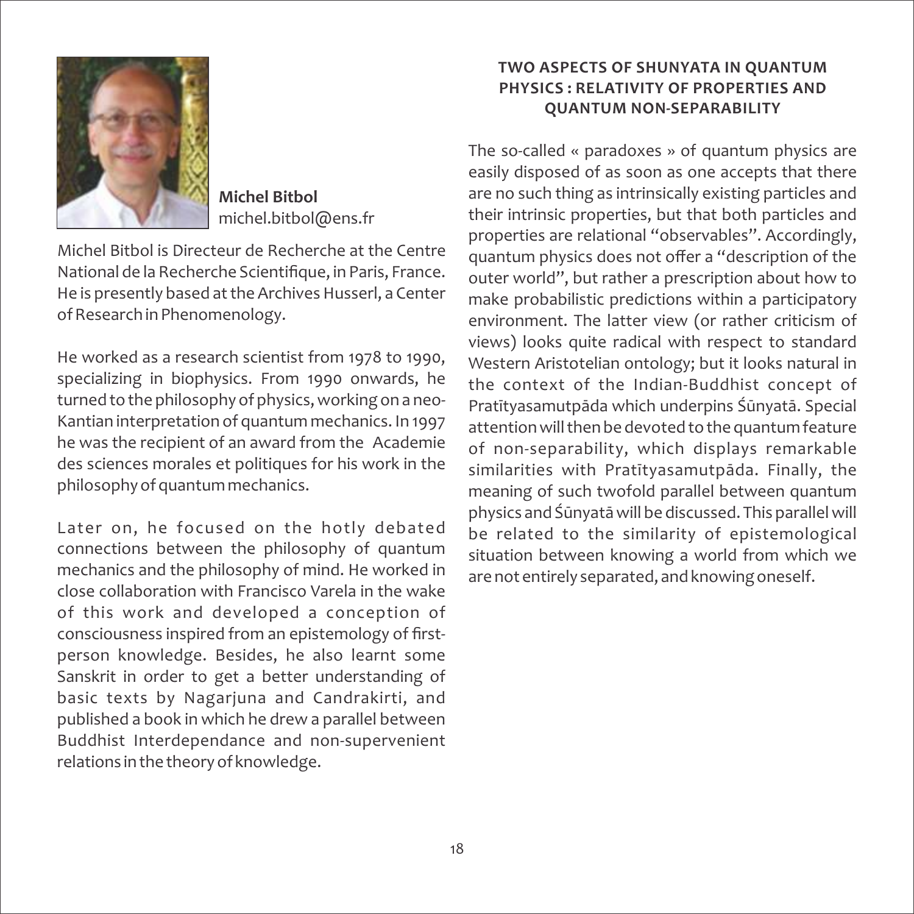**Michel Bitbol**
michel.bitbol@ens.fr

Michel Bitbol is Directeur de Recherche at the Centre National de la Recherche Scientifique, in Paris, France. He is presently based at the Archives Husserl, a Center of Research in Phenomenology.

He worked as a research scientist from 1978 to 1990, specializing in biophysics. From 1990 onwards, he turned to the philosophy of physics, working on a neo-Kantian interpretation of quantum mechanics. In 1997 he was the recipient of an award from the Academie des sciences morales et politiques for his work in the philosophy of quantum mechanics.

Later on, he focused on the hotly debated connections between the philosophy of quantum mechanics and the philosophy of mind. He worked in close collaboration with Francisco Varela in the wake of this work and developed a conception of consciousness inspired from an epistemology of first-person knowledge. Besides, he also learnt some Sanskrit in order to get a better understanding of basic texts by Nagarjuna and Candrakirti, and published a book in which he drew a parallel between Buddhist Interdependance and non-supervenient relations in the theory of knowledge.

## TWO ASPECTS OF SHUNYATA IN QUANTUM PHYSICS : RELATIVITY OF PROPERTIES AND QUANTUM NON-SEPARABILITY

The so-called « paradoxes » of quantum physics are easily disposed of as soon as one accepts that there are no such thing as intrinsically existing particles and their intrinsic properties, but that both particles and properties are relational "observables". Accordingly, quantum physics does not offer a "description of the outer world", but rather a prescription about how to make probabilistic predictions within a participatory environment. The latter view (or rather criticism of views) looks quite radical with respect to standard Western Aristotelian ontology; but it looks natural in the context of the Indian-Buddhist concept of Pratītyasamutpāda which underpins Śūnyatā. Special attention will then be devoted to the quantum feature of non-separability, which displays remarkable similarities with Pratītyasamutpāda. Finally, the meaning of such twofold parallel between quantum physics and Śūnyatā will be discussed. This parallel will be related to the similarity of epistemological situation between knowing a world from which we are not entirely separated, and knowing oneself.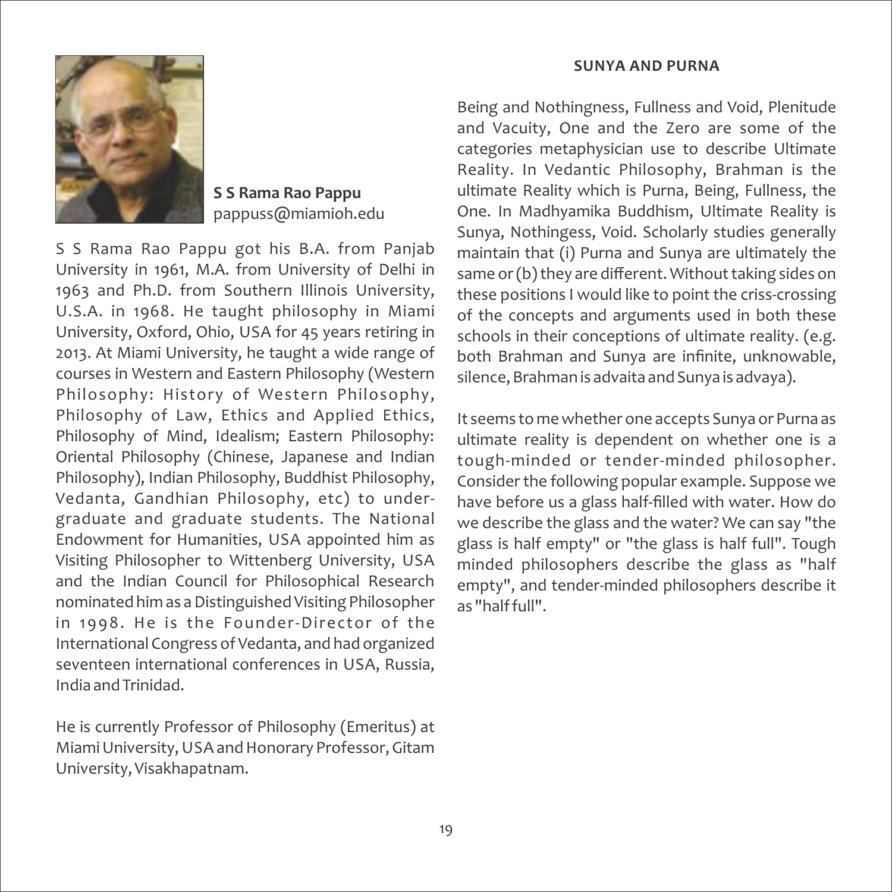**S S Rama Rao Pappu**
pappuss@miamioh.edu

S S Rama Rao Pappu got his B.A. from Panjab University in 1961, M.A. from University of Delhi in 1963 and Ph.D. from Southern Illinois University, U.S.A. in 1968. He taught philosophy in Miami University, Oxford, Ohio, USA for 45 years retiring in 2013. At Miami University, he taught a wide range of courses in Western and Eastern Philosophy (Western Philosophy: History of Western Philosophy, Philosophy of Law, Ethics and Applied Ethics, Philosophy of Mind, Idealism; Eastern Philosophy: Oriental Philosophy (Chinese, Japanese and Indian Philosophy), Indian Philosophy, Buddhist Philosophy, Vedanta, Gandhian Philosophy, etc) to undergraduate and graduate students. The National Endowment for Humanities, USA appointed him as Visiting Philosopher to Wittenberg University, USA and the Indian Council for Philosophical Research nominated him as a Distinguished Visiting Philosopher in 1998. He is the Founder-Director of the International Congress of Vedanta, and had organized seventeen international conferences in USA, Russia, India and Trinidad.

He is currently Professor of Philosophy (Emeritus) at Miami University, USA and Honorary Professor, Gitam University, Visakhapatnam.

## SUNYA AND PURNA

Being and Nothingness, Fullness and Void, Plenitude and Vacuity, One and the Zero are some of the categories metaphysician use to describe Ultimate Reality. In Vedantic Philosophy, Brahman is the ultimate Reality which is Purna, Being, Fullness, the One. In Madhyamika Buddhism, Ultimate Reality is Sunya, Nothingess, Void. Scholarly studies generally maintain that (i) Purna and Sunya are ultimately the same or (b) they are different. Without taking sides on these positions I would like to point the criss-crossing of the concepts and arguments used in both these schools in their conceptions of ultimate reality. (e.g. both Brahman and Sunya are infinite, unknowable, silence, Brahman is advaita and Sunya is advaya).

It seems to me whether one accepts Sunya or Purna as ultimate reality is dependent on whether one is a tough-minded or tender-minded philosopher. Consider the following popular example. Suppose we have before us a glass half-filled with water. How do we describe the glass and the water? We can say "the glass is half empty" or "the glass is half full". Tough minded philosophers describe the glass as "half empty", and tender-minded philosophers describe it as "half full".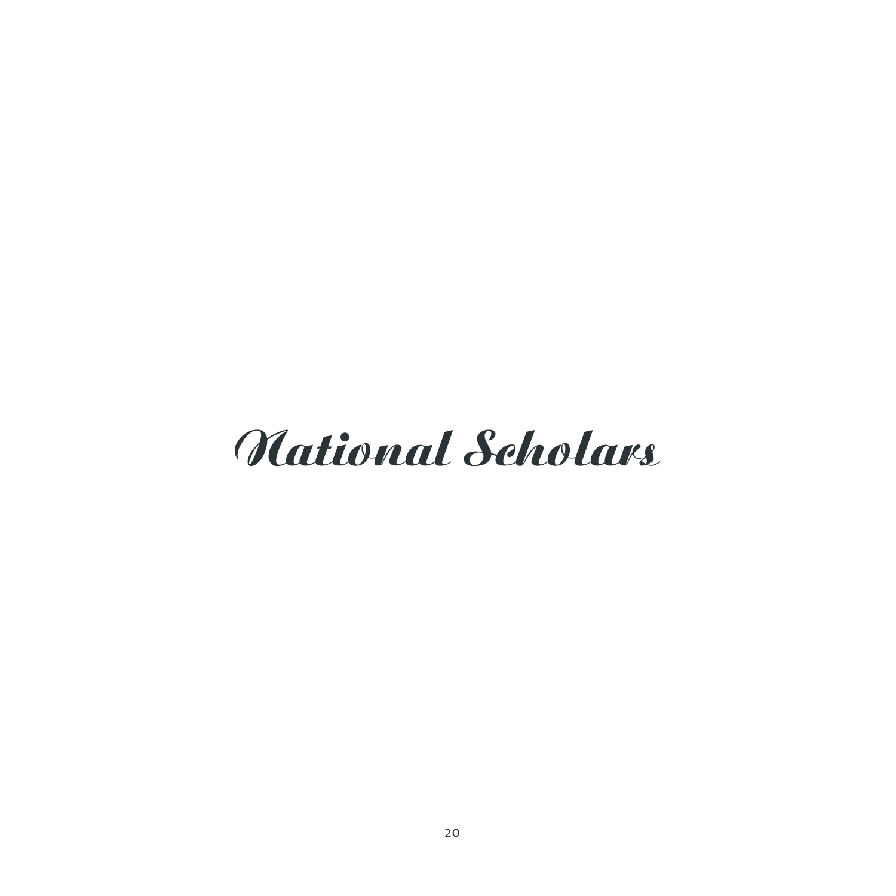# National Scholars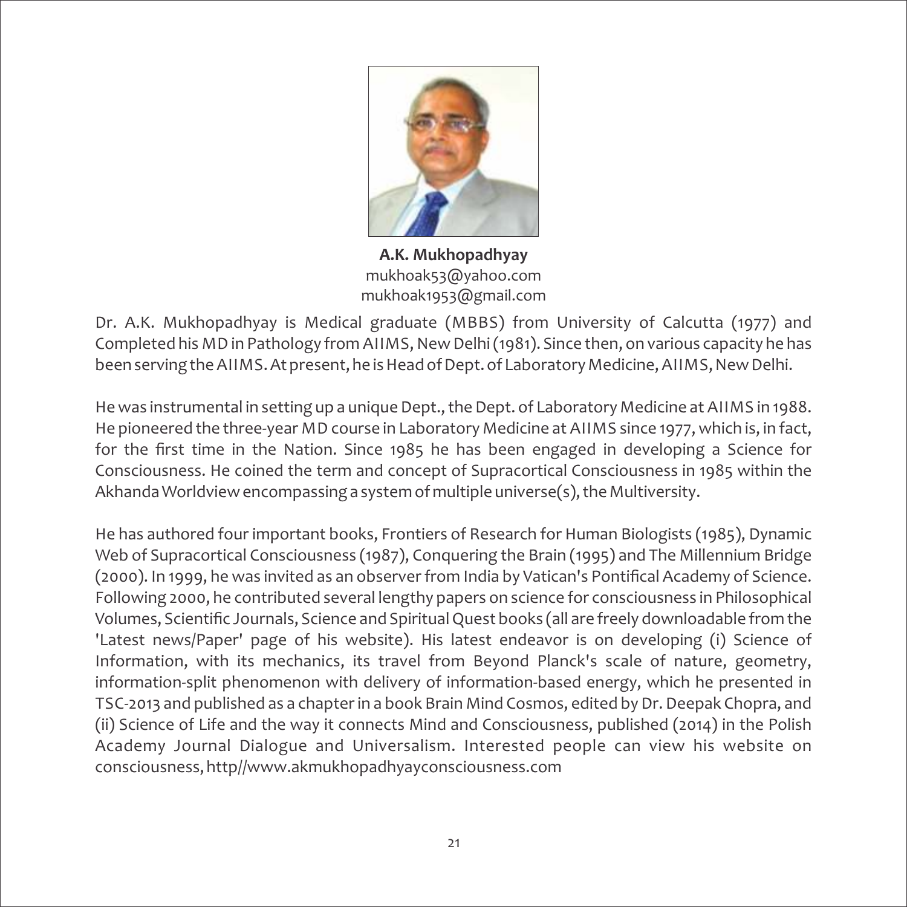**A.K. Mukhopadhyay**
mukhoak53@yahoo.com
mukhoak1953@gmail.com

Dr. A.K. Mukhopadhyay is Medical graduate (MBBS) from University of Calcutta (1977) and Completed his MD in Pathology from AIIMS, New Delhi (1981). Since then, on various capacity he has been serving the AIIMS. At present, he is Head of Dept. of Laboratory Medicine, AIIMS, New Delhi.

He was instrumental in setting up a unique Dept., the Dept. of Laboratory Medicine at AIIMS in 1988. He pioneered the three-year MD course in Laboratory Medicine at AIIMS since 1977, which is, in fact, for the first time in the Nation. Since 1985 he has been engaged in developing a Science for Consciousness. He coined the term and concept of Supracortical Consciousness in 1985 within the Akhanda Worldview encompassing a system of multiple universe(s), the Multiversity.

He has authored four important books, Frontiers of Research for Human Biologists (1985), Dynamic Web of Supracortical Consciousness (1987), Conquering the Brain (1995) and The Millennium Bridge (2000). In 1999, he was invited as an observer from India by Vatican's Pontifical Academy of Science. Following 2000, he contributed several lengthy papers on science for consciousness in Philosophical Volumes, Scientific Journals, Science and Spiritual Quest books (all are freely downloadable from the 'Latest news/Paper' page of his website). His latest endeavor is on developing (i) Science of Information, with its mechanics, its travel from Beyond Planck's scale of nature, geometry, information-split phenomenon with delivery of information-based energy, which he presented in TSC-2013 and published as a chapter in a book Brain Mind Cosmos, edited by Dr. Deepak Chopra, and (ii) Science of Life and the way it connects Mind and Consciousness, published (2014) in the Polish Academy Journal Dialogue and Universalism. Interested people can view his website on consciousness, http//www.akmukhopadhyayconsciousness.com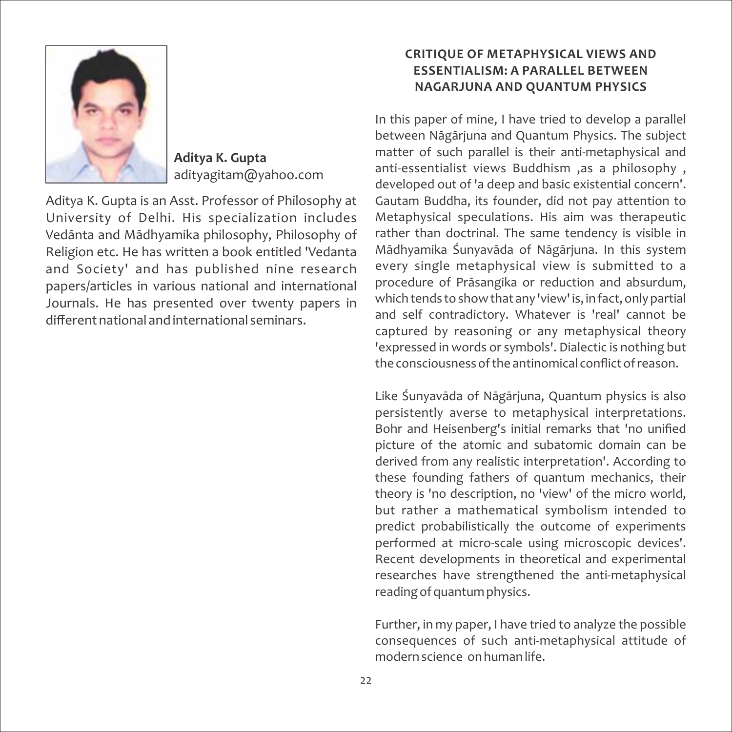**Aditya K. Gupta**
adityagitam@yahoo.com

Aditya K. Gupta is an Asst. Professor of Philosophy at University of Delhi. His specialization includes Vedānta and Mādhyamika philosophy, Philosophy of Religion etc. He has written a book entitled 'Vedanta and Society' and has published nine research papers/articles in various national and international Journals. He has presented over twenty papers in different national and international seminars.

## CRITIQUE OF METAPHYSICAL VIEWS AND ESSENTIALISM: A PARALLEL BETWEEN NAGARJUNA AND QUANTUM PHYSICS

In this paper of mine, I have tried to develop a parallel between Nāgārjuna and Quantum Physics. The subject matter of such parallel is their anti-metaphysical and anti-essentialist views Buddhism ,as a philosophy , developed out of 'a deep and basic existential concern'. Gautam Buddha, its founder, did not pay attention to Metaphysical speculations. His aim was therapeutic rather than doctrinal. The same tendency is visible in Mādhyamika Śunyavāda of Nāgārjuna. In this system every single metaphysical view is submitted to a procedure of Prāsangika or reduction and absurdum, which tends to show that any 'view' is, in fact, only partial and self contradictory. Whatever is 'real' cannot be captured by reasoning or any metaphysical theory 'expressed in words or symbols'. Dialectic is nothing but the consciousness of the antinomical conflict of reason.

Like Śunyavāda of Nāgārjuna, Quantum physics is also persistently averse to metaphysical interpretations. Bohr and Heisenberg's initial remarks that 'no unified picture of the atomic and subatomic domain can be derived from any realistic interpretation'. According to these founding fathers of quantum mechanics, their theory is 'no description, no 'view' of the micro world, but rather a mathematical symbolism intended to predict probabilistically the outcome of experiments performed at micro-scale using microscopic devices'. Recent developments in theoretical and experimental researches have strengthened the anti-metaphysical reading of quantum physics.

Further, in my paper, I have tried to analyze the possible consequences of such anti-metaphysical attitude of modern science on human life.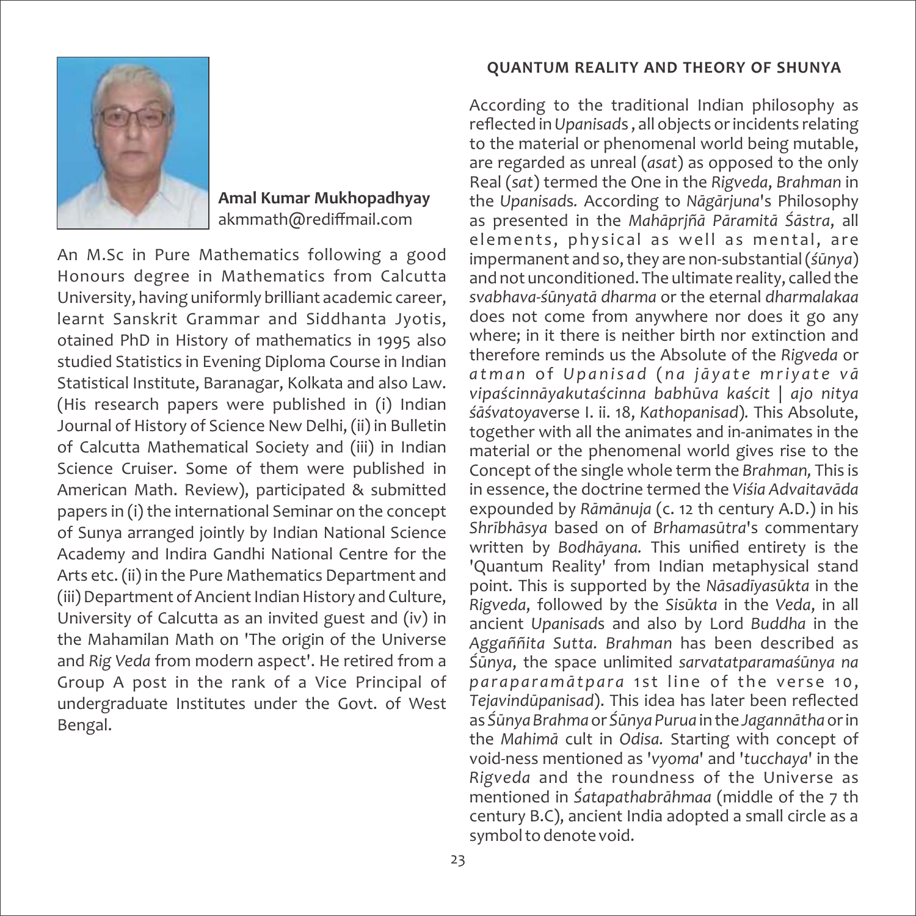**Amal Kumar Mukhopadhyay**
akmmath@rediffmail.com

An M.Sc in Pure Mathematics following a good Honours degree in Mathematics from Calcutta University, having uniformly brilliant academic career, learnt Sanskrit Grammar and Siddhanta Jyotis, otained PhD in History of mathematics in 1995 also studied Statistics in Evening Diploma Course in Indian Statistical Institute, Baranagar, Kolkata and also Law. (His research papers were published in (i) Indian Journal of History of Science New Delhi, (ii) in Bulletin of Calcutta Mathematical Society and (iii) in Indian Science Cruiser. Some of them were published in American Math. Review), participated & submitted papers in (i) the international Seminar on the concept of Sunya arranged jointly by Indian National Science Academy and Indira Gandhi National Centre for the Arts etc. (ii) in the Pure Mathematics Department and (iii) Department of Ancient Indian History and Culture, University of Calcutta as an invited guest and (iv) in the Mahamilan Math on 'The origin of the Universe and *Rig Veda* from modern aspect'. He retired from a Group A post in the rank of a Vice Principal of undergraduate Institutes under the Govt. of West Bengal.

## QUANTUM REALITY AND THEORY OF SHUNYA

According to the traditional Indian philosophy as reflected in *Upanisad*s , all objects or incidents relating to the material or phenomenal world being mutable, are regarded as unreal (*asat*) as opposed to the only Real (*sat*) termed the One in the *Rigveda*, *Brahman* in the *Upanisad*s. According to *Nāgārjuna*'s Philosophy as presented in the *Mahāprjñā Pāramitā Śāstra*, all elements, physical as well as mental, are impermanent and so, they are non-substantial (*śūnya*) and not unconditioned. The ultimate reality, called the *svabhava-śūnyatā dharma* or the eternal *dharmalakaa* does not come from anywhere nor does it go any where; in it there is neither birth nor extinction and therefore reminds us the Absolute of the *Rigveda* or *atman* of *Upanisad* (*na jāyate mriyate vā vipaścinnāyakutaścinna babhūva kaścit | ajo nitya śāśvatoya*verse I. ii. 18, *Kathopanisad*). This Absolute, together with all the animates and in-animates in the material or the phenomenal world gives rise to the Concept of the single whole term the *Brahman*, This is in essence, the doctrine termed the *Viśia Advaitavāda* expounded by *Rāmānuja* (c. 12 th century A.D.) in his *Shrībhāsya* based on of *Brhamasūtra*'s commentary written by *Bodhāyana*. This unified entirety is the 'Quantum Reality' from Indian metaphysical stand point. This is supported by the *Nāsadīyasūkta* in the *Rigveda*, followed by the *Sisūkta* in the *Veda*, in all ancient *Upanisad*s and also by Lord *Buddha* in the *Aggaññita Sutta*. *Brahman* has been described as *Śūnya*, the space unlimited *sarvatatparamaśūnya na paraparamātpara* 1st line of the verse 10, *Tejavindūpanisad*). This idea has later been reflected as *Śūnya Brahma* or *Śūnya Purua* in the *Jagannātha* or in the *Mahimā* cult in *Odisa*. Starting with concept of void-ness mentioned as '*vyoma*' and '*tucchaya*' in the *Rigveda* and the roundness of the Universe as mentioned in *Śatapathabrāhmaa* (middle of the 7 th century B.C), ancient India adopted a small circle as a symbol to denote void.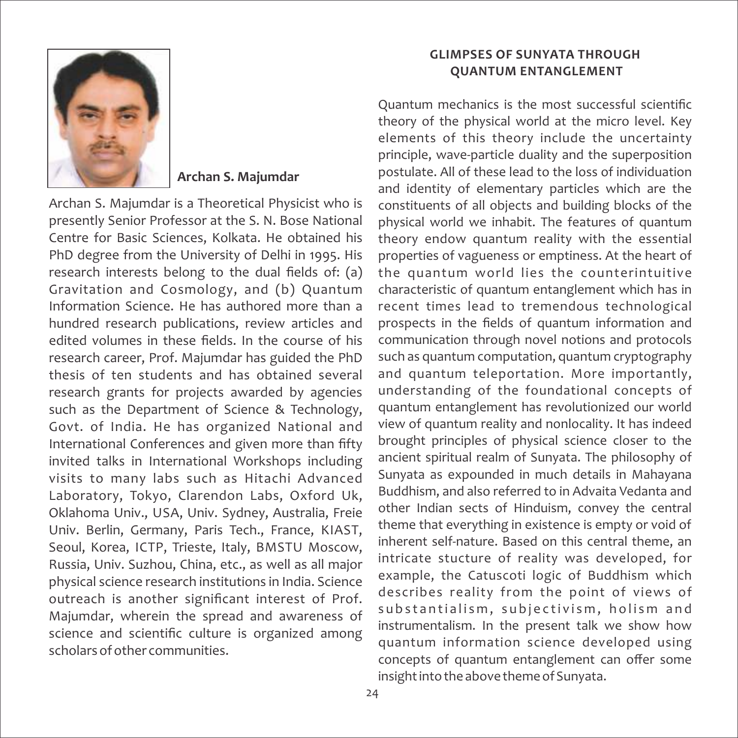**Archan S. Majumdar**

Archan S. Majumdar is a Theoretical Physicist who is presently Senior Professor at the S. N. Bose National Centre for Basic Sciences, Kolkata. He obtained his PhD degree from the University of Delhi in 1995. His research interests belong to the dual fields of: (a) Gravitation and Cosmology, and (b) Quantum Information Science. He has authored more than a hundred research publications, review articles and edited volumes in these fields. In the course of his research career, Prof. Majumdar has guided the PhD thesis of ten students and has obtained several research grants for projects awarded by agencies such as the Department of Science & Technology, Govt. of India. He has organized National and International Conferences and given more than fifty invited talks in International Workshops including visits to many labs such as Hitachi Advanced Laboratory, Tokyo, Clarendon Labs, Oxford Uk, Oklahoma Univ., USA, Univ. Sydney, Australia, Freie Univ. Berlin, Germany, Paris Tech., France, KIAST, Seoul, Korea, ICTP, Trieste, Italy, BMSTU Moscow, Russia, Univ. Suzhou, China, etc., as well as all major physical science research institutions in India. Science outreach is another significant interest of Prof. Majumdar, wherein the spread and awareness of science and scientific culture is organized among scholars of other communities.

## GLIMPSES OF SUNYATA THROUGH QUANTUM ENTANGLEMENT

Quantum mechanics is the most successful scientific theory of the physical world at the micro level. Key elements of this theory include the uncertainty principle, wave-particle duality and the superposition postulate. All of these lead to the loss of individuation and identity of elementary particles which are the constituents of all objects and building blocks of the physical world we inhabit. The features of quantum theory endow quantum reality with the essential properties of vagueness or emptiness. At the heart of the quantum world lies the counterintuitive characteristic of quantum entanglement which has in recent times lead to tremendous technological prospects in the fields of quantum information and communication through novel notions and protocols such as quantum computation, quantum cryptography and quantum teleportation. More importantly, understanding of the foundational concepts of quantum entanglement has revolutionized our world view of quantum reality and nonlocality. It has indeed brought principles of physical science closer to the ancient spiritual realm of Sunyata. The philosophy of Sunyata as expounded in much details in Mahayana Buddhism, and also referred to in Advaita Vedanta and other Indian sects of Hinduism, convey the central theme that everything in existence is empty or void of inherent self-nature. Based on this central theme, an intricate stucture of reality was developed, for example, the Catuscoti logic of Buddhism which describes reality from the point of views of substantialism, subjectivism, holism and instrumentalism. In the present talk we show how quantum information science developed using concepts of quantum entanglement can offer some insight into the above theme of Sunyata.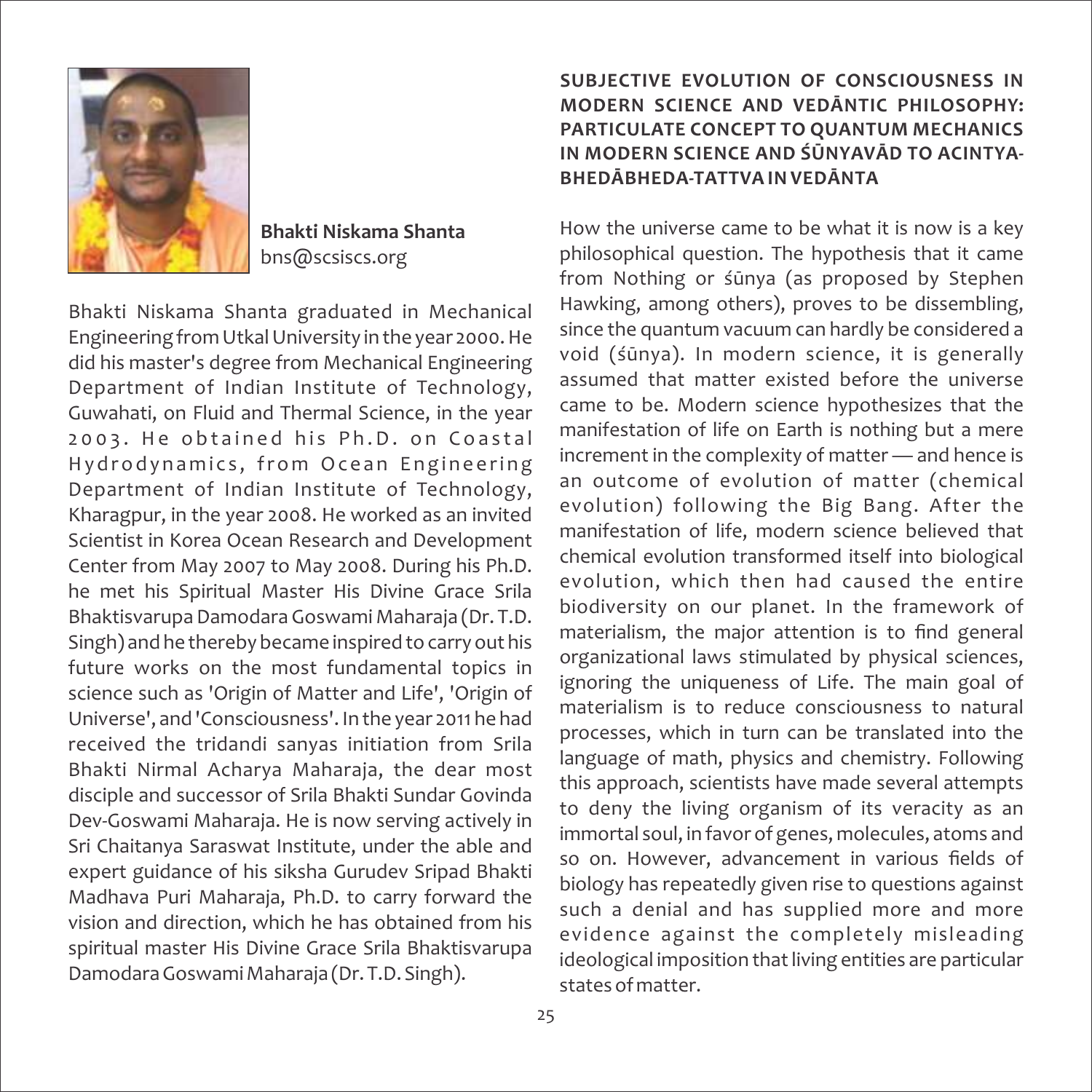**Bhakti Niskama Shanta**
bns@scsiscs.org

Bhakti Niskama Shanta graduated in Mechanical Engineering from Utkal University in the year 2000. He did his master's degree from Mechanical Engineering Department of Indian Institute of Technology, Guwahati, on Fluid and Thermal Science, in the year 2003. He obtained his Ph.D. on Coastal Hydrodynamics, from Ocean Engineering Department of Indian Institute of Technology, Kharagpur, in the year 2008. He worked as an invited Scientist in Korea Ocean Research and Development Center from May 2007 to May 2008. During his Ph.D. he met his Spiritual Master His Divine Grace Srila Bhaktisvarupa Damodara Goswami Maharaja (Dr. T.D. Singh) and he thereby became inspired to carry out his future works on the most fundamental topics in science such as 'Origin of Matter and Life', 'Origin of Universe', and 'Consciousness'. In the year 2011 he had received the tridandi sanyas initiation from Srila Bhakti Nirmal Acharya Maharaja, the dear most disciple and successor of Srila Bhakti Sundar Govinda Dev-Goswami Maharaja. He is now serving actively in Sri Chaitanya Saraswat Institute, under the able and expert guidance of his siksha Gurudev Sripad Bhakti Madhava Puri Maharaja, Ph.D. to carry forward the vision and direction, which he has obtained from his spiritual master His Divine Grace Srila Bhaktisvarupa Damodara Goswami Maharaja (Dr. T.D. Singh).

## SUBJECTIVE EVOLUTION OF CONSCIOUSNESS IN MODERN SCIENCE AND VEDĀNTIC PHILOSOPHY: PARTICULATE CONCEPT TO QUANTUM MECHANICS IN MODERN SCIENCE AND ŚŪNYAVĀD TO ACINTYA-BHEDĀBHEDA-TATTVA IN VEDĀNTA

How the universe came to be what it is now is a key philosophical question. The hypothesis that it came from Nothing or śūnya (as proposed by Stephen Hawking, among others), proves to be dissembling, since the quantum vacuum can hardly be considered a void (śūnya). In modern science, it is generally assumed that matter existed before the universe came to be. Modern science hypothesizes that the manifestation of life on Earth is nothing but a mere increment in the complexity of matter — and hence is an outcome of evolution of matter (chemical evolution) following the Big Bang. After the manifestation of life, modern science believed that chemical evolution transformed itself into biological evolution, which then had caused the entire biodiversity on our planet. In the framework of materialism, the major attention is to find general organizational laws stimulated by physical sciences, ignoring the uniqueness of Life. The main goal of materialism is to reduce consciousness to natural processes, which in turn can be translated into the language of math, physics and chemistry. Following this approach, scientists have made several attempts to deny the living organism of its veracity as an immortal soul, in favor of genes, molecules, atoms and so on. However, advancement in various fields of biology has repeatedly given rise to questions against such a denial and has supplied more and more evidence against the completely misleading ideological imposition that living entities are particular states of matter.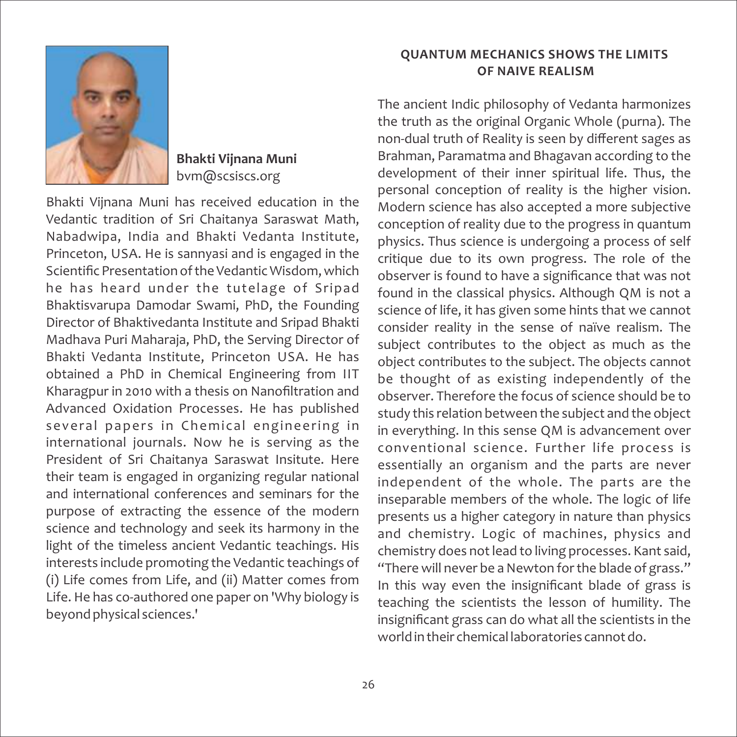**Bhakti Vijnana Muni**
bvm@scsiscs.org

Bhakti Vijnana Muni has received education in the Vedantic tradition of Sri Chaitanya Saraswat Math, Nabadwipa, India and Bhakti Vedanta Institute, Princeton, USA. He is sannyasi and is engaged in the Scientific Presentation of the Vedantic Wisdom, which he has heard under the tutelage of Sripad Bhaktisvarupa Damodar Swami, PhD, the Founding Director of Bhaktivedanta Institute and Sripad Bhakti Madhava Puri Maharaja, PhD, the Serving Director of Bhakti Vedanta Institute, Princeton USA. He has obtained a PhD in Chemical Engineering from IIT Kharagpur in 2010 with a thesis on Nanofiltration and Advanced Oxidation Processes. He has published several papers in Chemical engineering in international journals. Now he is serving as the President of Sri Chaitanya Saraswat Insitute. Here their team is engaged in organizing regular national and international conferences and seminars for the purpose of extracting the essence of the modern science and technology and seek its harmony in the light of the timeless ancient Vedantic teachings. His interests include promoting the Vedantic teachings of (i) Life comes from Life, and (ii) Matter comes from Life. He has co-authored one paper on 'Why biology is beyond physical sciences.'

## QUANTUM MECHANICS SHOWS THE LIMITS OF NAIVE REALISM

The ancient Indic philosophy of Vedanta harmonizes the truth as the original Organic Whole (purna). The non-dual truth of Reality is seen by different sages as Brahman, Paramatma and Bhagavan according to the development of their inner spiritual life. Thus, the personal conception of reality is the higher vision. Modern science has also accepted a more subjective conception of reality due to the progress in quantum physics. Thus science is undergoing a process of self critique due to its own progress. The role of the observer is found to have a significance that was not found in the classical physics. Although QM is not a science of life, it has given some hints that we cannot consider reality in the sense of naïve realism. The subject contributes to the object as much as the object contributes to the subject. The objects cannot be thought of as existing independently of the observer. Therefore the focus of science should be to study this relation between the subject and the object in everything. In this sense QM is advancement over conventional science. Further life process is essentially an organism and the parts are never independent of the whole. The parts are the inseparable members of the whole. The logic of life presents us a higher category in nature than physics and chemistry. Logic of machines, physics and chemistry does not lead to living processes. Kant said, "There will never be a Newton for the blade of grass." In this way even the insignificant blade of grass is teaching the scientists the lesson of humility. The insignificant grass can do what all the scientists in the world in their chemical laboratories cannot do.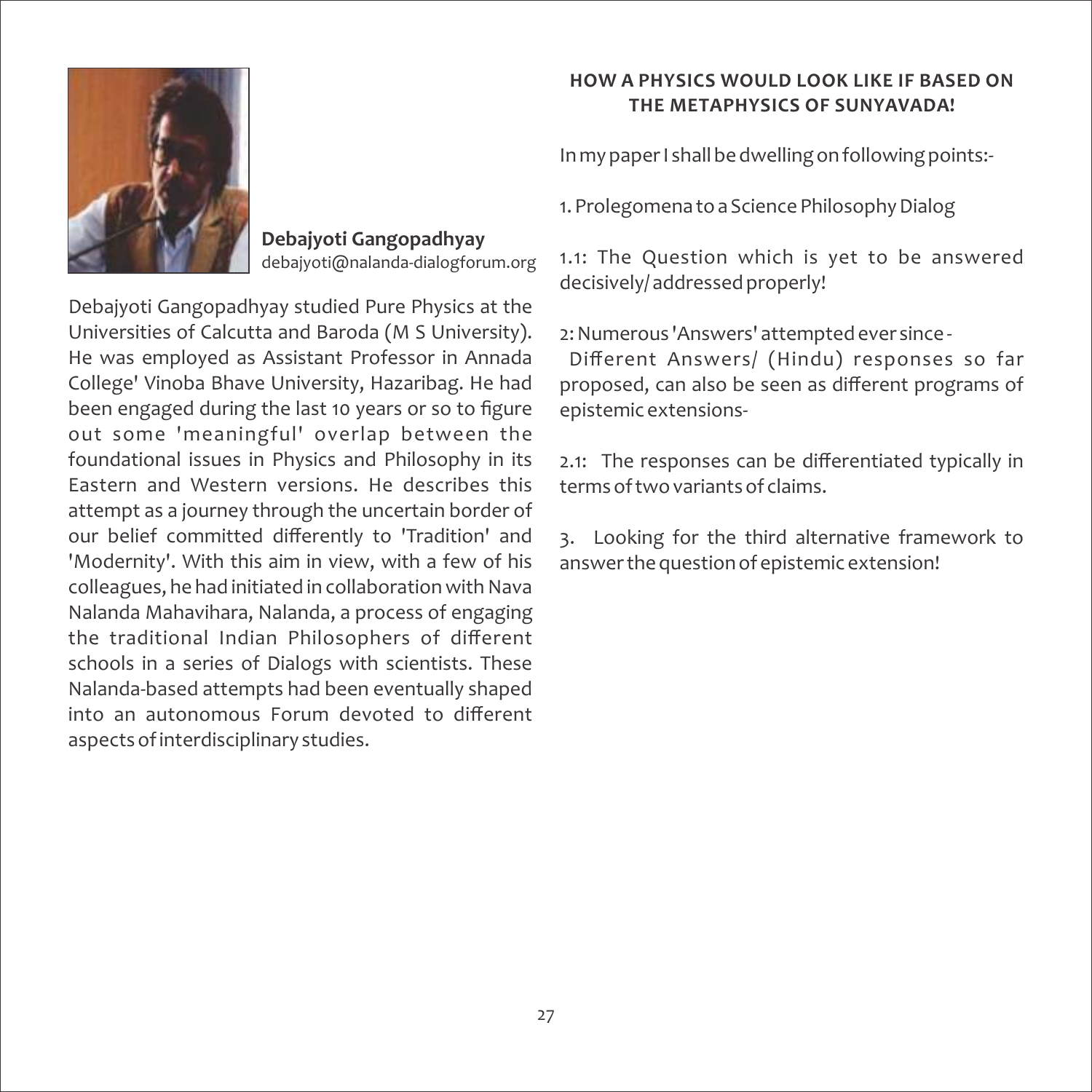**Debajyoti Gangopadhyay**
debajyoti@nalanda-dialogforum.org

Debajyoti Gangopadhyay studied Pure Physics at the Universities of Calcutta and Baroda (M S University). He was employed as Assistant Professor in Annada College' Vinoba Bhave University, Hazaribag. He had been engaged during the last 10 years or so to figure out some 'meaningful' overlap between the foundational issues in Physics and Philosophy in its Eastern and Western versions. He describes this attempt as a journey through the uncertain border of our belief committed differently to 'Tradition' and 'Modernity'. With this aim in view, with a few of his colleagues, he had initiated in collaboration with Nava Nalanda Mahavihara, Nalanda, a process of engaging the traditional Indian Philosophers of different schools in a series of Dialogs with scientists. These Nalanda-based attempts had been eventually shaped into an autonomous Forum devoted to different aspects of interdisciplinary studies.

## HOW A PHYSICS WOULD LOOK LIKE IF BASED ON THE METAPHYSICS OF SUNYAVADA!

In my paper I shall be dwelling on following points:-

1. Prolegomena to a Science Philosophy Dialog

1.1: The Question which is yet to be answered decisively/ addressed properly!

2: Numerous 'Answers' attempted ever since -
Different Answers/ (Hindu) responses so far proposed, can also be seen as different programs of epistemic extensions-

2.1: The responses can be differentiated typically in terms of two variants of claims.

3. Looking for the third alternative framework to answer the question of epistemic extension!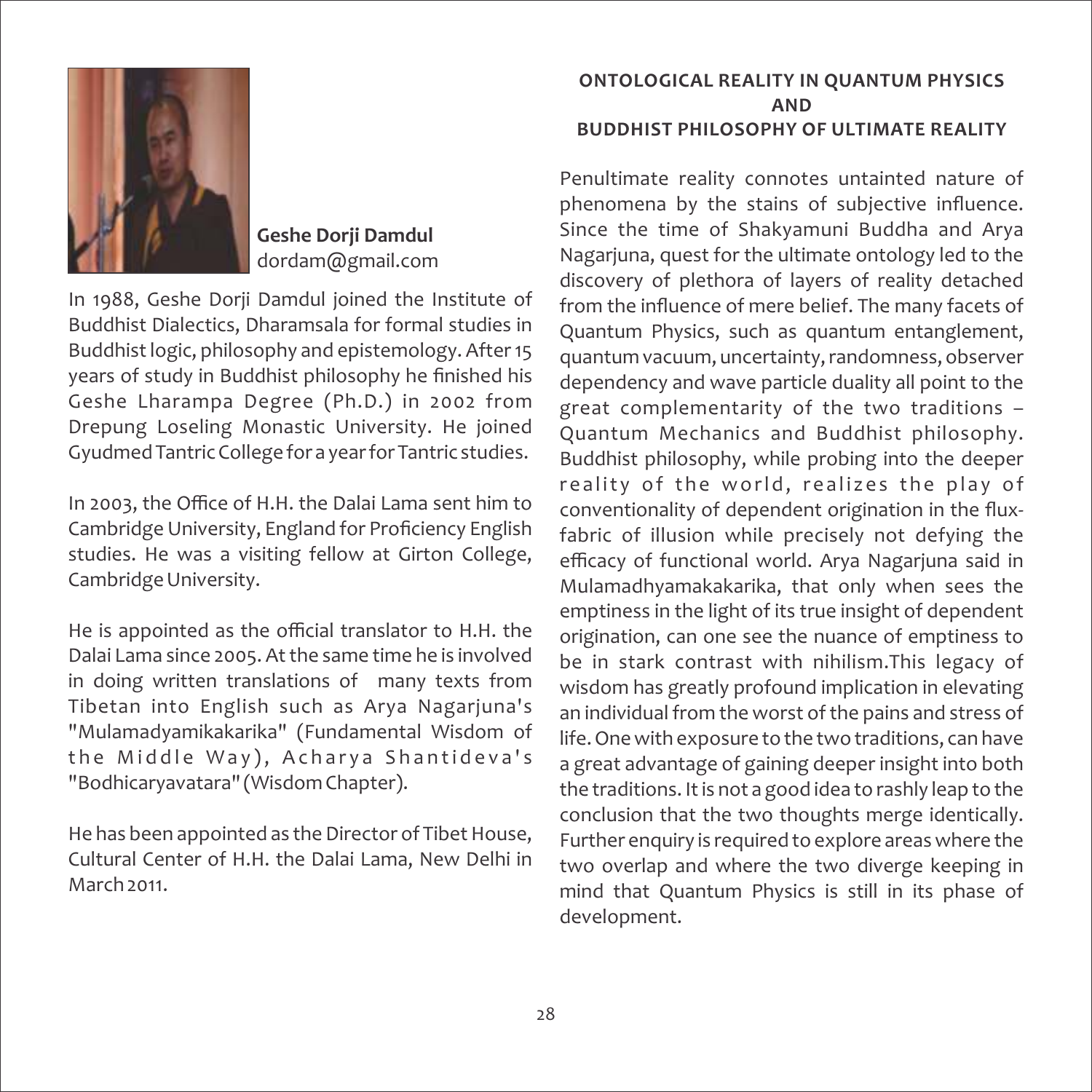**Geshe Dorji Damdul**
dordam@gmail.com

In 1988, Geshe Dorji Damdul joined the Institute of Buddhist Dialectics, Dharamsala for formal studies in Buddhist logic, philosophy and epistemology. After 15 years of study in Buddhist philosophy he finished his Geshe Lharampa Degree (Ph.D.) in 2002 from Drepung Loseling Monastic University. He joined Gyudmed Tantric College for a year for Tantric studies.

In 2003, the Office of H.H. the Dalai Lama sent him to Cambridge University, England for Proficiency English studies. He was a visiting fellow at Girton College, Cambridge University.

He is appointed as the official translator to H.H. the Dalai Lama since 2005. At the same time he is involved in doing written translations of many texts from Tibetan into English such as Arya Nagarjuna's "Mulamadyamikakarika" (Fundamental Wisdom of the Middle Way), Acharya Shantideva's "Bodhicaryavatara" (Wisdom Chapter).

He has been appointed as the Director of Tibet House, Cultural Center of H.H. the Dalai Lama, New Delhi in March 2011.

## ONTOLOGICAL REALITY IN QUANTUM PHYSICS AND BUDDHIST PHILOSOPHY OF ULTIMATE REALITY

Penultimate reality connotes untainted nature of phenomena by the stains of subjective influence. Since the time of Shakyamuni Buddha and Arya Nagarjuna, quest for the ultimate ontology led to the discovery of plethora of layers of reality detached from the influence of mere belief. The many facets of Quantum Physics, such as quantum entanglement, quantum vacuum, uncertainty, randomness, observer dependency and wave particle duality all point to the great complementarity of the two traditions – Quantum Mechanics and Buddhist philosophy. Buddhist philosophy, while probing into the deeper reality of the world, realizes the play of conventionality of dependent origination in the flux-fabric of illusion while precisely not defying the efficacy of functional world. Arya Nagarjuna said in Mulamadhyamakakarika, that only when sees the emptiness in the light of its true insight of dependent origination, can one see the nuance of emptiness to be in stark contrast with nihilism.This legacy of wisdom has greatly profound implication in elevating an individual from the worst of the pains and stress of life. One with exposure to the two traditions, can have a great advantage of gaining deeper insight into both the traditions. It is not a good idea to rashly leap to the conclusion that the two thoughts merge identically. Further enquiry is required to explore areas where the two overlap and where the two diverge keeping in mind that Quantum Physics is still in its phase of development.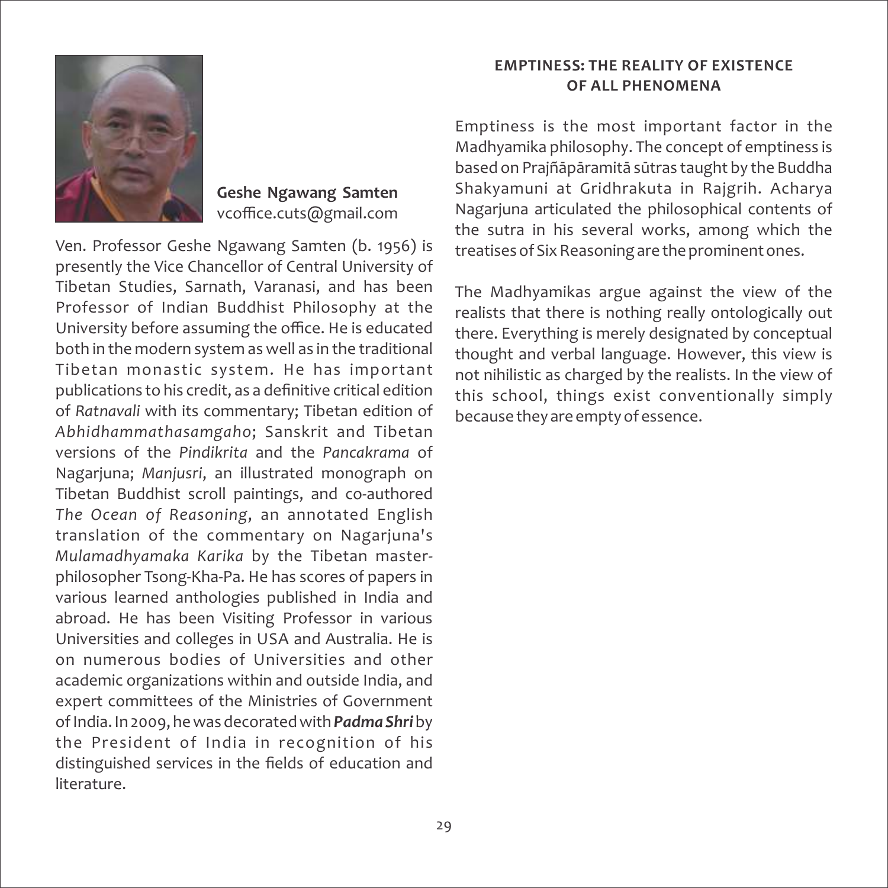**Geshe Ngawang Samten**
vcoffice.cuts@gmail.com

Ven. Professor Geshe Ngawang Samten (b. 1956) is presently the Vice Chancellor of Central University of Tibetan Studies, Sarnath, Varanasi, and has been Professor of Indian Buddhist Philosophy at the University before assuming the office. He is educated both in the modern system as well as in the traditional Tibetan monastic system. He has important publications to his credit, as a definitive critical edition of *Ratnavali* with its commentary; Tibetan edition of *Abhidhammathasamgaho*; Sanskrit and Tibetan versions of the *Pindikrita* and the *Pancakrama* of Nagarjuna; *Manjusri*, an illustrated monograph on Tibetan Buddhist scroll paintings, and co-authored *The Ocean of Reasoning*, an annotated English translation of the commentary on Nagarjuna's *Mulamadhyamaka Karika* by the Tibetan master-philosopher Tsong-Kha-Pa. He has scores of papers in various learned anthologies published in India and abroad. He has been Visiting Professor in various Universities and colleges in USA and Australia. He is on numerous bodies of Universities and other academic organizations within and outside India, and expert committees of the Ministries of Government of India. In 2009, he was decorated with ***Padma Shri*** by the President of India in recognition of his distinguished services in the fields of education and literature.

## EMPTINESS: THE REALITY OF EXISTENCE OF ALL PHENOMENA

Emptiness is the most important factor in the Madhyamika philosophy. The concept of emptiness is based on Prajñāpāramitā sūtras taught by the Buddha Shakyamuni at Gridhrakuta in Rajgrih. Acharya Nagarjuna articulated the philosophical contents of the sutra in his several works, among which the treatises of Six Reasoning are the prominent ones.

The Madhyamikas argue against the view of the realists that there is nothing really ontologically out there. Everything is merely designated by conceptual thought and verbal language. However, this view is not nihilistic as charged by the realists. In the view of this school, things exist conventionally simply because they are empty of essence.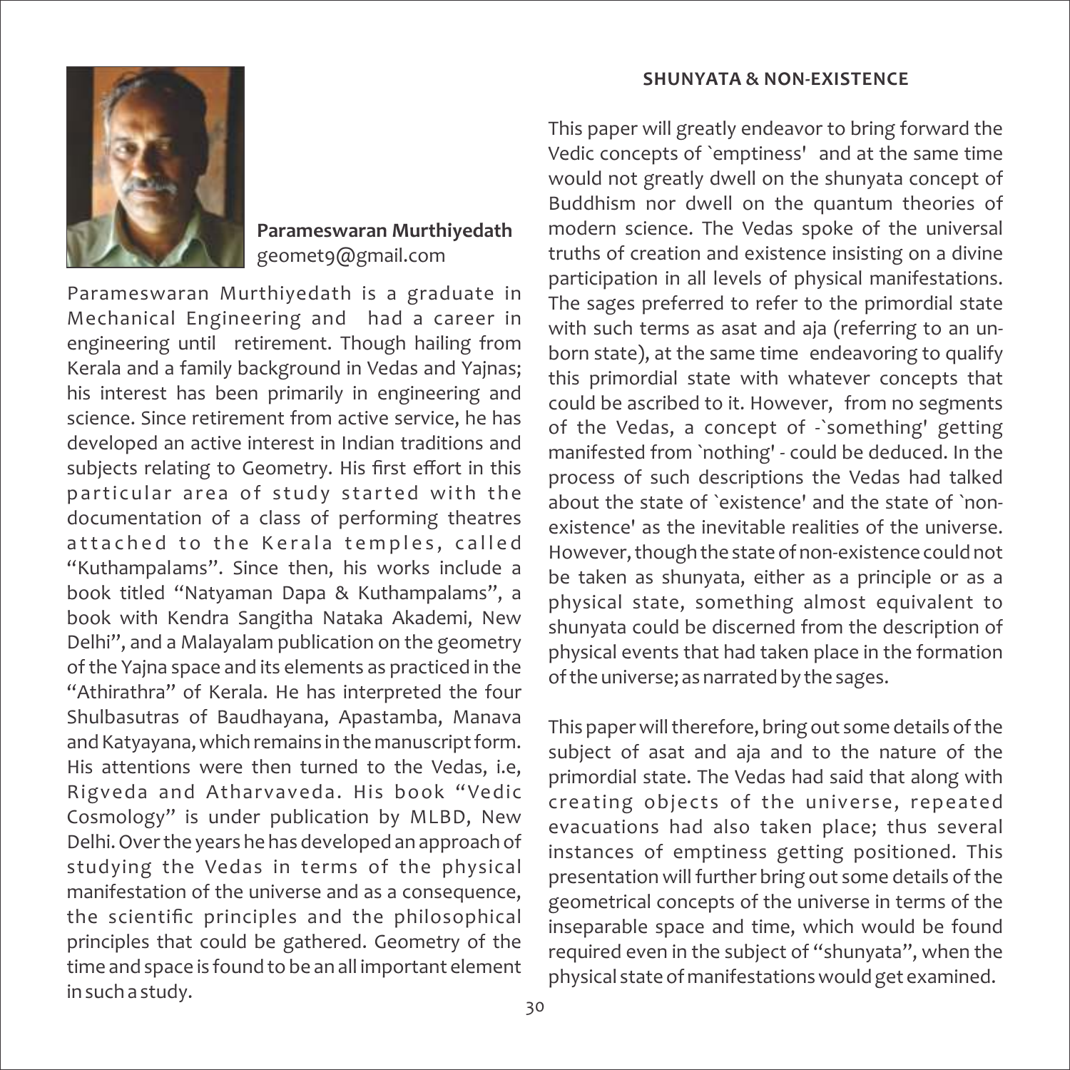**Parameswaran Murthiyedath**
geomet9@gmail.com

Parameswaran Murthiyedath is a graduate in Mechanical Engineering and had a career in engineering until retirement. Though hailing from Kerala and a family background in Vedas and Yajnas; his interest has been primarily in engineering and science. Since retirement from active service, he has developed an active interest in Indian traditions and subjects relating to Geometry. His first effort in this particular area of study started with the documentation of a class of performing theatres attached to the Kerala temples, called "Kuthampalams". Since then, his works include a book titled "Natyaman Dapa & Kuthampalams", a book with Kendra Sangitha Nataka Akademi, New Delhi", and a Malayalam publication on the geometry of the Yajna space and its elements as practiced in the "Athirathra" of Kerala. He has interpreted the four Shulbasutras of Baudhayana, Apastamba, Manava and Katyayana, which remains in the manuscript form. His attentions were then turned to the Vedas, i.e, Rigveda and Atharvaveda. His book "Vedic Cosmology" is under publication by MLBD, New Delhi. Over the years he has developed an approach of studying the Vedas in terms of the physical manifestation of the universe and as a consequence, the scientific principles and the philosophical principles that could be gathered. Geometry of the time and space is found to be an all important element in such a study.

## SHUNYATA & NON-EXISTENCE

This paper will greatly endeavor to bring forward the Vedic concepts of `emptiness' and at the same time would not greatly dwell on the shunyata concept of Buddhism nor dwell on the quantum theories of modern science. The Vedas spoke of the universal truths of creation and existence insisting on a divine participation in all levels of physical manifestations. The sages preferred to refer to the primordial state with such terms as asat and aja (referring to an un-born state), at the same time endeavoring to qualify this primordial state with whatever concepts that could be ascribed to it. However, from no segments of the Vedas, a concept of -`something' getting manifested from `nothing' - could be deduced. In the process of such descriptions the Vedas had talked about the state of `existence' and the state of `non-existence' as the inevitable realities of the universe. However, though the state of non-existence could not be taken as shunyata, either as a principle or as a physical state, something almost equivalent to shunyata could be discerned from the description of physical events that had taken place in the formation of the universe; as narrated by the sages.

This paper will therefore, bring out some details of the subject of asat and aja and to the nature of the primordial state. The Vedas had said that along with creating objects of the universe, repeated evacuations had also taken place; thus several instances of emptiness getting positioned. This presentation will further bring out some details of the geometrical concepts of the universe in terms of the inseparable space and time, which would be found required even in the subject of "shunyata", when the physical state of manifestations would get examined.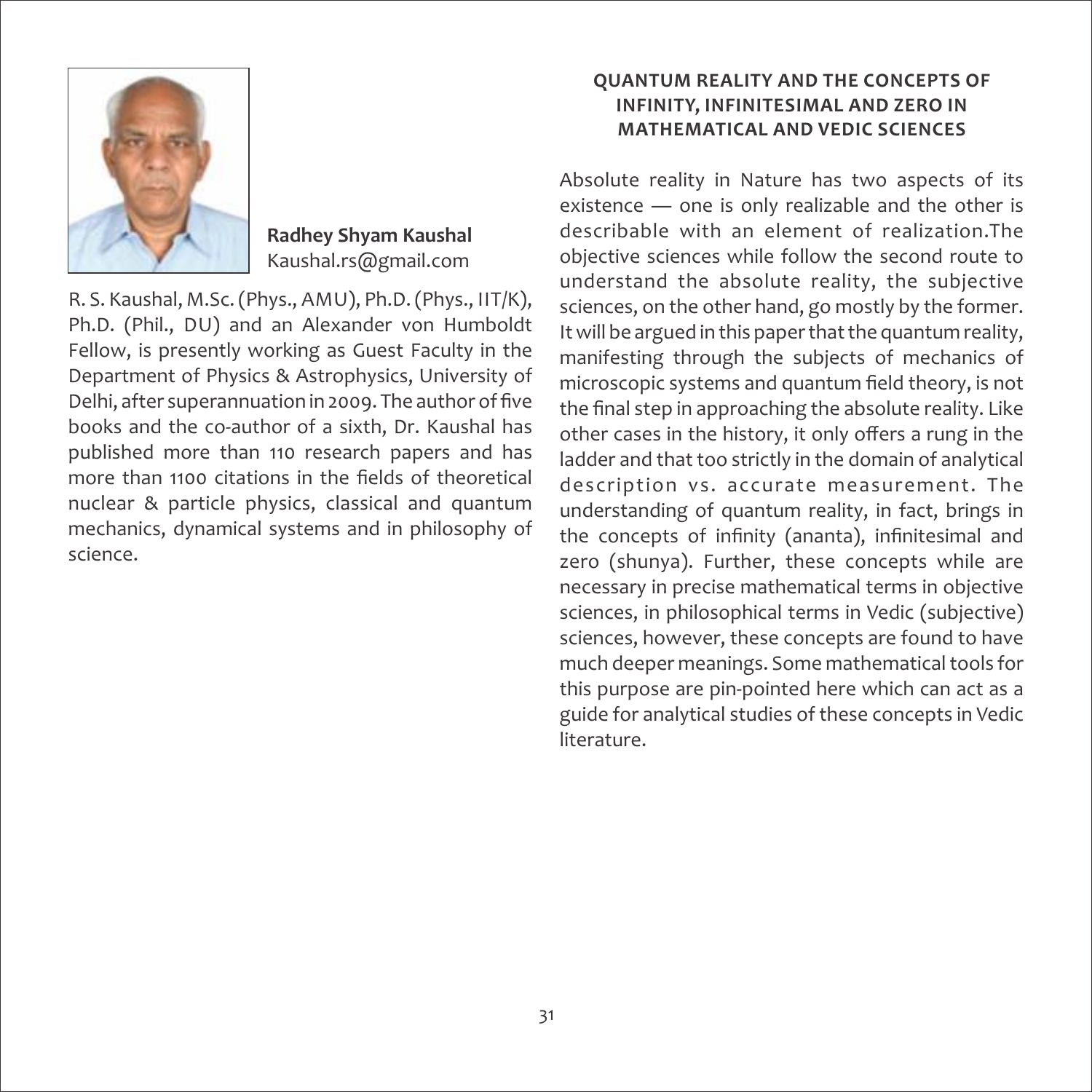**Radhey Shyam Kaushal**
Kaushal.rs@gmail.com

R. S. Kaushal, M.Sc. (Phys., AMU), Ph.D. (Phys., IIT/K), Ph.D. (Phil., DU) and an Alexander von Humboldt Fellow, is presently working as Guest Faculty in the Department of Physics & Astrophysics, University of Delhi, after superannuation in 2009. The author of five books and the co-author of a sixth, Dr. Kaushal has published more than 110 research papers and has more than 1100 citations in the fields of theoretical nuclear & particle physics, classical and quantum mechanics, dynamical systems and in philosophy of science.

## QUANTUM REALITY AND THE CONCEPTS OF INFINITY, INFINITESIMAL AND ZERO IN MATHEMATICAL AND VEDIC SCIENCES

Absolute reality in Nature has two aspects of its existence — one is only realizable and the other is describable with an element of realization.The objective sciences while follow the second route to understand the absolute reality, the subjective sciences, on the other hand, go mostly by the former. It will be argued in this paper that the quantum reality, manifesting through the subjects of mechanics of microscopic systems and quantum field theory, is not the final step in approaching the absolute reality. Like other cases in the history, it only offers a rung in the ladder and that too strictly in the domain of analytical description vs. accurate measurement. The understanding of quantum reality, in fact, brings in the concepts of infinity (ananta), infinitesimal and zero (shunya). Further, these concepts while are necessary in precise mathematical terms in objective sciences, in philosophical terms in Vedic (subjective) sciences, however, these concepts are found to have much deeper meanings. Some mathematical tools for this purpose are pin-pointed here which can act as a guide for analytical studies of these concepts in Vedic literature.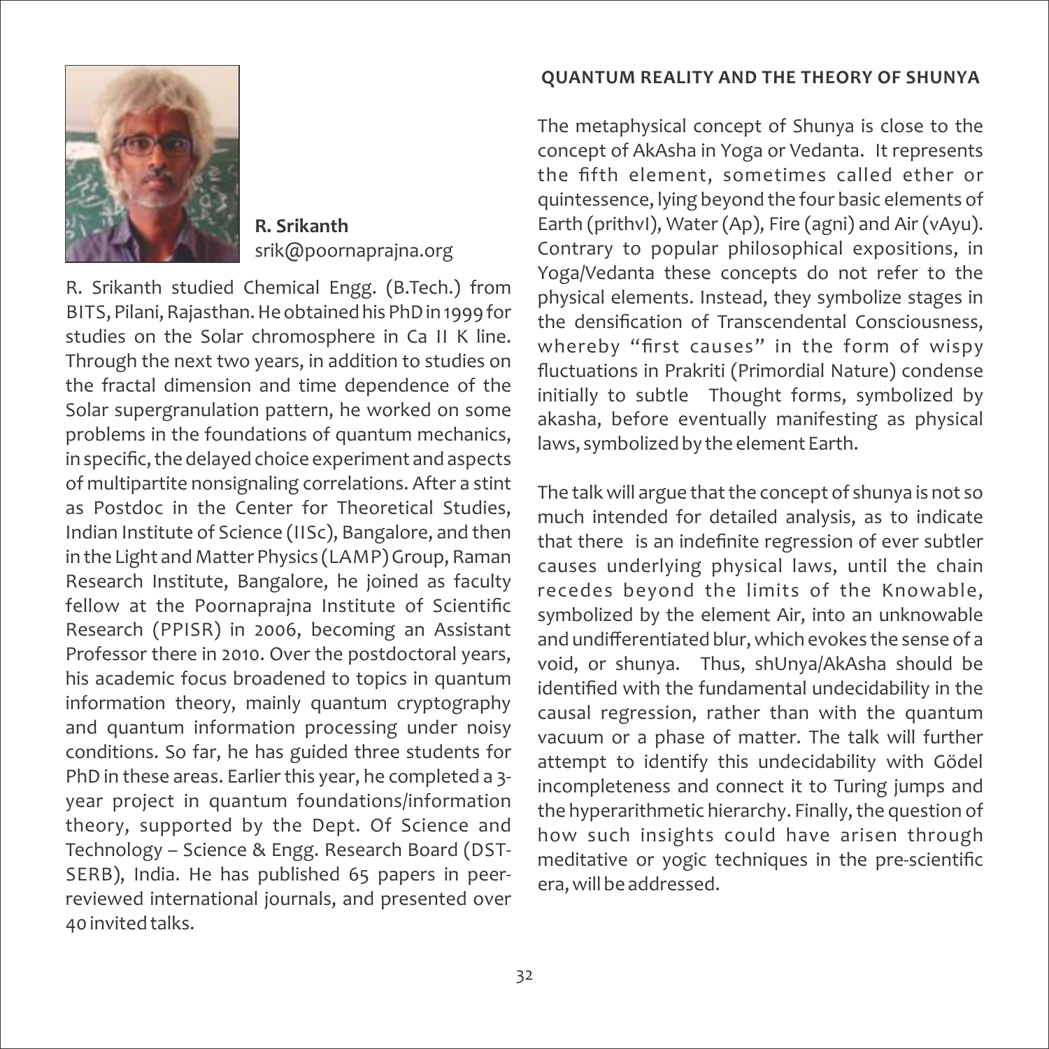**R. Srikanth**
srik@poornaprajna.org

R. Srikanth studied Chemical Engg. (B.Tech.) from BITS, Pilani, Rajasthan. He obtained his PhD in 1999 for studies on the Solar chromosphere in Ca II K line. Through the next two years, in addition to studies on the fractal dimension and time dependence of the Solar supergranulation pattern, he worked on some problems in the foundations of quantum mechanics, in specific, the delayed choice experiment and aspects of multipartite nonsignaling correlations. After a stint as Postdoc in the Center for Theoretical Studies, Indian Institute of Science (IISc), Bangalore, and then in the Light and Matter Physics (LAMP) Group, Raman Research Institute, Bangalore, he joined as faculty fellow at the Poornaprajna Institute of Scientific Research (PPISR) in 2006, becoming an Assistant Professor there in 2010. Over the postdoctoral years, his academic focus broadened to topics in quantum information theory, mainly quantum cryptography and quantum information processing under noisy conditions. So far, he has guided three students for PhD in these areas. Earlier this year, he completed a 3-year project in quantum foundations/information theory, supported by the Dept. Of Science and Technology – Science & Engg. Research Board (DST-SERB), India. He has published 65 papers in peer-reviewed international journals, and presented over 40 invited talks.

## QUANTUM REALITY AND THE THEORY OF SHUNYA

The metaphysical concept of Shunya is close to the concept of AkAsha in Yoga or Vedanta. It represents the fifth element, sometimes called ether or quintessence, lying beyond the four basic elements of Earth (prithvI), Water (Ap), Fire (agni) and Air (vAyu). Contrary to popular philosophical expositions, in Yoga/Vedanta these concepts do not refer to the physical elements. Instead, they symbolize stages in the densification of Transcendental Consciousness, whereby "first causes" in the form of wispy fluctuations in Prakriti (Primordial Nature) condense initially to subtle Thought forms, symbolized by akasha, before eventually manifesting as physical laws, symbolized by the element Earth.

The talk will argue that the concept of shunya is not so much intended for detailed analysis, as to indicate that there is an indefinite regression of ever subtler causes underlying physical laws, until the chain recedes beyond the limits of the Knowable, symbolized by the element Air, into an unknowable and undifferentiated blur, which evokes the sense of a void, or shunya. Thus, shUnya/AkAsha should be identified with the fundamental undecidability in the causal regression, rather than with the quantum vacuum or a phase of matter. The talk will further attempt to identify this undecidability with Gödel incompleteness and connect it to Turing jumps and the hyperarithmetic hierarchy. Finally, the question of how such insights could have arisen through meditative or yogic techniques in the pre-scientific era, will be addressed.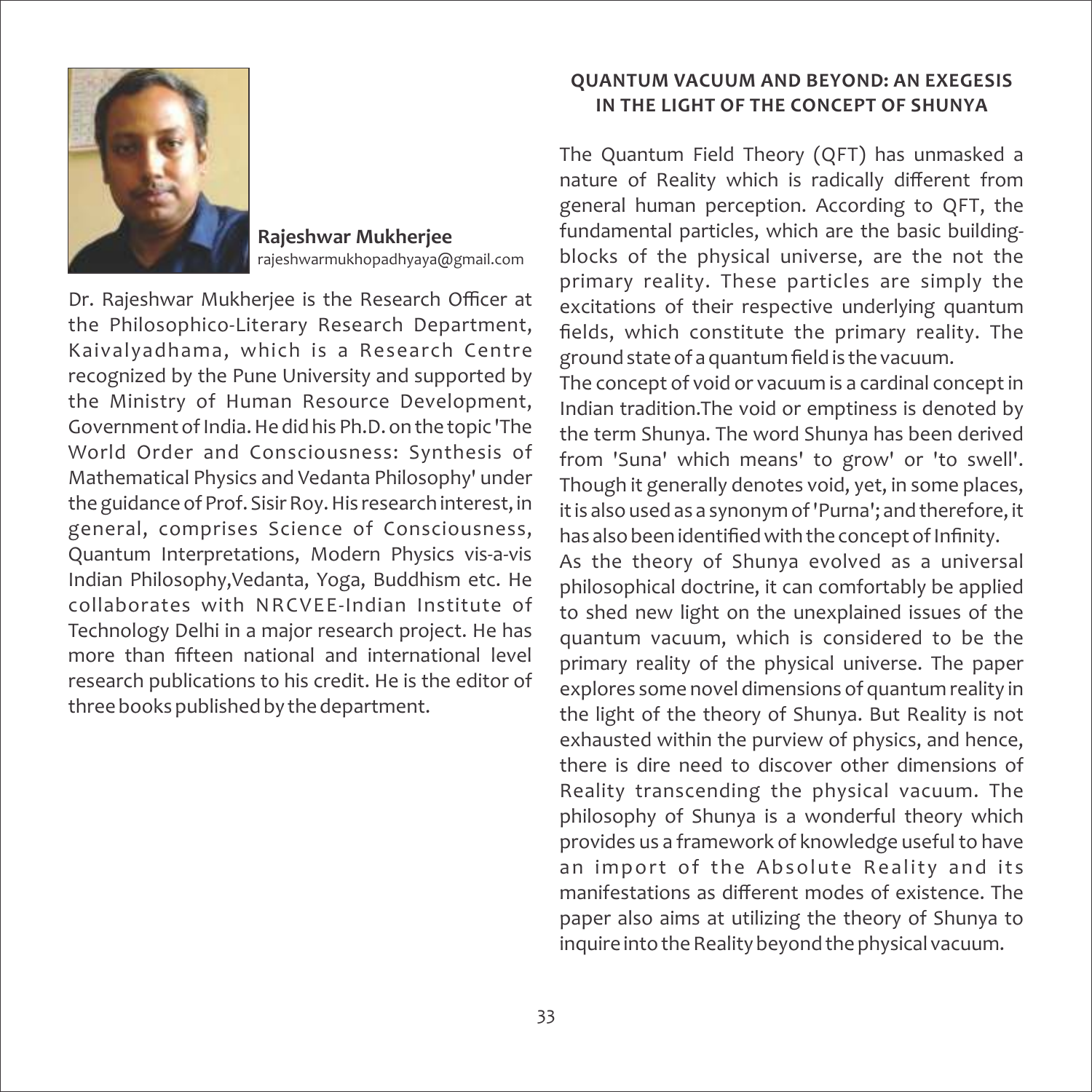**Rajeshwar Mukherjee**
rajeshwarmukhopadhyaya@gmail.com

Dr. Rajeshwar Mukherjee is the Research Officer at the Philosophico-Literary Research Department, Kaivalyadhama, which is a Research Centre recognized by the Pune University and supported by the Ministry of Human Resource Development, Government of India. He did his Ph.D. on the topic 'The World Order and Consciousness: Synthesis of Mathematical Physics and Vedanta Philosophy' under the guidance of Prof. Sisir Roy. His research interest, in general, comprises Science of Consciousness, Quantum Interpretations, Modern Physics vis-a-vis Indian Philosophy,Vedanta, Yoga, Buddhism etc. He collaborates with NRCVEE-Indian Institute of Technology Delhi in a major research project. He has more than fifteen national and international level research publications to his credit. He is the editor of three books published by the department.

## QUANTUM VACUUM AND BEYOND: AN EXEGESIS IN THE LIGHT OF THE CONCEPT OF SHUNYA

The Quantum Field Theory (QFT) has unmasked a nature of Reality which is radically different from general human perception. According to QFT, the fundamental particles, which are the basic building-blocks of the physical universe, are the not the primary reality. These particles are simply the excitations of their respective underlying quantum fields, which constitute the primary reality. The ground state of a quantum field is the vacuum.

The concept of void or vacuum is a cardinal concept in Indian tradition.The void or emptiness is denoted by the term Shunya. The word Shunya has been derived from 'Suna' which means' to grow' or 'to swell'. Though it generally denotes void, yet, in some places, it is also used as a synonym of 'Purna'; and therefore, it has also been identified with the concept of Infinity.

As the theory of Shunya evolved as a universal philosophical doctrine, it can comfortably be applied to shed new light on the unexplained issues of the quantum vacuum, which is considered to be the primary reality of the physical universe. The paper explores some novel dimensions of quantum reality in the light of the theory of Shunya. But Reality is not exhausted within the purview of physics, and hence, there is dire need to discover other dimensions of Reality transcending the physical vacuum. The philosophy of Shunya is a wonderful theory which provides us a framework of knowledge useful to have an import of the Absolute Reality and its manifestations as different modes of existence. The paper also aims at utilizing the theory of Shunya to inquire into the Reality beyond the physical vacuum.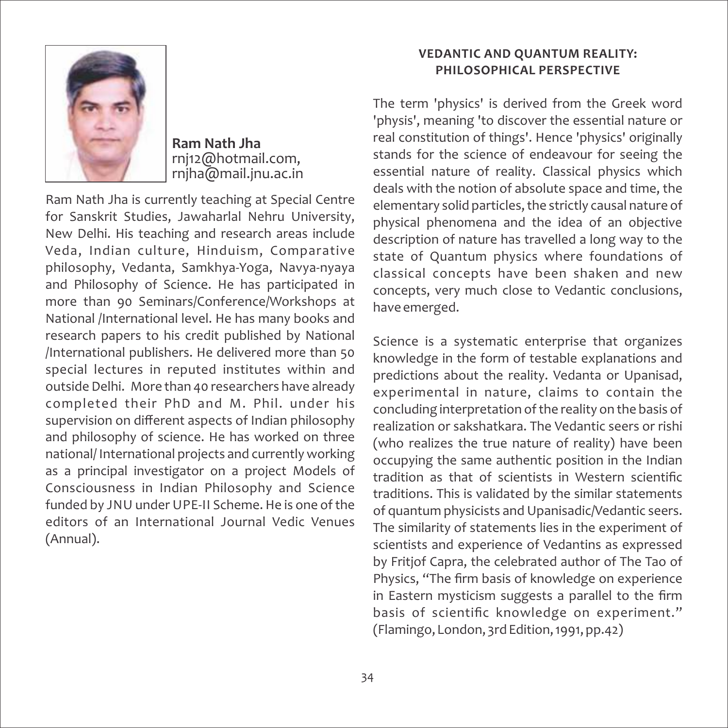**Ram Nath Jha**
rnj12@hotmail.com,
rnjha@mail.jnu.ac.in

Ram Nath Jha is currently teaching at Special Centre for Sanskrit Studies, Jawaharlal Nehru University, New Delhi. His teaching and research areas include Veda, Indian culture, Hinduism, Comparative philosophy, Vedanta, Samkhya-Yoga, Navya-nyaya and Philosophy of Science. He has participated in more than 90 Seminars/Conference/Workshops at National /International level. He has many books and research papers to his credit published by National /International publishers. He delivered more than 50 special lectures in reputed institutes within and outside Delhi. More than 40 researchers have already completed their PhD and M. Phil. under his supervision on different aspects of Indian philosophy and philosophy of science. He has worked on three national/ International projects and currently working as a principal investigator on a project Models of Consciousness in Indian Philosophy and Science funded by JNU under UPE-II Scheme. He is one of the editors of an International Journal Vedic Venues (Annual).

## VEDANTIC AND QUANTUM REALITY: PHILOSOPHICAL PERSPECTIVE

The term 'physics' is derived from the Greek word 'physis', meaning 'to discover the essential nature or real constitution of things'. Hence 'physics' originally stands for the science of endeavour for seeing the essential nature of reality. Classical physics which deals with the notion of absolute space and time, the elementary solid particles, the strictly causal nature of physical phenomena and the idea of an objective description of nature has travelled a long way to the state of Quantum physics where foundations of classical concepts have been shaken and new concepts, very much close to Vedantic conclusions, have emerged.

Science is a systematic enterprise that organizes knowledge in the form of testable explanations and predictions about the reality. Vedanta or Upanisad, experimental in nature, claims to contain the concluding interpretation of the reality on the basis of realization or sakshatkara. The Vedantic seers or rishi (who realizes the true nature of reality) have been occupying the same authentic position in the Indian tradition as that of scientists in Western scientific traditions. This is validated by the similar statements of quantum physicists and Upanisadic/Vedantic seers. The similarity of statements lies in the experiment of scientists and experience of Vedantins as expressed by Fritjof Capra, the celebrated author of The Tao of Physics, "The firm basis of knowledge on experience in Eastern mysticism suggests a parallel to the firm basis of scientific knowledge on experiment." (Flamingo, London, 3rd Edition, 1991, pp.42)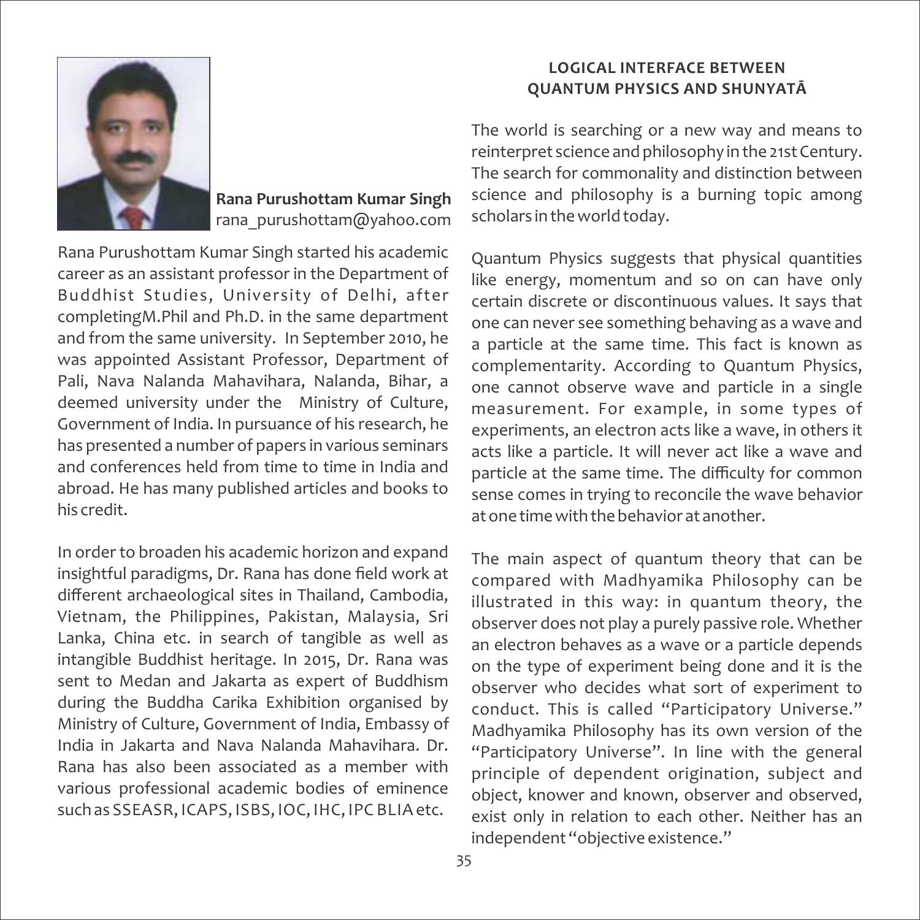**Rana Purushottam Kumar Singh**
rana_purushottam@yahoo.com

Rana Purushottam Kumar Singh started his academic career as an assistant professor in the Department of Buddhist Studies, University of Delhi, after completingM.Phil and Ph.D. in the same department and from the same university. In September 2010, he was appointed Assistant Professor, Department of Pali, Nava Nalanda Mahavihara, Nalanda, Bihar, a deemed university under the Ministry of Culture, Government of India. In pursuance of his research, he has presented a number of papers in various seminars and conferences held from time to time in India and abroad. He has many published articles and books to his credit.

In order to broaden his academic horizon and expand insightful paradigms, Dr. Rana has done field work at different archaeological sites in Thailand, Cambodia, Vietnam, the Philippines, Pakistan, Malaysia, Sri Lanka, China etc. in search of tangible as well as intangible Buddhist heritage. In 2015, Dr. Rana was sent to Medan and Jakarta as expert of Buddhism during the Buddha Carika Exhibition organised by Ministry of Culture, Government of India, Embassy of India in Jakarta and Nava Nalanda Mahavihara. Dr. Rana has also been associated as a member with various professional academic bodies of eminence such as SSEASR, ICAPS, ISBS, IOC, IHC, IPC BLIA etc.

## LOGICAL INTERFACE BETWEEN QUANTUM PHYSICS AND SHUNYATĀ

The world is searching or a new way and means to reinterpret science and philosophy in the 21st Century. The search for commonality and distinction between science and philosophy is a burning topic among scholars in the world today.

Quantum Physics suggests that physical quantities like energy, momentum and so on can have only certain discrete or discontinuous values. It says that one can never see something behaving as a wave and a particle at the same time. This fact is known as complementarity. According to Quantum Physics, one cannot observe wave and particle in a single measurement. For example, in some types of experiments, an electron acts like a wave, in others it acts like a particle. It will never act like a wave and particle at the same time. The difficulty for common sense comes in trying to reconcile the wave behavior at one time with the behavior at another.

The main aspect of quantum theory that can be compared with Madhyamika Philosophy can be illustrated in this way: in quantum theory, the observer does not play a purely passive role. Whether an electron behaves as a wave or a particle depends on the type of experiment being done and it is the observer who decides what sort of experiment to conduct. This is called "Participatory Universe." Madhyamika Philosophy has its own version of the "Participatory Universe". In line with the general principle of dependent origination, subject and object, knower and known, observer and observed, exist only in relation to each other. Neither has an independent "objective existence."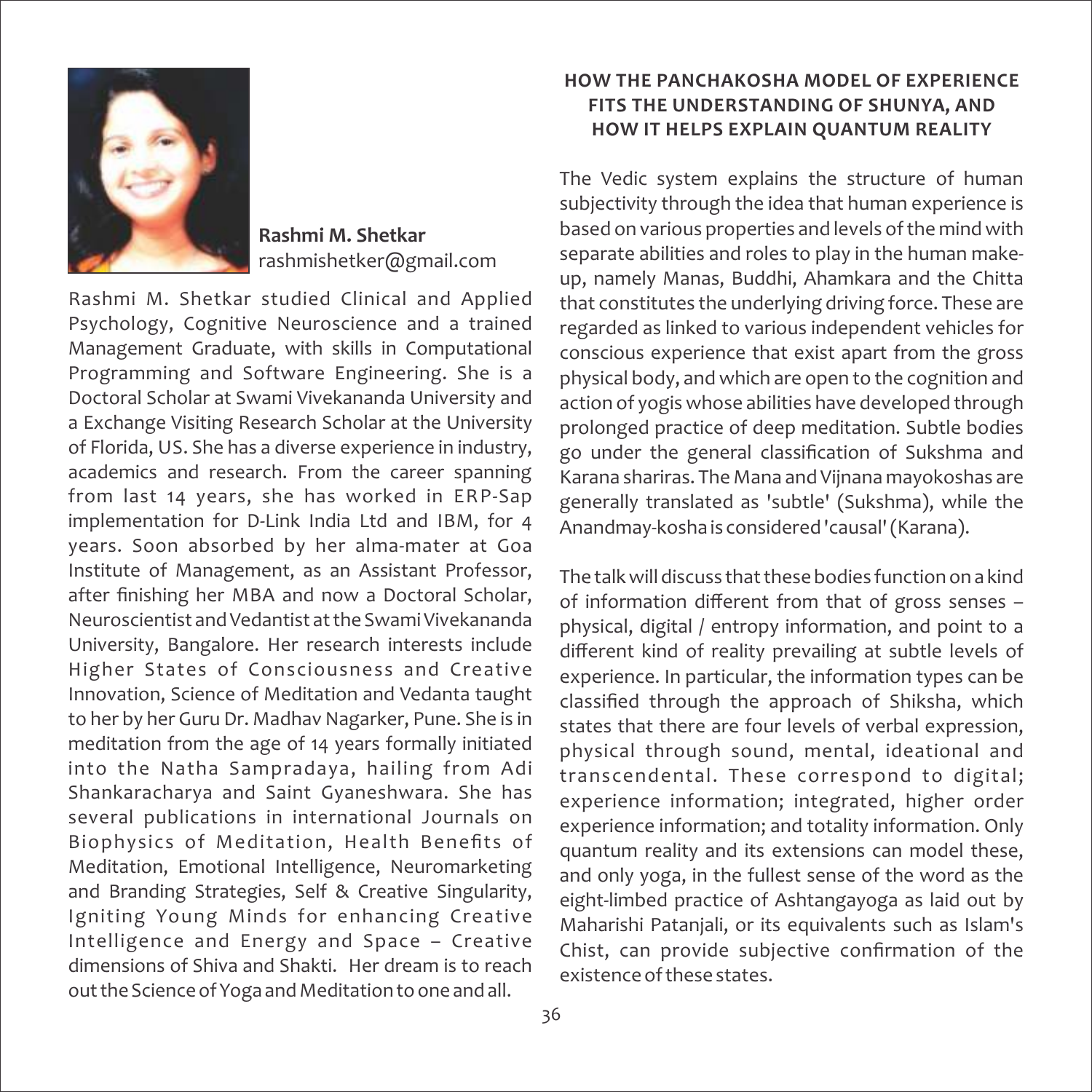**Rashmi M. Shetkar**
rashmishetker@gmail.com

Rashmi M. Shetkar studied Clinical and Applied Psychology, Cognitive Neuroscience and a trained Management Graduate, with skills in Computational Programming and Software Engineering. She is a Doctoral Scholar at Swami Vivekananda University and a Exchange Visiting Research Scholar at the University of Florida, US. She has a diverse experience in industry, academics and research. From the career spanning from last 14 years, she has worked in ERP-Sap implementation for D-Link India Ltd and IBM, for 4 years. Soon absorbed by her alma-mater at Goa Institute of Management, as an Assistant Professor, after finishing her MBA and now a Doctoral Scholar, Neuroscientist and Vedantist at the Swami Vivekananda University, Bangalore. Her research interests include Higher States of Consciousness and Creative Innovation, Science of Meditation and Vedanta taught to her by her Guru Dr. Madhav Nagarker, Pune. She is in meditation from the age of 14 years formally initiated into the Natha Sampradaya, hailing from Adi Shankaracharya and Saint Gyaneshwara. She has several publications in international Journals on Biophysics of Meditation, Health Benefits of Meditation, Emotional Intelligence, Neuromarketing and Branding Strategies, Self & Creative Singularity, Igniting Young Minds for enhancing Creative Intelligence and Energy and Space – Creative dimensions of Shiva and Shakti. Her dream is to reach out the Science of Yoga and Meditation to one and all.

## HOW THE PANCHAKOSHA MODEL OF EXPERIENCE FITS THE UNDERSTANDING OF SHUNYA, AND HOW IT HELPS EXPLAIN QUANTUM REALITY

The Vedic system explains the structure of human subjectivity through the idea that human experience is based on various properties and levels of the mind with separate abilities and roles to play in the human make-up, namely Manas, Buddhi, Ahamkara and the Chitta that constitutes the underlying driving force. These are regarded as linked to various independent vehicles for conscious experience that exist apart from the gross physical body, and which are open to the cognition and action of yogis whose abilities have developed through prolonged practice of deep meditation. Subtle bodies go under the general classification of Sukshma and Karana shariras. The Mana and Vijnana mayokoshas are generally translated as 'subtle' (Sukshma), while the Anandmay-kosha is considered 'causal' (Karana).

The talk will discuss that these bodies function on a kind of information different from that of gross senses – physical, digital / entropy information, and point to a different kind of reality prevailing at subtle levels of experience. In particular, the information types can be classified through the approach of Shiksha, which states that there are four levels of verbal expression, physical through sound, mental, ideational and transcendental. These correspond to digital; experience information; integrated, higher order experience information; and totality information. Only quantum reality and its extensions can model these, and only yoga, in the fullest sense of the word as the eight-limbed practice of Ashtangayoga as laid out by Maharishi Patanjali, or its equivalents such as Islam's Chist, can provide subjective confirmation of the existence of these states.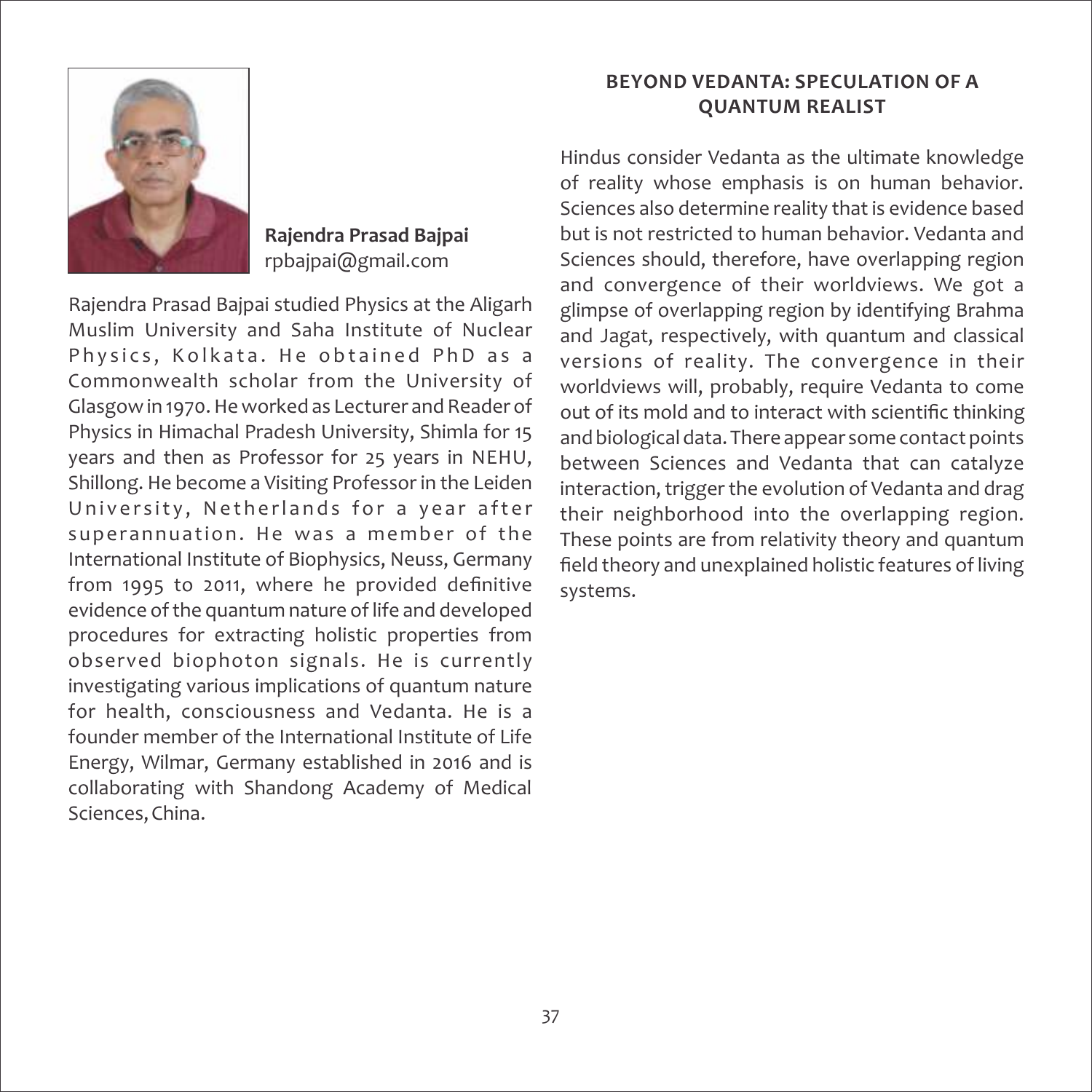**Rajendra Prasad Bajpai**
rpbajpai@gmail.com

Rajendra Prasad Bajpai studied Physics at the Aligarh Muslim University and Saha Institute of Nuclear Physics, Kolkata. He obtained PhD as a Commonwealth scholar from the University of Glasgow in 1970. He worked as Lecturer and Reader of Physics in Himachal Pradesh University, Shimla for 15 years and then as Professor for 25 years in NEHU, Shillong. He become a Visiting Professor in the Leiden University, Netherlands for a year after superannuation. He was a member of the International Institute of Biophysics, Neuss, Germany from 1995 to 2011, where he provided definitive evidence of the quantum nature of life and developed procedures for extracting holistic properties from observed biophoton signals. He is currently investigating various implications of quantum nature for health, consciousness and Vedanta. He is a founder member of the International Institute of Life Energy, Wilmar, Germany established in 2016 and is collaborating with Shandong Academy of Medical Sciences, China.

## BEYOND VEDANTA: SPECULATION OF A QUANTUM REALIST

Hindus consider Vedanta as the ultimate knowledge of reality whose emphasis is on human behavior. Sciences also determine reality that is evidence based but is not restricted to human behavior. Vedanta and Sciences should, therefore, have overlapping region and convergence of their worldviews. We got a glimpse of overlapping region by identifying Brahma and Jagat, respectively, with quantum and classical versions of reality. The convergence in their worldviews will, probably, require Vedanta to come out of its mold and to interact with scientific thinking and biological data. There appear some contact points between Sciences and Vedanta that can catalyze interaction, trigger the evolution of Vedanta and drag their neighborhood into the overlapping region. These points are from relativity theory and quantum field theory and unexplained holistic features of living systems.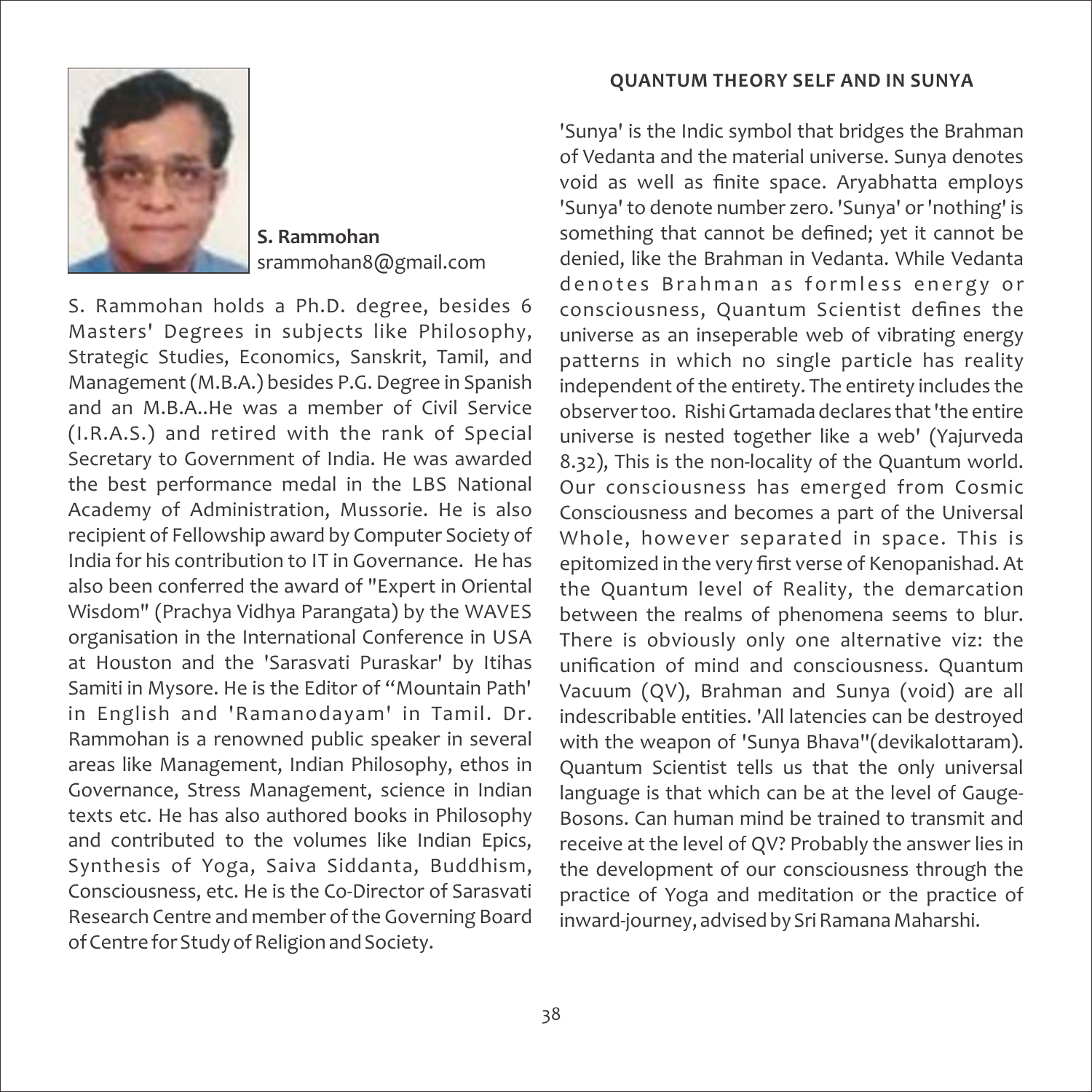**S. Rammohan**
srammohan8@gmail.com

S. Rammohan holds a Ph.D. degree, besides 6 Masters' Degrees in subjects like Philosophy, Strategic Studies, Economics, Sanskrit, Tamil, and Management (M.B.A.) besides P.G. Degree in Spanish and an M.B.A..He was a member of Civil Service (I.R.A.S.) and retired with the rank of Special Secretary to Government of India. He was awarded the best performance medal in the LBS National Academy of Administration, Mussorie. He is also recipient of Fellowship award by Computer Society of India for his contribution to IT in Governance. He has also been conferred the award of "Expert in Oriental Wisdom" (Prachya Vidhya Parangata) by the WAVES organisation in the International Conference in USA at Houston and the 'Sarasvati Puraskar' by Itihas Samiti in Mysore. He is the Editor of "Mountain Path' in English and 'Ramanodayam' in Tamil. Dr. Rammohan is a renowned public speaker in several areas like Management, Indian Philosophy, ethos in Governance, Stress Management, science in Indian texts etc. He has also authored books in Philosophy and contributed to the volumes like Indian Epics, Synthesis of Yoga, Saiva Siddanta, Buddhism, Consciousness, etc. He is the Co-Director of Sarasvati Research Centre and member of the Governing Board of Centre for Study of Religion and Society.

## QUANTUM THEORY SELF AND IN SUNYA

'Sunya' is the Indic symbol that bridges the Brahman of Vedanta and the material universe. Sunya denotes void as well as finite space. Aryabhatta employs 'Sunya' to denote number zero. 'Sunya' or 'nothing' is something that cannot be defined; yet it cannot be denied, like the Brahman in Vedanta. While Vedanta denotes Brahman as formless energy or consciousness, Quantum Scientist defines the universe as an inseperable web of vibrating energy patterns in which no single particle has reality independent of the entirety. The entirety includes the observer too. Rishi Grtamada declares that 'the entire universe is nested together like a web' (Yajurveda 8.32), This is the non-locality of the Quantum world. Our consciousness has emerged from Cosmic Consciousness and becomes a part of the Universal Whole, however separated in space. This is epitomized in the very first verse of Kenopanishad. At the Quantum level of Reality, the demarcation between the realms of phenomena seems to blur. There is obviously only one alternative viz: the unification of mind and consciousness. Quantum Vacuum (QV), Brahman and Sunya (void) are all indescribable entities. 'All latencies can be destroyed with the weapon of 'Sunya Bhava"(devikalottaram). Quantum Scientist tells us that the only universal language is that which can be at the level of Gauge-Bosons. Can human mind be trained to transmit and receive at the level of QV? Probably the answer lies in the development of our consciousness through the practice of Yoga and meditation or the practice of inward-journey, advised by Sri Ramana Maharshi.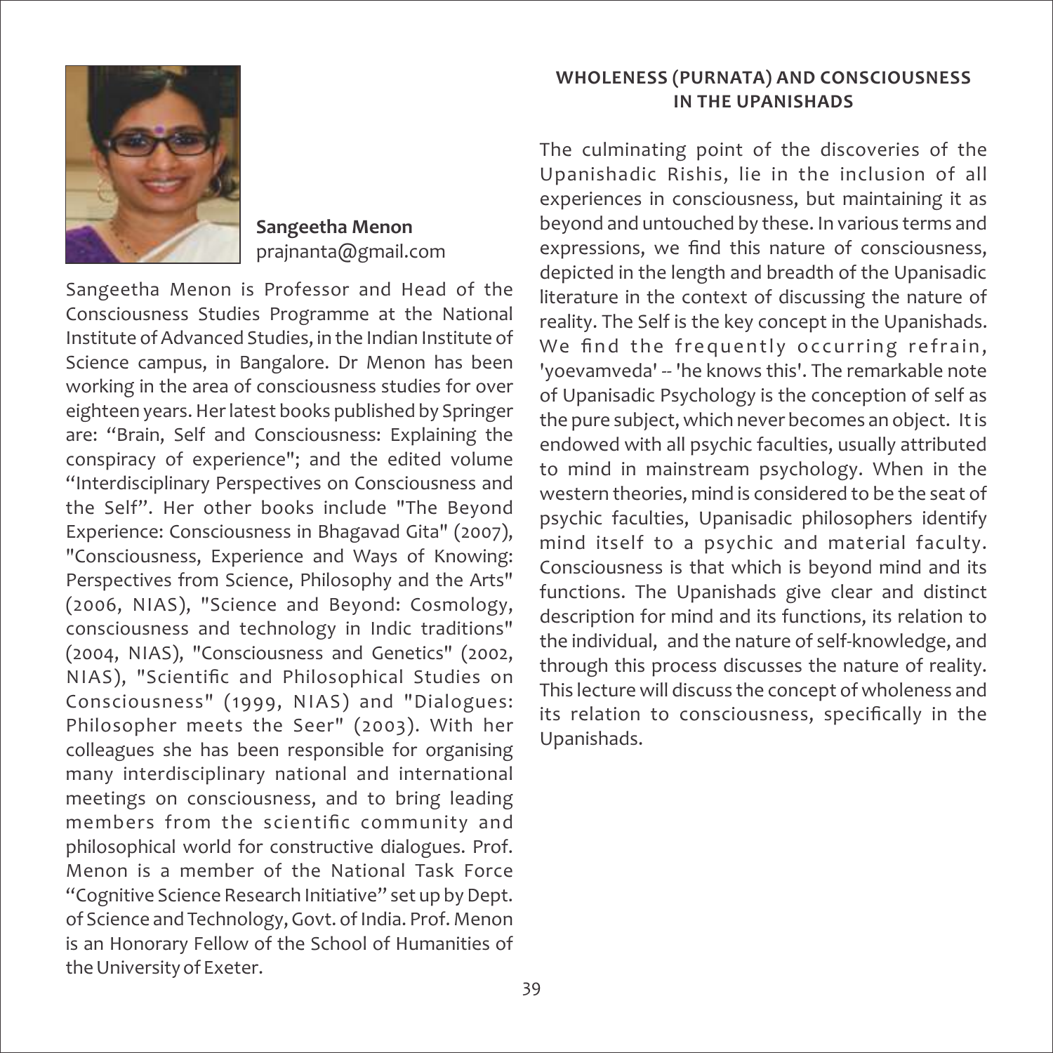**Sangeetha Menon**
prajnanta@gmail.com

Sangeetha Menon is Professor and Head of the Consciousness Studies Programme at the National Institute of Advanced Studies, in the Indian Institute of Science campus, in Bangalore. Dr Menon has been working in the area of consciousness studies for over eighteen years. Her latest books published by Springer are: "Brain, Self and Consciousness: Explaining the conspiracy of experience"; and the edited volume "Interdisciplinary Perspectives on Consciousness and the Self". Her other books include "The Beyond Experience: Consciousness in Bhagavad Gita" (2007), "Consciousness, Experience and Ways of Knowing: Perspectives from Science, Philosophy and the Arts" (2006, NIAS), "Science and Beyond: Cosmology, consciousness and technology in Indic traditions" (2004, NIAS), "Consciousness and Genetics" (2002, NIAS), "Scientific and Philosophical Studies on Consciousness" (1999, NIAS) and "Dialogues: Philosopher meets the Seer" (2003). With her colleagues she has been responsible for organising many interdisciplinary national and international meetings on consciousness, and to bring leading members from the scientific community and philosophical world for constructive dialogues. Prof. Menon is a member of the National Task Force "Cognitive Science Research Initiative" set up by Dept. of Science and Technology, Govt. of India. Prof. Menon is an Honorary Fellow of the School of Humanities of the University of Exeter.

## WHOLENESS (PURNATA) AND CONSCIOUSNESS IN THE UPANISHADS

The culminating point of the discoveries of the Upanishadic Rishis, lie in the inclusion of all experiences in consciousness, but maintaining it as beyond and untouched by these. In various terms and expressions, we find this nature of consciousness, depicted in the length and breadth of the Upanisadic literature in the context of discussing the nature of reality. The Self is the key concept in the Upanishads. We find the frequently occurring refrain, 'yoevamveda' -- 'he knows this'. The remarkable note of Upanisadic Psychology is the conception of self as the pure subject, which never becomes an object. It is endowed with all psychic faculties, usually attributed to mind in mainstream psychology. When in the western theories, mind is considered to be the seat of psychic faculties, Upanisadic philosophers identify mind itself to a psychic and material faculty. Consciousness is that which is beyond mind and its functions. The Upanishads give clear and distinct description for mind and its functions, its relation to the individual, and the nature of self-knowledge, and through this process discusses the nature of reality. This lecture will discuss the concept of wholeness and its relation to consciousness, specifically in the Upanishads.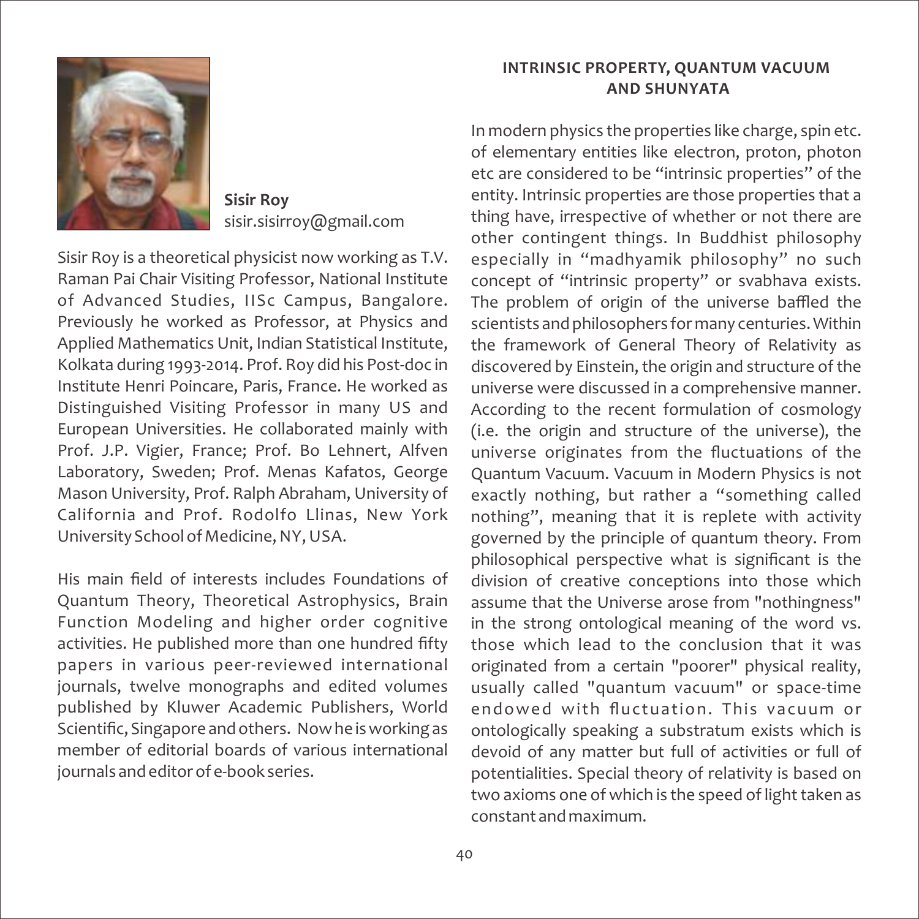**Sisir Roy**
sisir.sisirroy@gmail.com

Sisir Roy is a theoretical physicist now working as T.V. Raman Pai Chair Visiting Professor, National Institute of Advanced Studies, IISc Campus, Bangalore. Previously he worked as Professor, at Physics and Applied Mathematics Unit, Indian Statistical Institute, Kolkata during 1993-2014. Prof. Roy did his Post-doc in Institute Henri Poincare, Paris, France. He worked as Distinguished Visiting Professor in many US and European Universities. He collaborated mainly with Prof. J.P. Vigier, France; Prof. Bo Lehnert, Alfven Laboratory, Sweden; Prof. Menas Kafatos, George Mason University, Prof. Ralph Abraham, University of California and Prof. Rodolfo Llinas, New York University School of Medicine, NY, USA.

His main field of interests includes Foundations of Quantum Theory, Theoretical Astrophysics, Brain Function Modeling and higher order cognitive activities. He published more than one hundred fifty papers in various peer-reviewed international journals, twelve monographs and edited volumes published by Kluwer Academic Publishers, World Scientific, Singapore and others. Now he is working as member of editorial boards of various international journals and editor of e-book series.

## INTRINSIC PROPERTY, QUANTUM VACUUM AND SHUNYATA

In modern physics the properties like charge, spin etc. of elementary entities like electron, proton, photon etc are considered to be "intrinsic properties" of the entity. Intrinsic properties are those properties that a thing have, irrespective of whether or not there are other contingent things. In Buddhist philosophy especially in "madhyamik philosophy" no such concept of "intrinsic property" or svabhava exists. The problem of origin of the universe baffled the scientists and philosophers for many centuries. Within the framework of General Theory of Relativity as discovered by Einstein, the origin and structure of the universe were discussed in a comprehensive manner. According to the recent formulation of cosmology (i.e. the origin and structure of the universe), the universe originates from the fluctuations of the Quantum Vacuum. Vacuum in Modern Physics is not exactly nothing, but rather a "something called nothing", meaning that it is replete with activity governed by the principle of quantum theory. From philosophical perspective what is significant is the division of creative conceptions into those which assume that the Universe arose from "nothingness" in the strong ontological meaning of the word vs. those which lead to the conclusion that it was originated from a certain "poorer" physical reality, usually called "quantum vacuum" or space-time endowed with fluctuation. This vacuum or ontologically speaking a substratum exists which is devoid of any matter but full of activities or full of potentialities. Special theory of relativity is based on two axioms one of which is the speed of light taken as constant and maximum.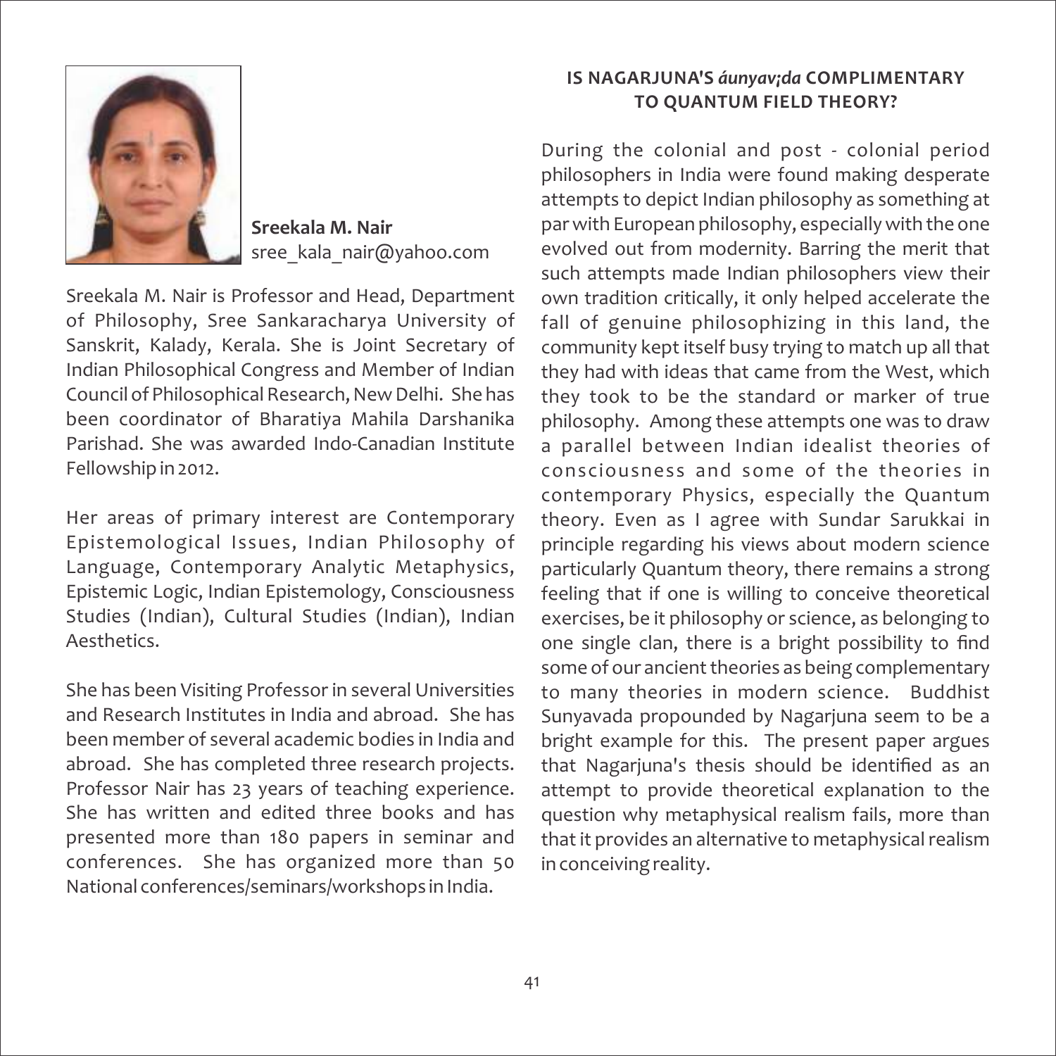**Sreekala M. Nair**
sree_kala_nair@yahoo.com

Sreekala M. Nair is Professor and Head, Department of Philosophy, Sree Sankaracharya University of Sanskrit, Kalady, Kerala. She is Joint Secretary of Indian Philosophical Congress and Member of Indian Council of Philosophical Research, New Delhi. She has been coordinator of Bharatiya Mahila Darshanika Parishad. She was awarded Indo-Canadian Institute Fellowship in 2012.

Her areas of primary interest are Contemporary Epistemological Issues, Indian Philosophy of Language, Contemporary Analytic Metaphysics, Epistemic Logic, Indian Epistemology, Consciousness Studies (Indian), Cultural Studies (Indian), Indian Aesthetics.

She has been Visiting Professor in several Universities and Research Institutes in India and abroad. She has been member of several academic bodies in India and abroad. She has completed three research projects. Professor Nair has 23 years of teaching experience. She has written and edited three books and has presented more than 180 papers in seminar and conferences. She has organized more than 50 National conferences/seminars/workshops in India.

## IS NAGARJUNA'S *áunyav¡da* COMPLIMENTARY TO QUANTUM FIELD THEORY?

During the colonial and post - colonial period philosophers in India were found making desperate attempts to depict Indian philosophy as something at par with European philosophy, especially with the one evolved out from modernity. Barring the merit that such attempts made Indian philosophers view their own tradition critically, it only helped accelerate the fall of genuine philosophizing in this land, the community kept itself busy trying to match up all that they had with ideas that came from the West, which they took to be the standard or marker of true philosophy. Among these attempts one was to draw a parallel between Indian idealist theories of consciousness and some of the theories in contemporary Physics, especially the Quantum theory. Even as I agree with Sundar Sarukkai in principle regarding his views about modern science particularly Quantum theory, there remains a strong feeling that if one is willing to conceive theoretical exercises, be it philosophy or science, as belonging to one single clan, there is a bright possibility to find some of our ancient theories as being complementary to many theories in modern science. Buddhist Sunyavada propounded by Nagarjuna seem to be a bright example for this. The present paper argues that Nagarjuna's thesis should be identified as an attempt to provide theoretical explanation to the question why metaphysical realism fails, more than that it provides an alternative to metaphysical realism in conceiving reality.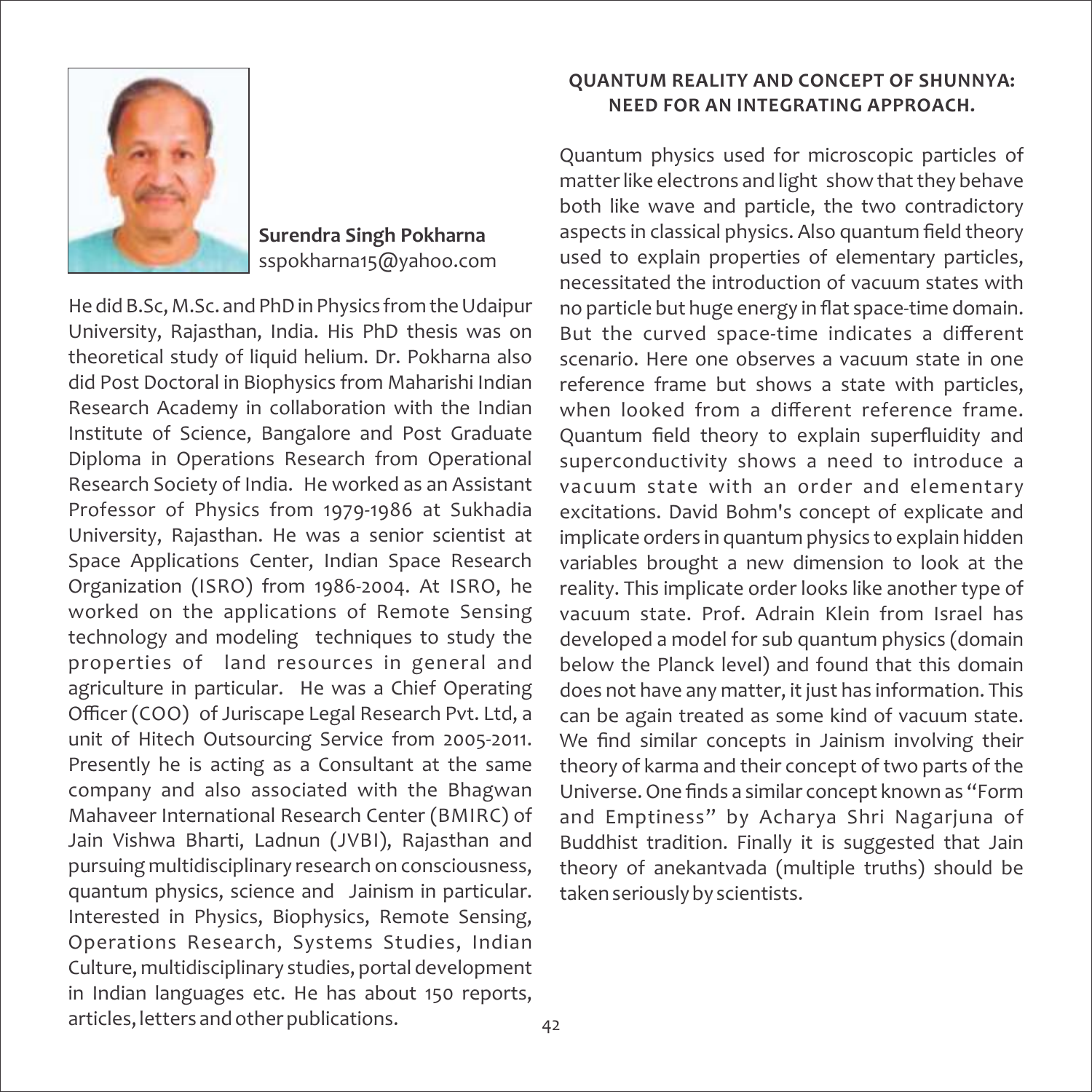**Surendra Singh Pokharna**
sspokharna15@yahoo.com

He did B.Sc, M.Sc. and PhD in Physics from the Udaipur University, Rajasthan, India. His PhD thesis was on theoretical study of liquid helium. Dr. Pokharna also did Post Doctoral in Biophysics from Maharishi Indian Research Academy in collaboration with the Indian Institute of Science, Bangalore and Post Graduate Diploma in Operations Research from Operational Research Society of India. He worked as an Assistant Professor of Physics from 1979-1986 at Sukhadia University, Rajasthan. He was a senior scientist at Space Applications Center, Indian Space Research Organization (ISRO) from 1986-2004. At ISRO, he worked on the applications of Remote Sensing technology and modeling techniques to study the properties of land resources in general and agriculture in particular. He was a Chief Operating Officer (COO) of Juriscape Legal Research Pvt. Ltd, a unit of Hitech Outsourcing Service from 2005-2011. Presently he is acting as a Consultant at the same company and also associated with the Bhagwan Mahaveer International Research Center (BMIRC) of Jain Vishwa Bharti, Ladnun (JVBI), Rajasthan and pursuing multidisciplinary research on consciousness, quantum physics, science and Jainism in particular. Interested in Physics, Biophysics, Remote Sensing, Operations Research, Systems Studies, Indian Culture, multidisciplinary studies, portal development in Indian languages etc. He has about 150 reports, articles, letters and other publications.

## QUANTUM REALITY AND CONCEPT OF SHUNNYA: NEED FOR AN INTEGRATING APPROACH.

Quantum physics used for microscopic particles of matter like electrons and light show that they behave both like wave and particle, the two contradictory aspects in classical physics. Also quantum field theory used to explain properties of elementary particles, necessitated the introduction of vacuum states with no particle but huge energy in flat space-time domain. But the curved space-time indicates a different scenario. Here one observes a vacuum state in one reference frame but shows a state with particles, when looked from a different reference frame. Quantum field theory to explain superfluidity and superconductivity shows a need to introduce a vacuum state with an order and elementary excitations. David Bohm's concept of explicate and implicate orders in quantum physics to explain hidden variables brought a new dimension to look at the reality. This implicate order looks like another type of vacuum state. Prof. Adrain Klein from Israel has developed a model for sub quantum physics (domain below the Planck level) and found that this domain does not have any matter, it just has information. This can be again treated as some kind of vacuum state. We find similar concepts in Jainism involving their theory of karma and their concept of two parts of the Universe. One finds a similar concept known as "Form and Emptiness" by Acharya Shri Nagarjuna of Buddhist tradition. Finally it is suggested that Jain theory of anekantvada (multiple truths) should be taken seriously by scientists.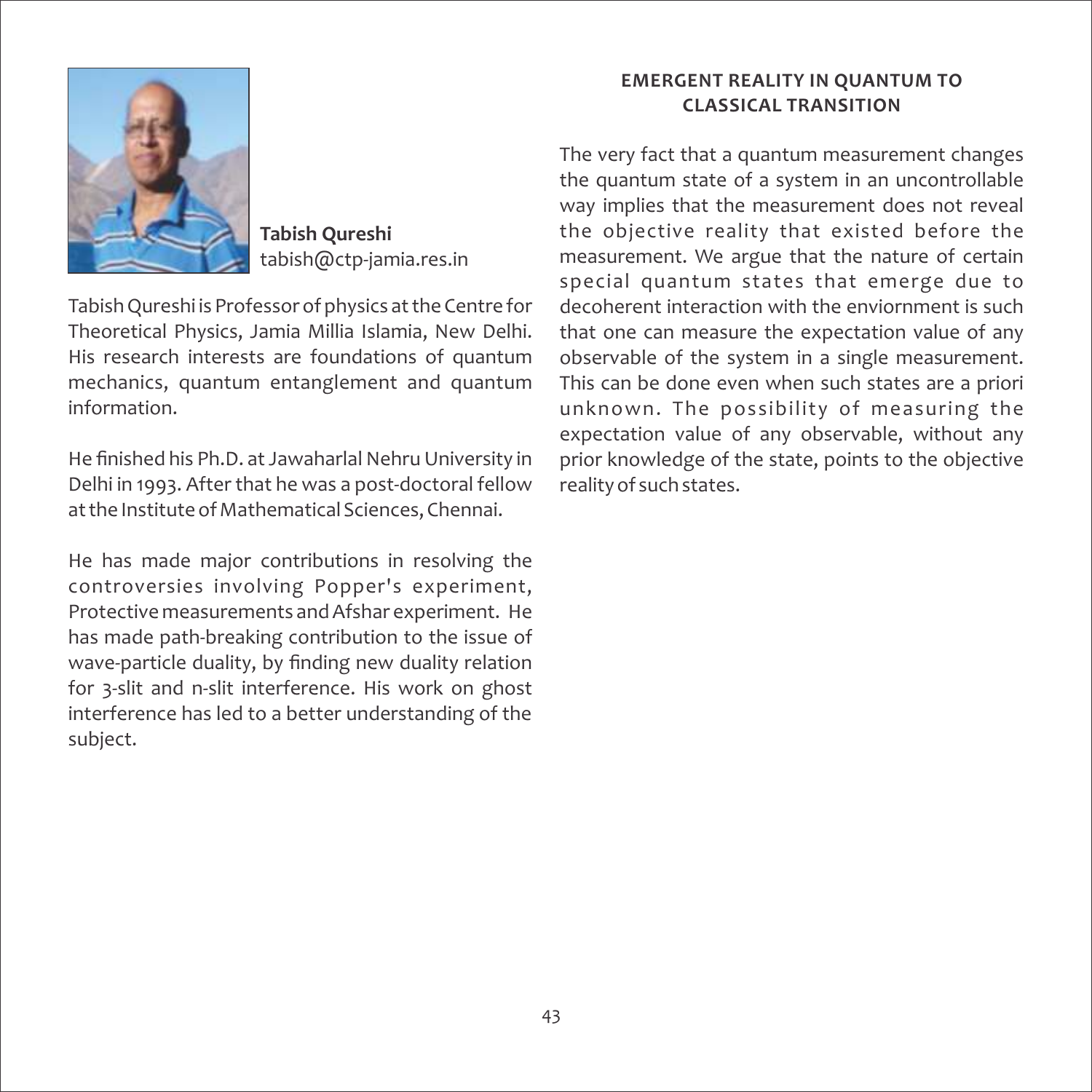**Tabish Qureshi**
tabish@ctp-jamia.res.in

Tabish Qureshi is Professor of physics at the Centre for Theoretical Physics, Jamia Millia Islamia, New Delhi. His research interests are foundations of quantum mechanics, quantum entanglement and quantum information.

He finished his Ph.D. at Jawaharlal Nehru University in Delhi in 1993. After that he was a post-doctoral fellow at the Institute of Mathematical Sciences, Chennai.

He has made major contributions in resolving the controversies involving Popper's experiment, Protective measurements and Afshar experiment. He has made path-breaking contribution to the issue of wave-particle duality, by finding new duality relation for 3-slit and n-slit interference. His work on ghost interference has led to a better understanding of the subject.

## EMERGENT REALITY IN QUANTUM TO CLASSICAL TRANSITION

The very fact that a quantum measurement changes the quantum state of a system in an uncontrollable way implies that the measurement does not reveal the objective reality that existed before the measurement. We argue that the nature of certain special quantum states that emerge due to decoherent interaction with the enviornment is such that one can measure the expectation value of any observable of the system in a single measurement. This can be done even when such states are a priori unknown. The possibility of measuring the expectation value of any observable, without any prior knowledge of the state, points to the objective reality of such states.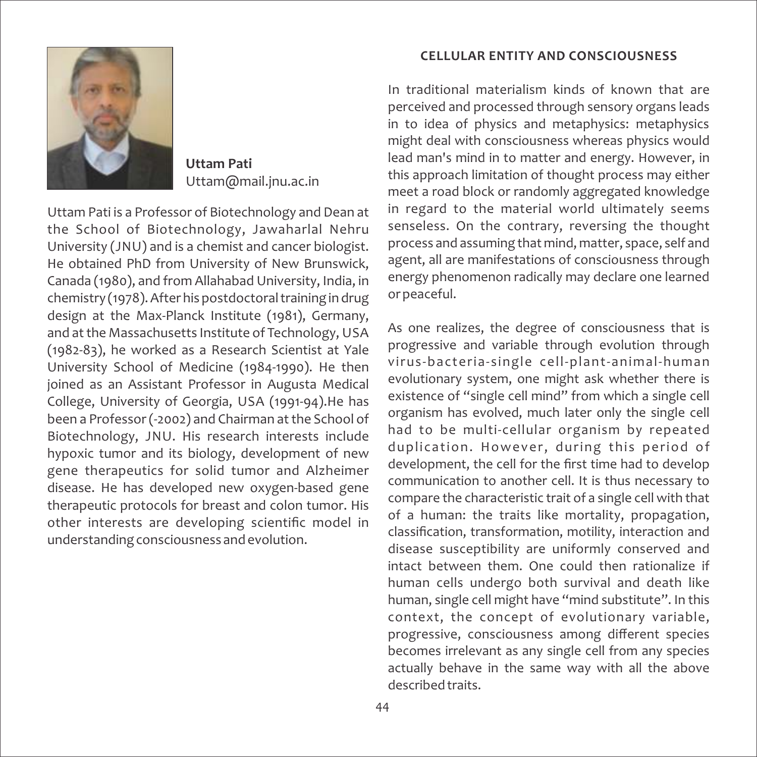**Uttam Pati**
Uttam@mail.jnu.ac.in

Uttam Pati is a Professor of Biotechnology and Dean at the School of Biotechnology, Jawaharlal Nehru University (JNU) and is a chemist and cancer biologist. He obtained PhD from University of New Brunswick, Canada (1980), and from Allahabad University, India, in chemistry (1978). After his postdoctoral training in drug design at the Max-Planck Institute (1981), Germany, and at the Massachusetts Institute of Technology, USA (1982-83), he worked as a Research Scientist at Yale University School of Medicine (1984-1990). He then joined as an Assistant Professor in Augusta Medical College, University of Georgia, USA (1991-94).He has been a Professor (-2002) and Chairman at the School of Biotechnology, JNU. His research interests include hypoxic tumor and its biology, development of new gene therapeutics for solid tumor and Alzheimer disease. He has developed new oxygen-based gene therapeutic protocols for breast and colon tumor. His other interests are developing scientific model in understanding consciousness and evolution.

## CELLULAR ENTITY AND CONSCIOUSNESS

In traditional materialism kinds of known that are perceived and processed through sensory organs leads in to idea of physics and metaphysics: metaphysics might deal with consciousness whereas physics would lead man's mind in to matter and energy. However, in this approach limitation of thought process may either meet a road block or randomly aggregated knowledge in regard to the material world ultimately seems senseless. On the contrary, reversing the thought process and assuming that mind, matter, space, self and agent, all are manifestations of consciousness through energy phenomenon radically may declare one learned or peaceful.

As one realizes, the degree of consciousness that is progressive and variable through evolution through virus-bacteria-single cell-plant-animal-human evolutionary system, one might ask whether there is existence of "single cell mind" from which a single cell organism has evolved, much later only the single cell had to be multi-cellular organism by repeated duplication. However, during this period of development, the cell for the first time had to develop communication to another cell. It is thus necessary to compare the characteristic trait of a single cell with that of a human: the traits like mortality, propagation, classification, transformation, motility, interaction and disease susceptibility are uniformly conserved and intact between them. One could then rationalize if human cells undergo both survival and death like human, single cell might have "mind substitute". In this context, the concept of evolutionary variable, progressive, consciousness among different species becomes irrelevant as any single cell from any species actually behave in the same way with all the above described traits.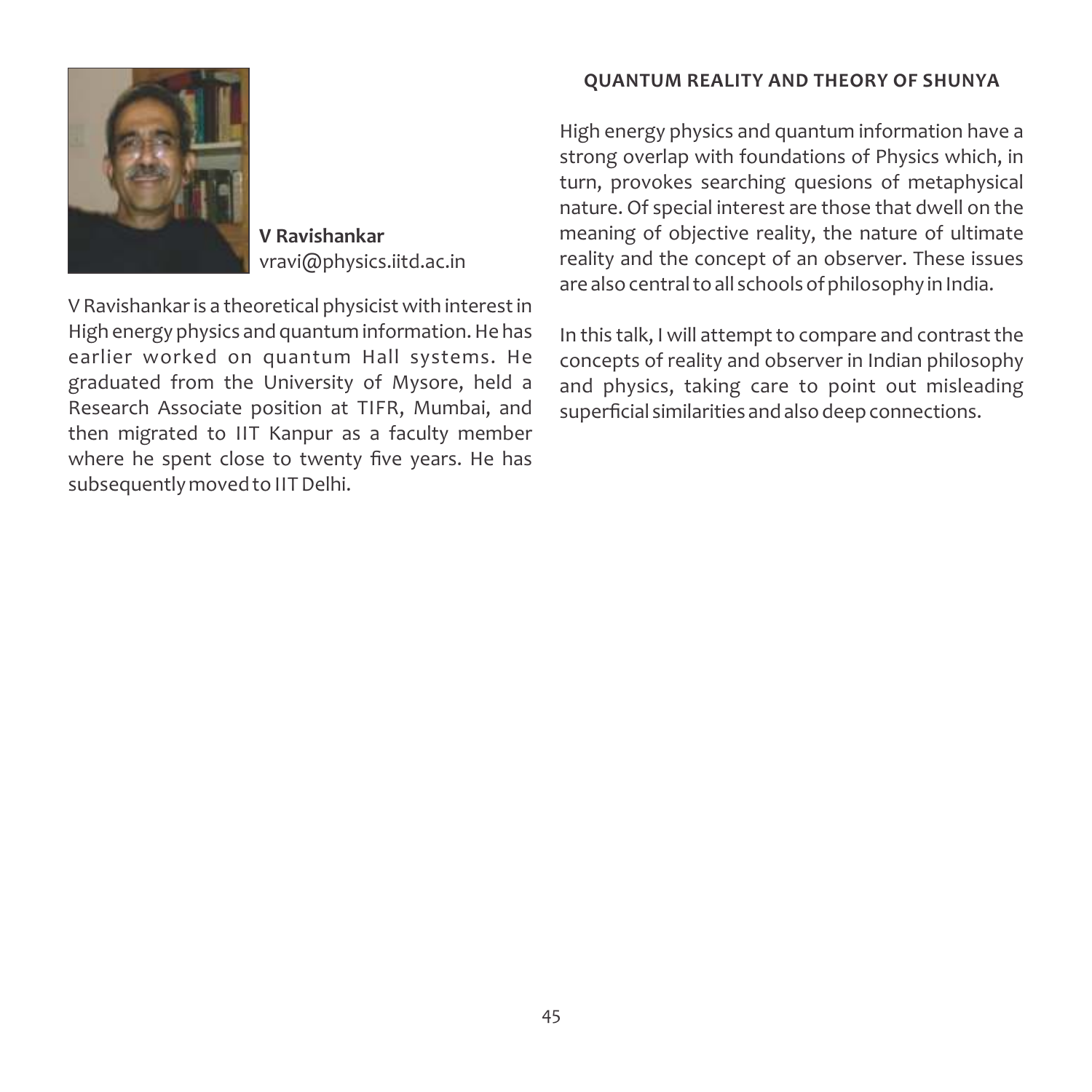**V Ravishankar**
vravi@physics.iitd.ac.in

V Ravishankar is a theoretical physicist with interest in High energy physics and quantum information. He has earlier worked on quantum Hall systems. He graduated from the University of Mysore, held a Research Associate position at TIFR, Mumbai, and then migrated to IIT Kanpur as a faculty member where he spent close to twenty five years. He has subsequently moved to IIT Delhi.

## QUANTUM REALITY AND THEORY OF SHUNYA

High energy physics and quantum information have a strong overlap with foundations of Physics which, in turn, provokes searching quesions of metaphysical nature. Of special interest are those that dwell on the meaning of objective reality, the nature of ultimate reality and the concept of an observer. These issues are also central to all schools of philosophy in India.

In this talk, I will attempt to compare and contrast the concepts of reality and observer in Indian philosophy and physics, taking care to point out misleading superficial similarities and also deep connections.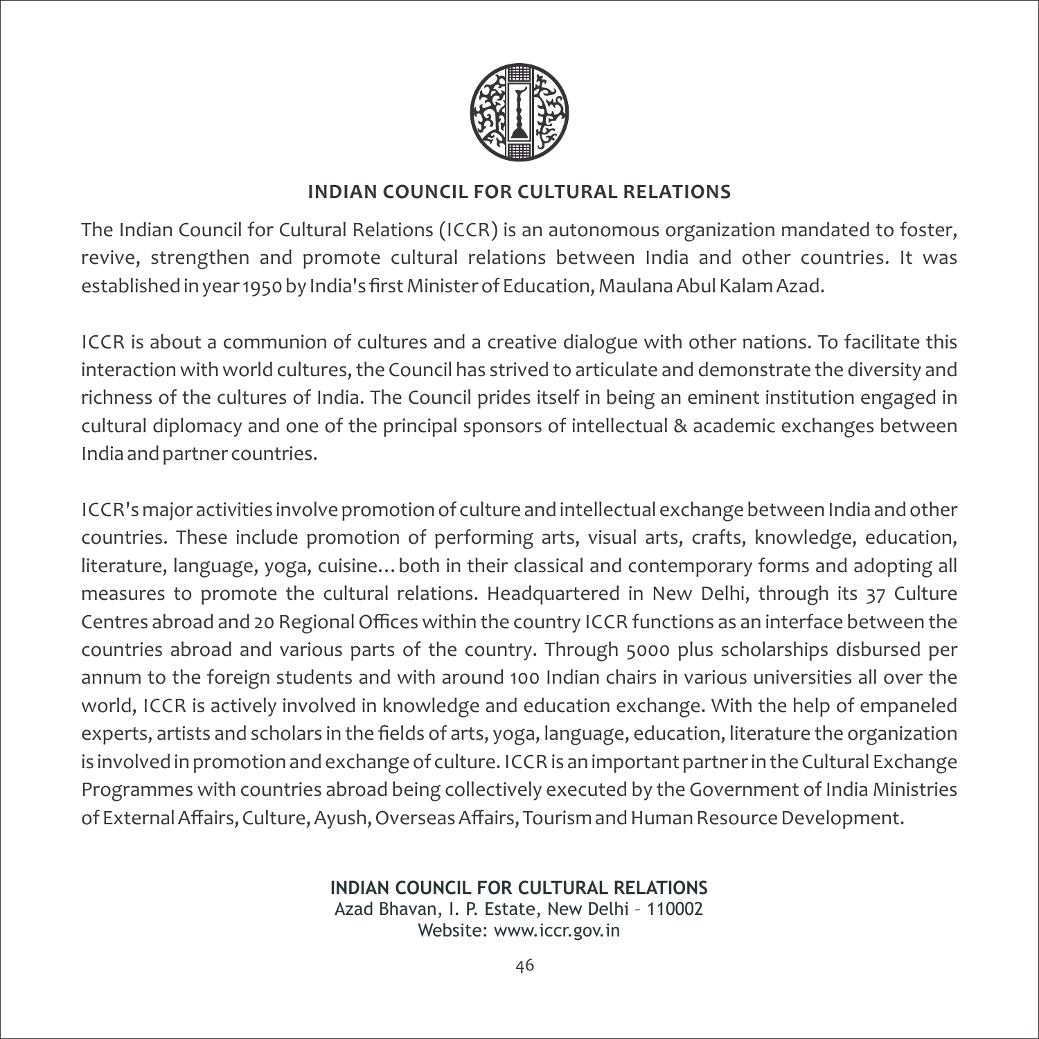## INDIAN COUNCIL FOR CULTURAL RELATIONS

The Indian Council for Cultural Relations (ICCR) is an autonomous organization mandated to foster, revive, strengthen and promote cultural relations between India and other countries. It was established in year 1950 by India's first Minister of Education, Maulana Abul Kalam Azad.

ICCR is about a communion of cultures and a creative dialogue with other nations. To facilitate this interaction with world cultures, the Council has strived to articulate and demonstrate the diversity and richness of the cultures of India. The Council prides itself in being an eminent institution engaged in cultural diplomacy and one of the principal sponsors of intellectual & academic exchanges between India and partner countries.

ICCR's major activities involve promotion of culture and intellectual exchange between India and other countries. These include promotion of performing arts, visual arts, crafts, knowledge, education, literature, language, yoga, cuisine… both in their classical and contemporary forms and adopting all measures to promote the cultural relations. Headquartered in New Delhi, through its 37 Culture Centres abroad and 20 Regional Offices within the country ICCR functions as an interface between the countries abroad and various parts of the country. Through 5000 plus scholarships disbursed per annum to the foreign students and with around 100 Indian chairs in various universities all over the world, ICCR is actively involved in knowledge and education exchange. With the help of empaneled experts, artists and scholars in the fields of arts, yoga, language, education, literature the organization is involved in promotion and exchange of culture. ICCR is an important partner in the Cultural Exchange Programmes with countries abroad being collectively executed by the Government of India Ministries of External Affairs, Culture, Ayush, Overseas Affairs, Tourism and Human Resource Development.

**INDIAN COUNCIL FOR CULTURAL RELATIONS**
Azad Bhavan, I. P. Estate, New Delhi – 110002
Website: www.iccr.gov.in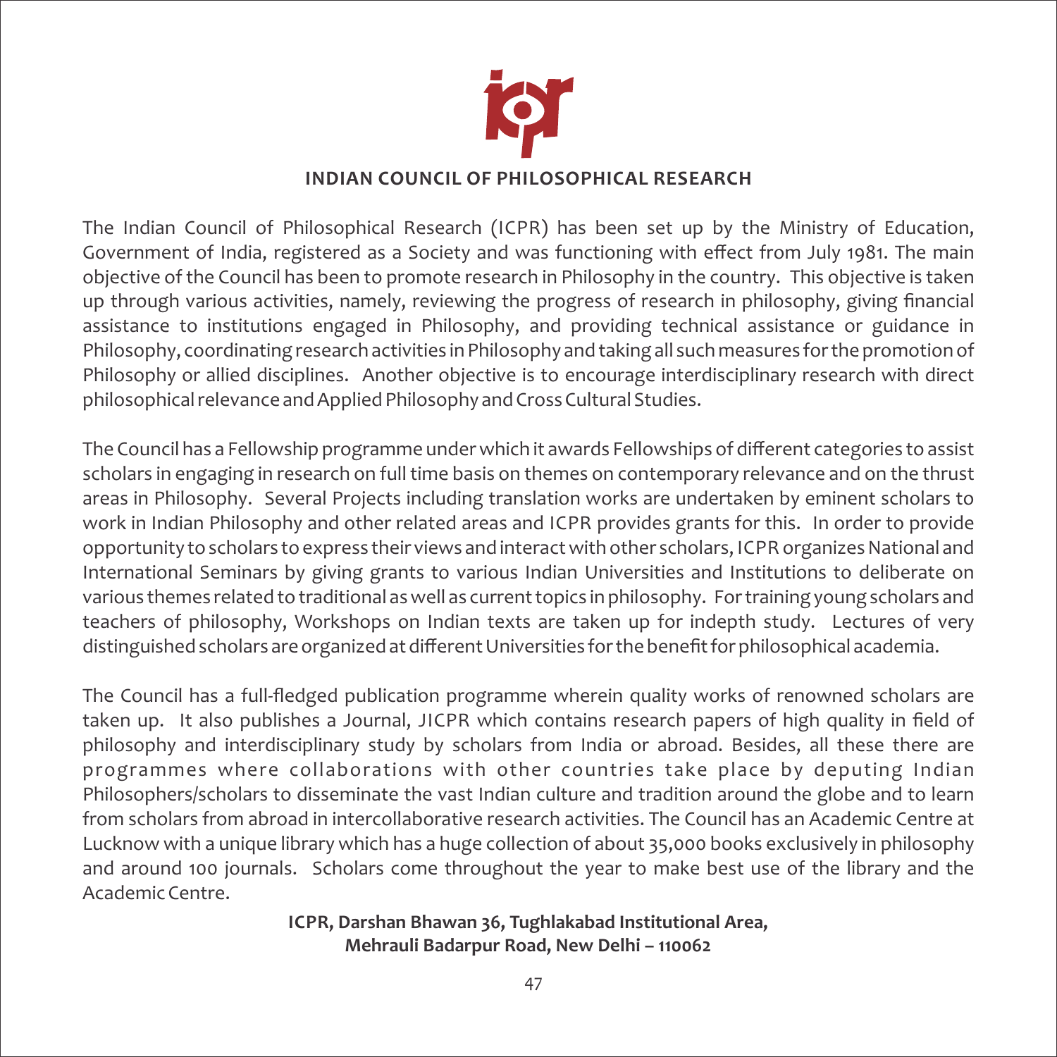# INDIAN COUNCIL OF PHILOSOPHICAL RESEARCH

The Indian Council of Philosophical Research (ICPR) has been set up by the Ministry of Education, Government of India, registered as a Society and was functioning with effect from July 1981. The main objective of the Council has been to promote research in Philosophy in the country. This objective is taken up through various activities, namely, reviewing the progress of research in philosophy, giving financial assistance to institutions engaged in Philosophy, and providing technical assistance or guidance in Philosophy, coordinating research activities in Philosophy and taking all such measures for the promotion of Philosophy or allied disciplines. Another objective is to encourage interdisciplinary research with direct philosophical relevance and Applied Philosophy and Cross Cultural Studies.

The Council has a Fellowship programme under which it awards Fellowships of different categories to assist scholars in engaging in research on full time basis on themes on contemporary relevance and on the thrust areas in Philosophy. Several Projects including translation works are undertaken by eminent scholars to work in Indian Philosophy and other related areas and ICPR provides grants for this. In order to provide opportunity to scholars to express their views and interact with other scholars, ICPR organizes National and International Seminars by giving grants to various Indian Universities and Institutions to deliberate on various themes related to traditional as well as current topics in philosophy. For training young scholars and teachers of philosophy, Workshops on Indian texts are taken up for indepth study. Lectures of very distinguished scholars are organized at different Universities for the benefit for philosophical academia.

The Council has a full-fledged publication programme wherein quality works of renowned scholars are taken up. It also publishes a Journal, JICPR which contains research papers of high quality in field of philosophy and interdisciplinary study by scholars from India or abroad. Besides, all these there are programmes where collaborations with other countries take place by deputing Indian Philosophers/scholars to disseminate the vast Indian culture and tradition around the globe and to learn from scholars from abroad in intercollaborative research activities. The Council has an Academic Centre at Lucknow with a unique library which has a huge collection of about 35,000 books exclusively in philosophy and around 100 journals. Scholars come throughout the year to make best use of the library and the Academic Centre.

**ICPR, Darshan Bhawan 36, Tughlakabad Institutional Area,**
**Mehrauli Badarpur Road, New Delhi – 110062**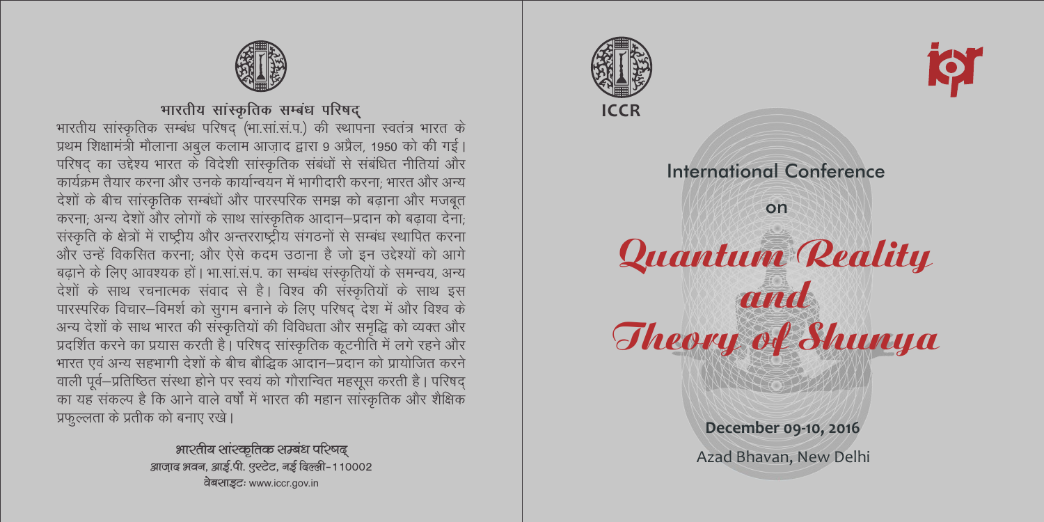## भारतीय सांस्कृतिक सम्बंध परिषद्

भारतीय सांस्कृतिक सम्बंध परिषद् (भा.सां.सं.प.) की स्थापना स्वतंत्र भारत के प्रथम शिक्षामंत्री मौलाना अबुल कलाम आज़ाद द्वारा 9 अप्रैल, 1950 को की गई। परिषद् का उद्देश्य भारत के विदेशी सांस्कृतिक संबंधों से संबंधित नीतियां और कार्यक्रम तैयार करना और उनके कार्यान्वयन में भागीदारी करना; भारत और अन्य देशों के बीच सांस्कृतिक सम्बंधों और पारस्परिक समझ को बढ़ाना और मजबूत करना; अन्य देशों और लोगों के साथ सांस्कृतिक आदान–प्रदान को बढ़ावा देना; संस्कृति के क्षेत्रों में राष्ट्रीय और अन्तरराष्ट्रीय संगठनों से सम्बंध स्थापित करना और उन्हें विकसित करना; और ऐसे कदम उठाना है जो इन उद्देश्यों को आगे बढ़ाने के लिए आवश्यक हों। भा.सां.सं.प. का सम्बंध संस्कृतियों के समन्वय, अन्य देशों के साथ रचनात्मक संवाद से है। विश्व की संस्कृतियों के साथ इस पारस्परिक विचार–विमर्श को सुगम बनाने के लिए परिषद् देश में और विश्व के अन्य देशों के साथ भारत की संस्कृतियों की विविधता और समृद्धि को व्यक्त और प्रदर्शित करने का प्रयास करती है। परिषद् सांस्कृतिक कूटनीति में लगे रहने और भारत एवं अन्य सहभागी देशों के बीच बौद्धिक आदान–प्रदान को प्रायोजित करने वाली पूर्व–प्रतिष्ठित संस्था होने पर स्वयं को गौरान्वित महसूस करती है। परिषद् का यह संकल्प है कि आने वाले वर्षों में भारत की महान सांस्कृतिक और शैक्षिक प्रफुल्लता के प्रतीक को बनाए रखे।

*भारतीय सांस्कृतिक सम्बंध परिषद्*
*आज़ाद भवन, आई.पी. एस्टेट, नई दिल्ली-110002*
*वेबसाइटः* www.iccr.gov.in

ICCR

International Conference

on

# *Quantum Reality and Theory of Shunya*

**December 09-10, 2016**

Azad Bhavan, New Delhi